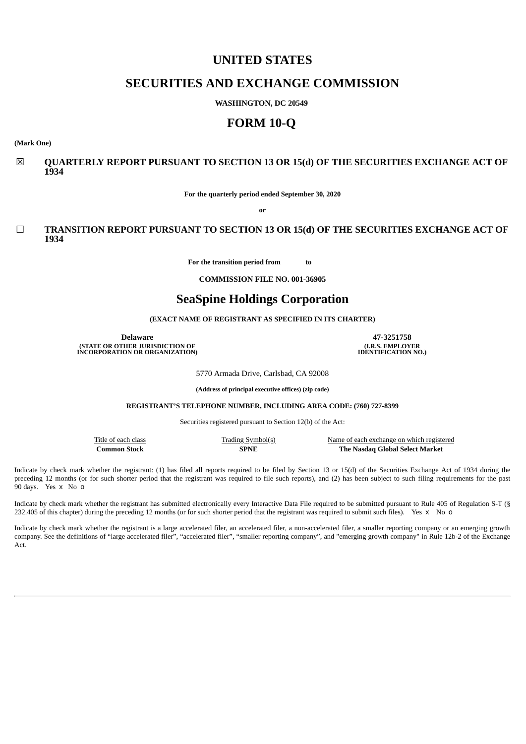# UNITED STATES

# SECURITIES AND EXCHANGE COMMISSION

**WASHINGTON, DC 20549**

# FORM 10-Q

**(Mark One)**

☒ **QUARTERLY REPORT PURSUANT TO SECTION 13 OR 15(d) OF THE SECURITIES EXCHANGE ACT OF 1934**

**For the quarterly period ended September 30, 2020**

**or**

☐ **TRANSITION REPORT PURSUANT TO SECTION 13 OR 15(d) OF THE SECURITIES EXCHANGE ACT OF 1934**

**For the transition period from to**

**COMMISSION FILE NO. 001-36905**

# SeaSpine Holdings Corporation

**(EXACT NAME OF REGISTRANT AS SPECIFIED IN ITS CHARTER)**

| **Delaware** | **47-3251758** |
| --- | --- |
| **(STATE OR OTHER JURISDICTION OF INCORPORATION OR ORGANIZATION)** | **(I.R.S. EMPLOYER IDENTIFICATION NO.)** |

5770 Armada Drive, Carlsbad, CA 92008

**(Address of principal executive offices) (zip code)**

**REGISTRANT'S TELEPHONE NUMBER, INCLUDING AREA CODE: (760) 727-8399**

Securities registered pursuant to Section 12(b) of the Act:

| Title of each class | Trading Symbol(s) | Name of each exchange on which registered |
| --- | --- | --- |
| **Common Stock** | **SPNE** | **The Nasdaq Global Select Market** |

Indicate by check mark whether the registrant: (1) has filed all reports required to be filed by Section 13 or 15(d) of the Securities Exchange Act of 1934 during the preceding 12 months (or for such shorter period that the registrant was required to file such reports), and (2) has been subject to such filing requirements for the past 90 days. Yes x No o

Indicate by check mark whether the registrant has submitted electronically every Interactive Data File required to be submitted pursuant to Rule 405 of Regulation S-T (§ 232.405 of this chapter) during the preceding 12 months (or for such shorter period that the registrant was required to submit such files). Yes x No o

Indicate by check mark whether the registrant is a large accelerated filer, an accelerated filer, a non-accelerated filer, a smaller reporting company or an emerging growth company. See the definitions of "large accelerated filer", "accelerated filer", "smaller reporting company", and "emerging growth company" in Rule 12b-2 of the Exchange Act.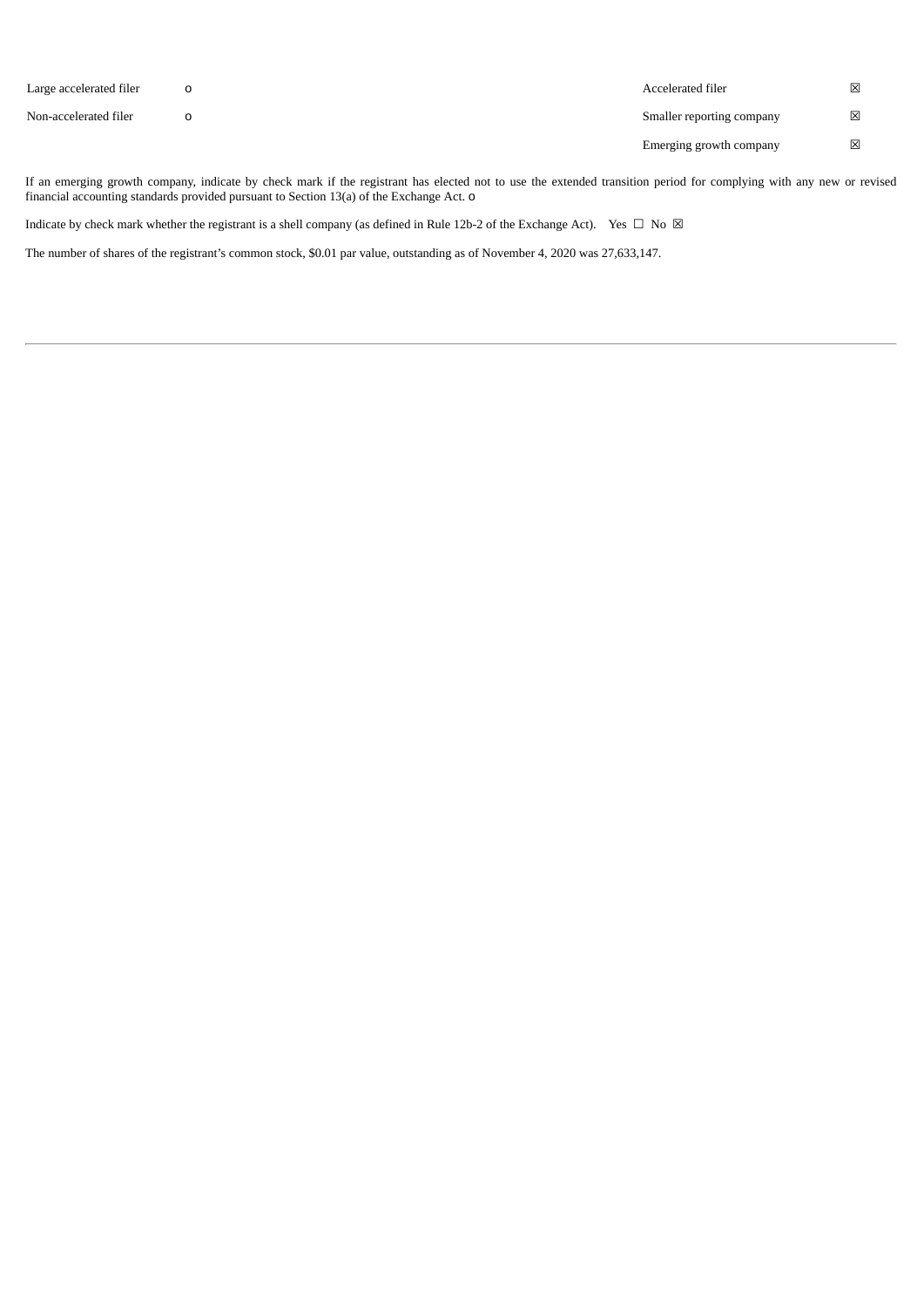| Large accelerated filer | o | Accelerated filer | ☒ |
| --- | --- | --- | --- |
| Non-accelerated filer | o | Smaller reporting company | ☒ |
| | | Emerging growth company | ☒ |

If an emerging growth company, indicate by check mark if the registrant has elected not to use the extended transition period for complying with any new or revised financial accounting standards provided pursuant to Section 13(a) of the Exchange Act. o

Indicate by check mark whether the registrant is a shell company (as defined in Rule 12b-2 of the Exchange Act). Yes ☐ No ☒

The number of shares of the registrant's common stock, $0.01 par value, outstanding as of November 4, 2020 was 27,633,147.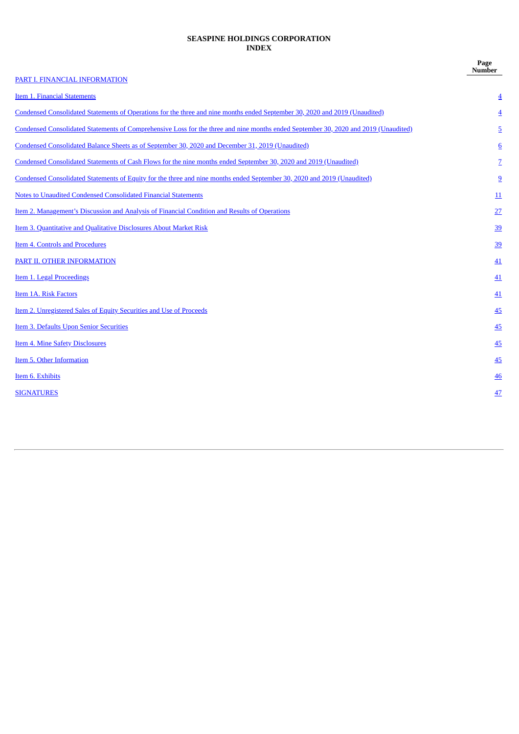**SEASPINE HOLDINGS CORPORATION**
**INDEX**

| | Page Number |
|---|---|
| PART I. FINANCIAL INFORMATION | |
| Item 1. Financial Statements | 4 |
| Condensed Consolidated Statements of Operations for the three and nine months ended September 30, 2020 and 2019 (Unaudited) | 4 |
| Condensed Consolidated Statements of Comprehensive Loss for the three and nine months ended September 30, 2020 and 2019 (Unaudited) | 5 |
| Condensed Consolidated Balance Sheets as of September 30, 2020 and December 31, 2019 (Unaudited) | 6 |
| Condensed Consolidated Statements of Cash Flows for the nine months ended September 30, 2020 and 2019 (Unaudited) | 7 |
| Condensed Consolidated Statements of Equity for the three and nine months ended September 30, 2020 and 2019 (Unaudited) | 9 |
| Notes to Unaudited Condensed Consolidated Financial Statements | 11 |
| Item 2. Management's Discussion and Analysis of Financial Condition and Results of Operations | 27 |
| Item 3. Quantitative and Qualitative Disclosures About Market Risk | 39 |
| Item 4. Controls and Procedures | 39 |
| PART II. OTHER INFORMATION | 41 |
| Item 1. Legal Proceedings | 41 |
| Item 1A. Risk Factors | 41 |
| Item 2. Unregistered Sales of Equity Securities and Use of Proceeds | 45 |
| Item 3. Defaults Upon Senior Securities | 45 |
| Item 4. Mine Safety Disclosures | 45 |
| Item 5. Other Information | 45 |
| Item 6. Exhibits | 46 |
| SIGNATURES | 47 |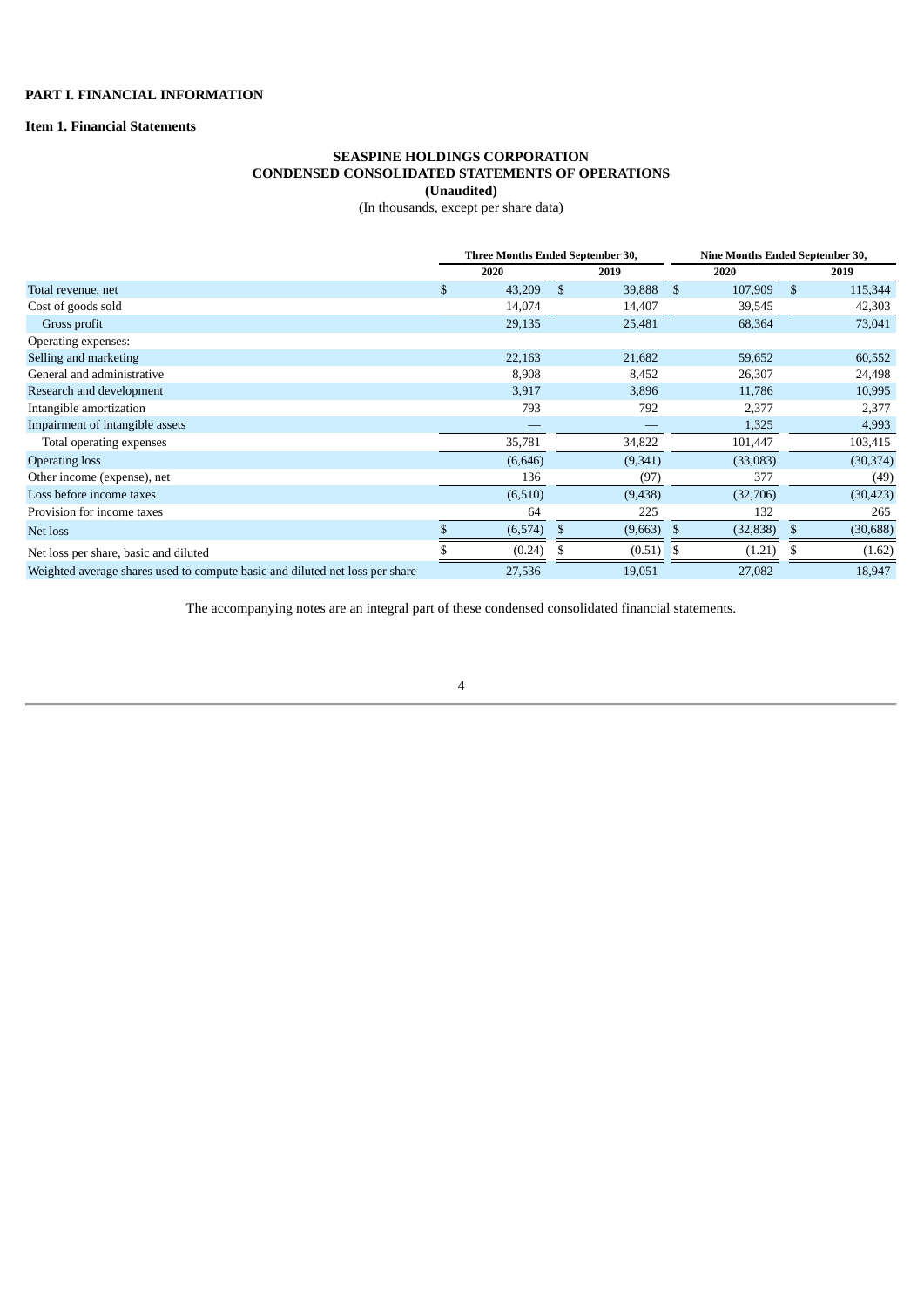# PART I. FINANCIAL INFORMATION

## Item 1. Financial Statements

**SEASPINE HOLDINGS CORPORATION**
**CONDENSED CONSOLIDATED STATEMENTS OF OPERATIONS**
**(Unaudited)**
(In thousands, except per share data)

| | Three Months Ended September 30, | | Nine Months Ended September 30, | |
|---|---|---|---|---|
| | 2020 | 2019 | 2020 | 2019 |
| Total revenue, net | $ 43,209 | $ 39,888 | $ 107,909 | $ 115,344 |
| Cost of goods sold | 14,074 | 14,407 | 39,545 | 42,303 |
| Gross profit | 29,135 | 25,481 | 68,364 | 73,041 |
| Operating expenses: | | | | |
| Selling and marketing | 22,163 | 21,682 | 59,652 | 60,552 |
| General and administrative | 8,908 | 8,452 | 26,307 | 24,498 |
| Research and development | 3,917 | 3,896 | 11,786 | 10,995 |
| Intangible amortization | 793 | 792 | 2,377 | 2,377 |
| Impairment of intangible assets | — | — | 1,325 | 4,993 |
| Total operating expenses | 35,781 | 34,822 | 101,447 | 103,415 |
| Operating loss | (6,646) | (9,341) | (33,083) | (30,374) |
| Other income (expense), net | 136 | (97) | 377 | (49) |
| Loss before income taxes | (6,510) | (9,438) | (32,706) | (30,423) |
| Provision for income taxes | 64 | 225 | 132 | 265 |
| Net loss | $ (6,574) | $ (9,663) | $ (32,838) | $ (30,688) |
| Net loss per share, basic and diluted | $ (0.24) | $ (0.51) | $ (1.21) | $ (1.62) |
| Weighted average shares used to compute basic and diluted net loss per share | 27,536 | 19,051 | 27,082 | 18,947 |

The accompanying notes are an integral part of these condensed consolidated financial statements.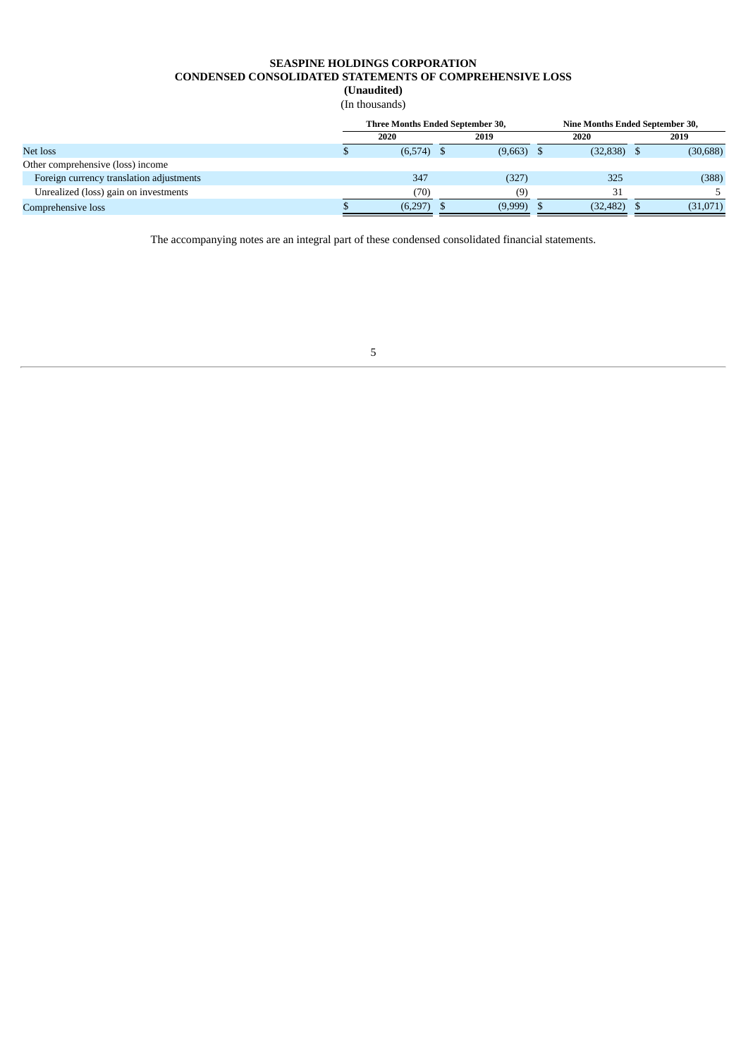**SEASPINE HOLDINGS CORPORATION**
**CONDENSED CONSOLIDATED STATEMENTS OF COMPREHENSIVE LOSS**
**(Unaudited)**
(In thousands)

| | Three Months Ended September 30, | | Nine Months Ended September 30, | |
|---|---|---|---|---|
| | **2020** | **2019** | **2020** | **2019** |
| Net loss | $ (6,574) | $ (9,663) | $ (32,838) | $ (30,688) |
| Other comprehensive (loss) income | | | | |
| Foreign currency translation adjustments | 347 | (327) | 325 | (388) |
| Unrealized (loss) gain on investments | (70) | (9) | 31 | 5 |
| Comprehensive loss | $ (6,297) | $ (9,999) | $ (32,482) | $ (31,071) |

The accompanying notes are an integral part of these condensed consolidated financial statements.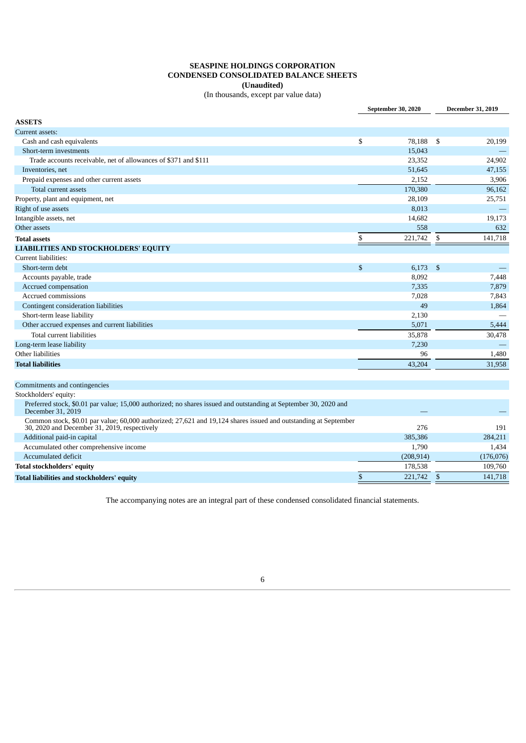# SEASPINE HOLDINGS CORPORATION
## CONDENSED CONSOLIDATED BALANCE SHEETS
### (Unaudited)
(In thousands, except par value data)

| | September 30, 2020 | December 31, 2019 |
|---|---|---|
| **ASSETS** | | |
| Current assets: | | |
| Cash and cash equivalents | $ 78,188 | $ 20,199 |
| Short-term investments | 15,043 | — |
| Trade accounts receivable, net of allowances of $371 and $111 | 23,352 | 24,902 |
| Inventories, net | 51,645 | 47,155 |
| Prepaid expenses and other current assets | 2,152 | 3,906 |
| Total current assets | 170,380 | 96,162 |
| Property, plant and equipment, net | 28,109 | 25,751 |
| Right of use assets | 8,013 | — |
| Intangible assets, net | 14,682 | 19,173 |
| Other assets | 558 | 632 |
| **Total assets** | $ 221,742 | $ 141,718 |
| **LIABILITIES AND STOCKHOLDERS' EQUITY** | | |
| Current liabilities: | | |
| Short-term debt | $ 6,173 | $ — |
| Accounts payable, trade | 8,092 | 7,448 |
| Accrued compensation | 7,335 | 7,879 |
| Accrued commissions | 7,028 | 7,843 |
| Contingent consideration liabilities | 49 | 1,864 |
| Short-term lease liability | 2,130 | — |
| Other accrued expenses and current liabilities | 5,071 | 5,444 |
| Total current liabilities | 35,878 | 30,478 |
| Long-term lease liability | 7,230 | — |
| Other liabilities | 96 | 1,480 |
| **Total liabilities** | 43,204 | 31,958 |
| | | |
| Commitments and contingencies | | |
| Stockholders' equity: | | |
| Preferred stock, $0.01 par value; 15,000 authorized; no shares issued and outstanding at September 30, 2020 and December 31, 2019 | — | — |
| Common stock, $0.01 par value; 60,000 authorized; 27,621 and 19,124 shares issued and outstanding at September 30, 2020 and December 31, 2019, respectively | 276 | 191 |
| Additional paid-in capital | 385,386 | 284,211 |
| Accumulated other comprehensive income | 1,790 | 1,434 |
| Accumulated deficit | (208,914) | (176,076) |
| **Total stockholders' equity** | 178,538 | 109,760 |
| **Total liabilities and stockholders' equity** | $ 221,742 | $ 141,718 |

The accompanying notes are an integral part of these condensed consolidated financial statements.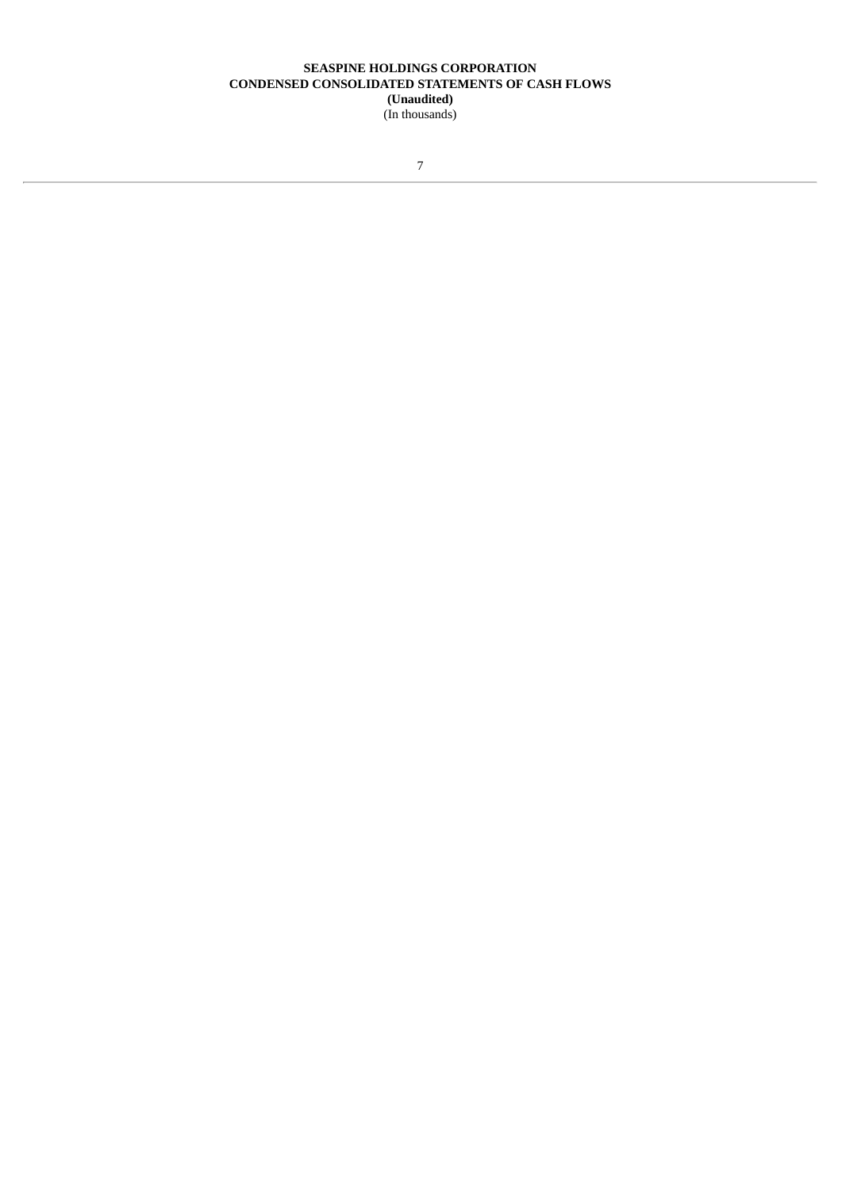**SEASPINE HOLDINGS CORPORATION**
**CONDENSED CONSOLIDATED STATEMENTS OF CASH FLOWS**
**(Unaudited)**
(In thousands)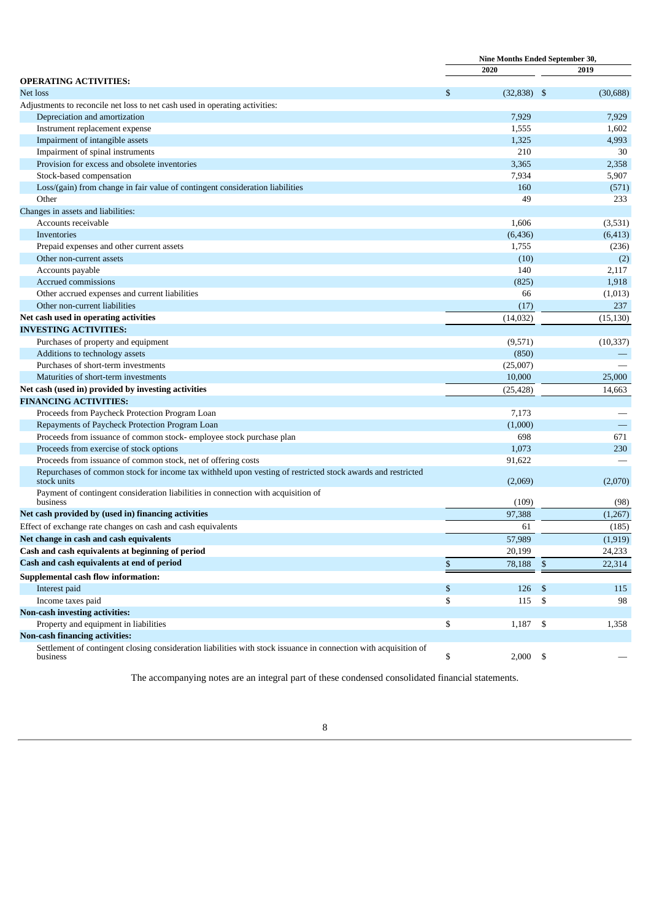| | Nine Months Ended September 30, | |
|---|---|---|
| | 2020 | 2019 |
| **OPERATING ACTIVITIES:** | | |
| Net loss | $ (32,838) | $ (30,688) |
| Adjustments to reconcile net loss to net cash used in operating activities: | | |
| Depreciation and amortization | 7,929 | 7,929 |
| Instrument replacement expense | 1,555 | 1,602 |
| Impairment of intangible assets | 1,325 | 4,993 |
| Impairment of spinal instruments | 210 | 30 |
| Provision for excess and obsolete inventories | 3,365 | 2,358 |
| Stock-based compensation | 7,934 | 5,907 |
| Loss/(gain) from change in fair value of contingent consideration liabilities | 160 | (571) |
| Other | 49 | 233 |
| Changes in assets and liabilities: | | |
| Accounts receivable | 1,606 | (3,531) |
| Inventories | (6,436) | (6,413) |
| Prepaid expenses and other current assets | 1,755 | (236) |
| Other non-current assets | (10) | (2) |
| Accounts payable | 140 | 2,117 |
| Accrued commissions | (825) | 1,918 |
| Other accrued expenses and current liabilities | 66 | (1,013) |
| Other non-current liabilities | (17) | 237 |
| **Net cash used in operating activities** | (14,032) | (15,130) |
| **INVESTING ACTIVITIES:** | | |
| Purchases of property and equipment | (9,571) | (10,337) |
| Additions to technology assets | (850) | — |
| Purchases of short-term investments | (25,007) | — |
| Maturities of short-term investments | 10,000 | 25,000 |
| **Net cash (used in) provided by investing activities** | (25,428) | 14,663 |
| **FINANCING ACTIVITIES:** | | |
| Proceeds from Paycheck Protection Program Loan | 7,173 | — |
| Repayments of Paycheck Protection Program Loan | (1,000) | — |
| Proceeds from issuance of common stock- employee stock purchase plan | 698 | 671 |
| Proceeds from exercise of stock options | 1,073 | 230 |
| Proceeds from issuance of common stock, net of offering costs | 91,622 | — |
| Repurchases of common stock for income tax withheld upon vesting of restricted stock awards and restricted stock units | (2,069) | (2,070) |
| Payment of contingent consideration liabilities in connection with acquisition of business | (109) | (98) |
| **Net cash provided by (used in) financing activities** | 97,388 | (1,267) |
| Effect of exchange rate changes on cash and cash equivalents | 61 | (185) |
| **Net change in cash and cash equivalents** | 57,989 | (1,919) |
| **Cash and cash equivalents at beginning of period** | 20,199 | 24,233 |
| **Cash and cash equivalents at end of period** | $ 78,188 | $ 22,314 |
| **Supplemental cash flow information:** | | |
| Interest paid | $ 126 | $ 115 |
| Income taxes paid | $ 115 | $ 98 |
| **Non-cash investing activities:** | | |
| Property and equipment in liabilities | $ 1,187 | $ 1,358 |
| **Non-cash financing activities:** | | |
| Settlement of contingent closing consideration liabilities with stock issuance in connection with acquisition of business | $ 2,000 | $ — |

The accompanying notes are an integral part of these condensed consolidated financial statements.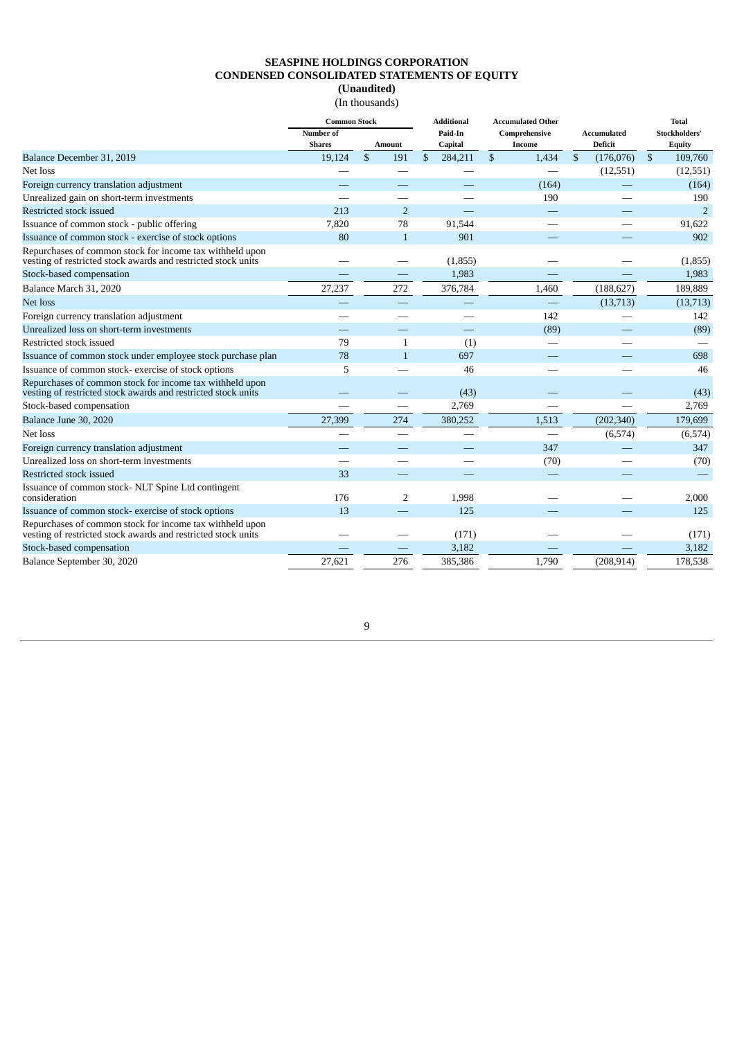**SEASPINE HOLDINGS CORPORATION**
**CONDENSED CONSOLIDATED STATEMENTS OF EQUITY**
**(Unaudited)**
(In thousands)

| | Common Stock | | Additional | Accumulated Other | | Total |
|---|---|---|---|---|---|---|
| | Number of Shares | Amount | Paid-In Capital | Comprehensive Income | Accumulated Deficit | Stockholders' Equity |
| Balance December 31, 2019 | 19,124 | $ 191 | $ 284,211 | $ 1,434 | $ (176,076) | $ 109,760 |
| Net loss | — | — | — | — | (12,551) | (12,551) |
| Foreign currency translation adjustment | — | — | — | (164) | — | (164) |
| Unrealized gain on short-term investments | — | — | — | 190 | — | 190 |
| Restricted stock issued | 213 | 2 | — | — | — | 2 |
| Issuance of common stock - public offering | 7,820 | 78 | 91,544 | — | — | 91,622 |
| Issuance of common stock - exercise of stock options | 80 | 1 | 901 | — | — | 902 |
| Repurchases of common stock for income tax withheld upon vesting of restricted stock awards and restricted stock units | — | — | (1,855) | — | — | (1,855) |
| Stock-based compensation | — | — | 1,983 | — | — | 1,983 |
| Balance March 31, 2020 | 27,237 | 272 | 376,784 | 1,460 | (188,627) | 189,889 |
| Net loss | — | — | — | — | (13,713) | (13,713) |
| Foreign currency translation adjustment | — | — | — | 142 | — | 142 |
| Unrealized loss on short-term investments | — | — | — | (89) | — | (89) |
| Restricted stock issued | 79 | 1 | (1) | — | — | — |
| Issuance of common stock under employee stock purchase plan | 78 | 1 | 697 | — | — | 698 |
| Issuance of common stock- exercise of stock options | 5 | — | 46 | — | — | 46 |
| Repurchases of common stock for income tax withheld upon vesting of restricted stock awards and restricted stock units | — | — | (43) | — | — | (43) |
| Stock-based compensation | — | — | 2,769 | — | — | 2,769 |
| Balance June 30, 2020 | 27,399 | 274 | 380,252 | 1,513 | (202,340) | 179,699 |
| Net loss | — | — | — | — | (6,574) | (6,574) |
| Foreign currency translation adjustment | — | — | — | 347 | — | 347 |
| Unrealized loss on short-term investments | — | — | — | (70) | — | (70) |
| Restricted stock issued | 33 | — | — | — | — | — |
| Issuance of common stock- NLT Spine Ltd contingent consideration | 176 | 2 | 1,998 | — | — | 2,000 |
| Issuance of common stock- exercise of stock options | 13 | — | 125 | — | — | 125 |
| Repurchases of common stock for income tax withheld upon vesting of restricted stock awards and restricted stock units | — | — | (171) | — | — | (171) |
| Stock-based compensation | — | — | 3,182 | — | — | 3,182 |
| Balance September 30, 2020 | 27,621 | 276 | 385,386 | 1,790 | (208,914) | 178,538 |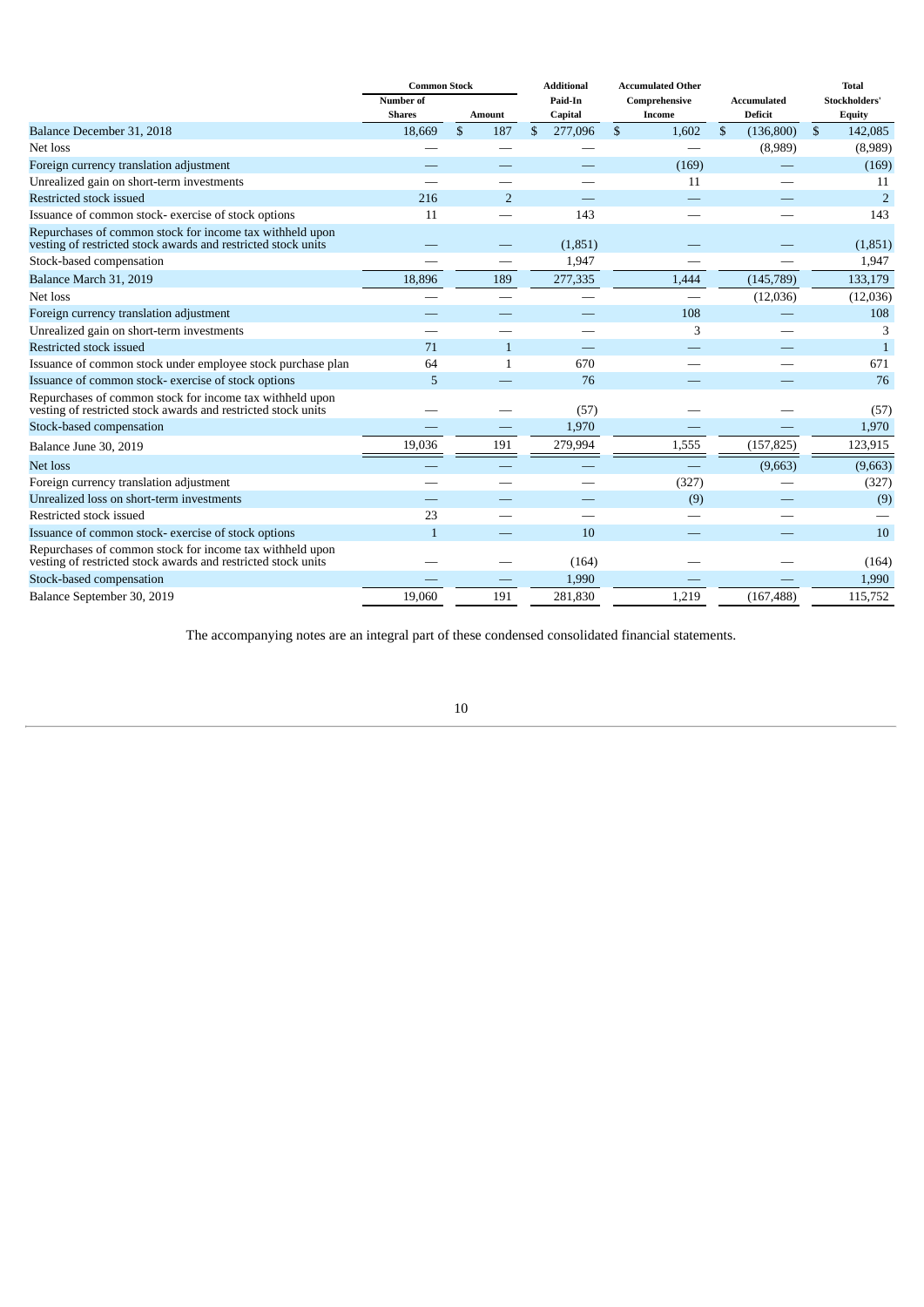| | Common Stock | | Additional | Accumulated Other | | Total |
|---|---|---|---|---|---|---|
| | Number of Shares | Amount | Paid-In Capital | Comprehensive Income | Accumulated Deficit | Stockholders' Equity |
| Balance December 31, 2018 | 18,669 | $ 187 | $ 277,096 | $ 1,602 | $ (136,800) | $ 142,085 |
| Net loss | — | — | — | — | (8,989) | (8,989) |
| Foreign currency translation adjustment | — | — | — | (169) | — | (169) |
| Unrealized gain on short-term investments | — | — | — | 11 | — | 11 |
| Restricted stock issued | 216 | 2 | — | — | — | 2 |
| Issuance of common stock- exercise of stock options | 11 | — | 143 | — | — | 143 |
| Repurchases of common stock for income tax withheld upon vesting of restricted stock awards and restricted stock units | — | — | (1,851) | — | — | (1,851) |
| Stock-based compensation | — | — | 1,947 | — | — | 1,947 |
| Balance March 31, 2019 | 18,896 | 189 | 277,335 | 1,444 | (145,789) | 133,179 |
| Net loss | — | — | — | — | (12,036) | (12,036) |
| Foreign currency translation adjustment | — | — | — | 108 | — | 108 |
| Unrealized gain on short-term investments | — | — | — | 3 | — | 3 |
| Restricted stock issued | 71 | 1 | — | — | — | 1 |
| Issuance of common stock under employee stock purchase plan | 64 | 1 | 670 | — | — | 671 |
| Issuance of common stock- exercise of stock options | 5 | — | 76 | — | — | 76 |
| Repurchases of common stock for income tax withheld upon vesting of restricted stock awards and restricted stock units | — | — | (57) | — | — | (57) |
| Stock-based compensation | — | — | 1,970 | — | — | 1,970 |
| Balance June 30, 2019 | 19,036 | 191 | 279,994 | 1,555 | (157,825) | 123,915 |
| Net loss | — | — | — | — | (9,663) | (9,663) |
| Foreign currency translation adjustment | — | — | — | (327) | — | (327) |
| Unrealized loss on short-term investments | — | — | — | (9) | — | (9) |
| Restricted stock issued | 23 | — | — | — | — | — |
| Issuance of common stock- exercise of stock options | 1 | — | 10 | — | — | 10 |
| Repurchases of common stock for income tax withheld upon vesting of restricted stock awards and restricted stock units | — | — | (164) | — | — | (164) |
| Stock-based compensation | — | — | 1,990 | — | — | 1,990 |
| Balance September 30, 2019 | 19,060 | 191 | 281,830 | 1,219 | (167,488) | 115,752 |

The accompanying notes are an integral part of these condensed consolidated financial statements.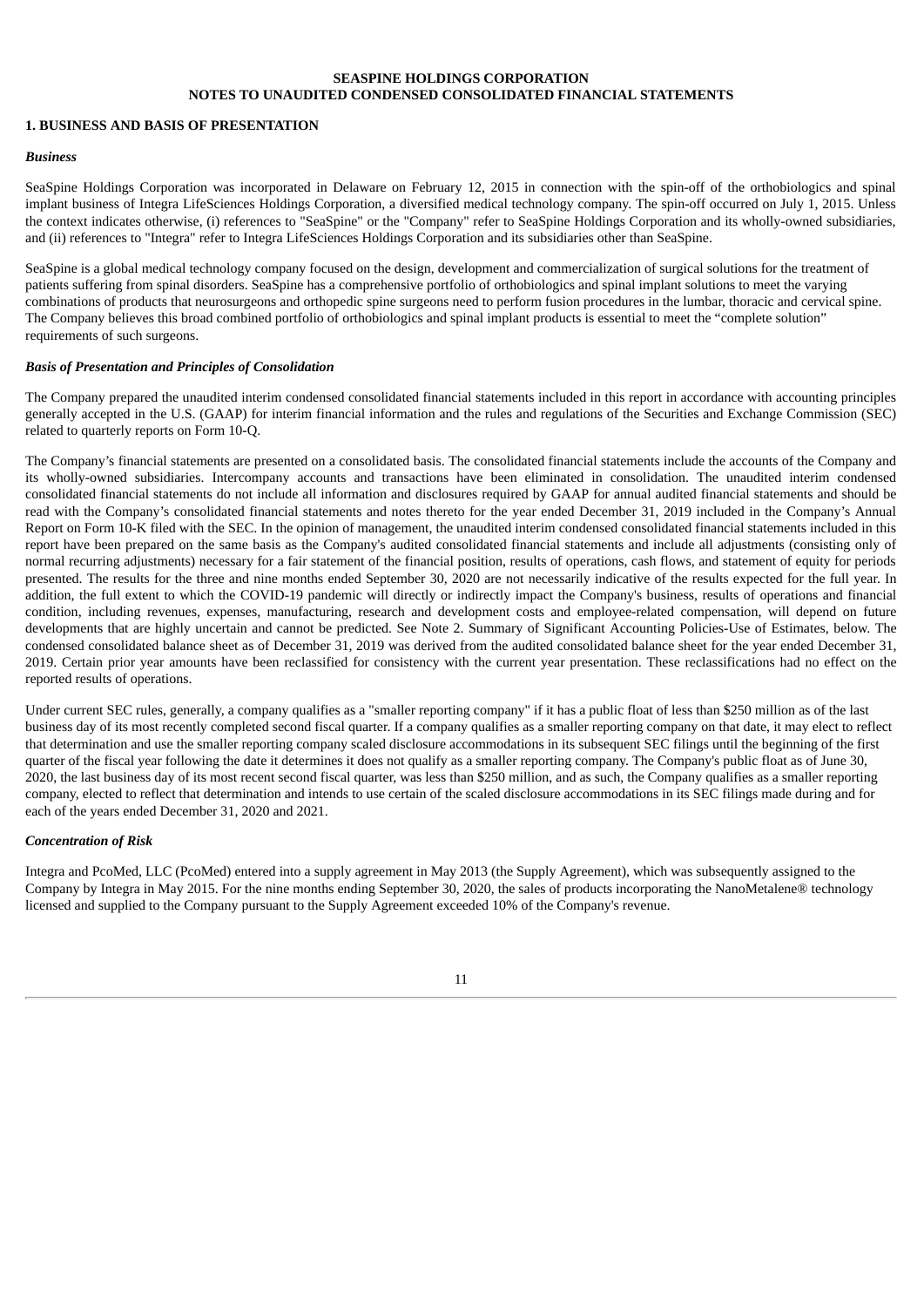**SEASPINE HOLDINGS CORPORATION**
**NOTES TO UNAUDITED CONDENSED CONSOLIDATED FINANCIAL STATEMENTS**

## 1. BUSINESS AND BASIS OF PRESENTATION

### *Business*

SeaSpine Holdings Corporation was incorporated in Delaware on February 12, 2015 in connection with the spin-off of the orthobiologics and spinal implant business of Integra LifeSciences Holdings Corporation, a diversified medical technology company. The spin-off occurred on July 1, 2015. Unless the context indicates otherwise, (i) references to "SeaSpine" or the "Company" refer to SeaSpine Holdings Corporation and its wholly-owned subsidiaries, and (ii) references to "Integra" refer to Integra LifeSciences Holdings Corporation and its subsidiaries other than SeaSpine.

SeaSpine is a global medical technology company focused on the design, development and commercialization of surgical solutions for the treatment of patients suffering from spinal disorders. SeaSpine has a comprehensive portfolio of orthobiologics and spinal implant solutions to meet the varying combinations of products that neurosurgeons and orthopedic spine surgeons need to perform fusion procedures in the lumbar, thoracic and cervical spine. The Company believes this broad combined portfolio of orthobiologics and spinal implant products is essential to meet the "complete solution" requirements of such surgeons.

### *Basis of Presentation and Principles of Consolidation*

The Company prepared the unaudited interim condensed consolidated financial statements included in this report in accordance with accounting principles generally accepted in the U.S. (GAAP) for interim financial information and the rules and regulations of the Securities and Exchange Commission (SEC) related to quarterly reports on Form 10-Q.

The Company's financial statements are presented on a consolidated basis. The consolidated financial statements include the accounts of the Company and its wholly-owned subsidiaries. Intercompany accounts and transactions have been eliminated in consolidation. The unaudited interim condensed consolidated financial statements do not include all information and disclosures required by GAAP for annual audited financial statements and should be read with the Company's consolidated financial statements and notes thereto for the year ended December 31, 2019 included in the Company's Annual Report on Form 10-K filed with the SEC. In the opinion of management, the unaudited interim condensed consolidated financial statements included in this report have been prepared on the same basis as the Company's audited consolidated financial statements and include all adjustments (consisting only of normal recurring adjustments) necessary for a fair statement of the financial position, results of operations, cash flows, and statement of equity for periods presented. The results for the three and nine months ended September 30, 2020 are not necessarily indicative of the results expected for the full year. In addition, the full extent to which the COVID-19 pandemic will directly or indirectly impact the Company's business, results of operations and financial condition, including revenues, expenses, manufacturing, research and development costs and employee-related compensation, will depend on future developments that are highly uncertain and cannot be predicted. See Note 2. Summary of Significant Accounting Policies-Use of Estimates, below. The condensed consolidated balance sheet as of December 31, 2019 was derived from the audited consolidated balance sheet for the year ended December 31, 2019. Certain prior year amounts have been reclassified for consistency with the current year presentation. These reclassifications had no effect on the reported results of operations.

Under current SEC rules, generally, a company qualifies as a "smaller reporting company" if it has a public float of less than $250 million as of the last business day of its most recently completed second fiscal quarter. If a company qualifies as a smaller reporting company on that date, it may elect to reflect that determination and use the smaller reporting company scaled disclosure accommodations in its subsequent SEC filings until the beginning of the first quarter of the fiscal year following the date it determines it does not qualify as a smaller reporting company. The Company's public float as of June 30, 2020, the last business day of its most recent second fiscal quarter, was less than $250 million, and as such, the Company qualifies as a smaller reporting company, elected to reflect that determination and intends to use certain of the scaled disclosure accommodations in its SEC filings made during and for each of the years ended December 31, 2020 and 2021.

### *Concentration of Risk*

Integra and PcoMed, LLC (PcoMed) entered into a supply agreement in May 2013 (the Supply Agreement), which was subsequently assigned to the Company by Integra in May 2015. For the nine months ending September 30, 2020, the sales of products incorporating the NanoMetalene® technology licensed and supplied to the Company pursuant to the Supply Agreement exceeded 10% of the Company's revenue.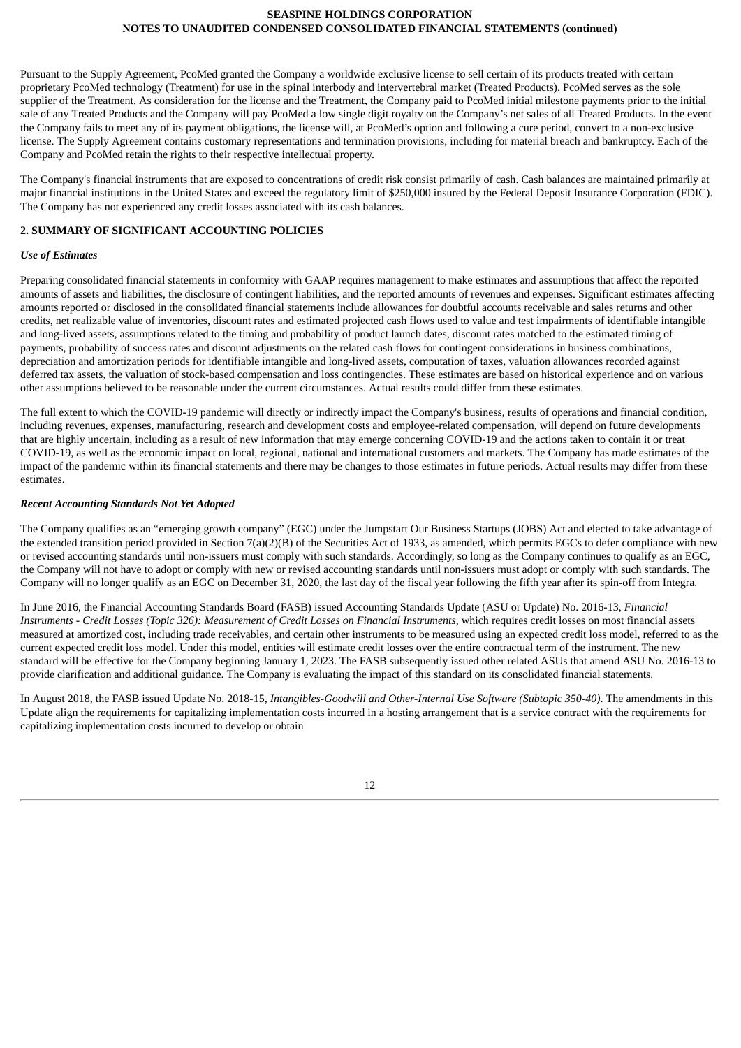Pursuant to the Supply Agreement, PcoMed granted the Company a worldwide exclusive license to sell certain of its products treated with certain proprietary PcoMed technology (Treatment) for use in the spinal interbody and intervertebral market (Treated Products). PcoMed serves as the sole supplier of the Treatment. As consideration for the license and the Treatment, the Company paid to PcoMed initial milestone payments prior to the initial sale of any Treated Products and the Company will pay PcoMed a low single digit royalty on the Company's net sales of all Treated Products. In the event the Company fails to meet any of its payment obligations, the license will, at PcoMed's option and following a cure period, convert to a non-exclusive license. The Supply Agreement contains customary representations and termination provisions, including for material breach and bankruptcy. Each of the Company and PcoMed retain the rights to their respective intellectual property.

The Company's financial instruments that are exposed to concentrations of credit risk consist primarily of cash. Cash balances are maintained primarily at major financial institutions in the United States and exceed the regulatory limit of $250,000 insured by the Federal Deposit Insurance Corporation (FDIC). The Company has not experienced any credit losses associated with its cash balances.

## 2. SUMMARY OF SIGNIFICANT ACCOUNTING POLICIES

### *Use of Estimates*

Preparing consolidated financial statements in conformity with GAAP requires management to make estimates and assumptions that affect the reported amounts of assets and liabilities, the disclosure of contingent liabilities, and the reported amounts of revenues and expenses. Significant estimates affecting amounts reported or disclosed in the consolidated financial statements include allowances for doubtful accounts receivable and sales returns and other credits, net realizable value of inventories, discount rates and estimated projected cash flows used to value and test impairments of identifiable intangible and long-lived assets, assumptions related to the timing and probability of product launch dates, discount rates matched to the estimated timing of payments, probability of success rates and discount adjustments on the related cash flows for contingent considerations in business combinations, depreciation and amortization periods for identifiable intangible and long-lived assets, computation of taxes, valuation allowances recorded against deferred tax assets, the valuation of stock-based compensation and loss contingencies. These estimates are based on historical experience and on various other assumptions believed to be reasonable under the current circumstances. Actual results could differ from these estimates.

The full extent to which the COVID-19 pandemic will directly or indirectly impact the Company's business, results of operations and financial condition, including revenues, expenses, manufacturing, research and development costs and employee-related compensation, will depend on future developments that are highly uncertain, including as a result of new information that may emerge concerning COVID-19 and the actions taken to contain it or treat COVID-19, as well as the economic impact on local, regional, national and international customers and markets. The Company has made estimates of the impact of the pandemic within its financial statements and there may be changes to those estimates in future periods. Actual results may differ from these estimates.

### *Recent Accounting Standards Not Yet Adopted*

The Company qualifies as an "emerging growth company" (EGC) under the Jumpstart Our Business Startups (JOBS) Act and elected to take advantage of the extended transition period provided in Section 7(a)(2)(B) of the Securities Act of 1933, as amended, which permits EGCs to defer compliance with new or revised accounting standards until non-issuers must comply with such standards. Accordingly, so long as the Company continues to qualify as an EGC, the Company will not have to adopt or comply with new or revised accounting standards until non-issuers must adopt or comply with such standards. The Company will no longer qualify as an EGC on December 31, 2020, the last day of the fiscal year following the fifth year after its spin-off from Integra.

In June 2016, the Financial Accounting Standards Board (FASB) issued Accounting Standards Update (ASU or Update) No. 2016-13, *Financial Instruments - Credit Losses (Topic 326): Measurement of Credit Losses on Financial Instruments*, which requires credit losses on most financial assets measured at amortized cost, including trade receivables, and certain other instruments to be measured using an expected credit loss model, referred to as the current expected credit loss model. Under this model, entities will estimate credit losses over the entire contractual term of the instrument. The new standard will be effective for the Company beginning January 1, 2023. The FASB subsequently issued other related ASUs that amend ASU No. 2016-13 to provide clarification and additional guidance. The Company is evaluating the impact of this standard on its consolidated financial statements.

In August 2018, the FASB issued Update No. 2018-15, *Intangibles-Goodwill and Other-Internal Use Software (Subtopic 350-40)*. The amendments in this Update align the requirements for capitalizing implementation costs incurred in a hosting arrangement that is a service contract with the requirements for capitalizing implementation costs incurred to develop or obtain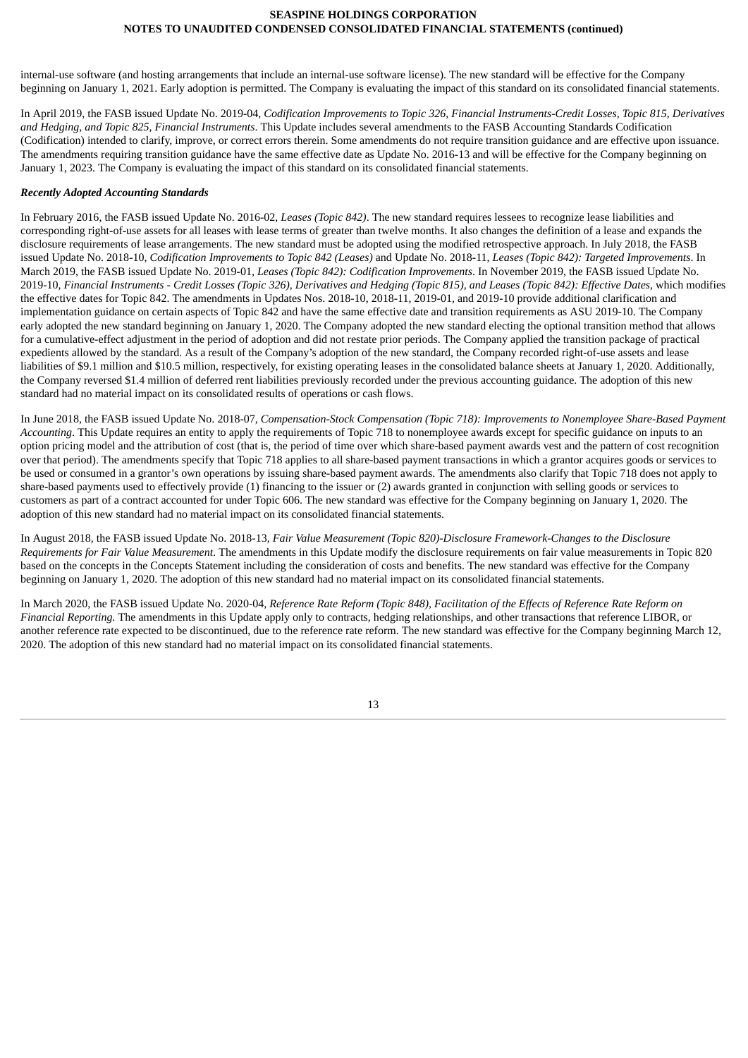internal-use software (and hosting arrangements that include an internal-use software license). The new standard will be effective for the Company beginning on January 1, 2021. Early adoption is permitted. The Company is evaluating the impact of this standard on its consolidated financial statements.

In April 2019, the FASB issued Update No. 2019-04, *Codification Improvements to Topic 326, Financial Instruments-Credit Losses, Topic 815, Derivatives and Hedging, and Topic 825, Financial Instruments*. This Update includes several amendments to the FASB Accounting Standards Codification (Codification) intended to clarify, improve, or correct errors therein. Some amendments do not require transition guidance and are effective upon issuance. The amendments requiring transition guidance have the same effective date as Update No. 2016-13 and will be effective for the Company beginning on January 1, 2023. The Company is evaluating the impact of this standard on its consolidated financial statements.

***Recently Adopted Accounting Standards***

In February 2016, the FASB issued Update No. 2016-02, *Leases (Topic 842)*. The new standard requires lessees to recognize lease liabilities and corresponding right-of-use assets for all leases with lease terms of greater than twelve months. It also changes the definition of a lease and expands the disclosure requirements of lease arrangements. The new standard must be adopted using the modified retrospective approach. In July 2018, the FASB issued Update No. 2018-10, *Codification Improvements to Topic 842 (Leases)* and Update No. 2018-11, *Leases (Topic 842): Targeted Improvements*. In March 2019, the FASB issued Update No. 2019-01, *Leases (Topic 842): Codification Improvements*. In November 2019, the FASB issued Update No. 2019-10, *Financial Instruments - Credit Losses (Topic 326), Derivatives and Hedging (Topic 815), and Leases (Topic 842): Effective Dates*, which modifies the effective dates for Topic 842. The amendments in Updates Nos. 2018-10, 2018-11, 2019-01, and 2019-10 provide additional clarification and implementation guidance on certain aspects of Topic 842 and have the same effective date and transition requirements as ASU 2019-10. The Company early adopted the new standard beginning on January 1, 2020. The Company adopted the new standard electing the optional transition method that allows for a cumulative-effect adjustment in the period of adoption and did not restate prior periods. The Company applied the transition package of practical expedients allowed by the standard. As a result of the Company's adoption of the new standard, the Company recorded right-of-use assets and lease liabilities of $9.1 million and $10.5 million, respectively, for existing operating leases in the consolidated balance sheets at January 1, 2020. Additionally, the Company reversed $1.4 million of deferred rent liabilities previously recorded under the previous accounting guidance. The adoption of this new standard had no material impact on its consolidated results of operations or cash flows.

In June 2018, the FASB issued Update No. 2018-07, *Compensation-Stock Compensation (Topic 718): Improvements to Nonemployee Share-Based Payment Accounting*. This Update requires an entity to apply the requirements of Topic 718 to nonemployee awards except for specific guidance on inputs to an option pricing model and the attribution of cost (that is, the period of time over which share-based payment awards vest and the pattern of cost recognition over that period). The amendments specify that Topic 718 applies to all share-based payment transactions in which a grantor acquires goods or services to be used or consumed in a grantor's own operations by issuing share-based payment awards. The amendments also clarify that Topic 718 does not apply to share-based payments used to effectively provide (1) financing to the issuer or (2) awards granted in conjunction with selling goods or services to customers as part of a contract accounted for under Topic 606. The new standard was effective for the Company beginning on January 1, 2020. The adoption of this new standard had no material impact on its consolidated financial statements.

In August 2018, the FASB issued Update No. 2018-13, *Fair Value Measurement (Topic 820)-Disclosure Framework-Changes to the Disclosure Requirements for Fair Value Measurement*. The amendments in this Update modify the disclosure requirements on fair value measurements in Topic 820 based on the concepts in the Concepts Statement including the consideration of costs and benefits. The new standard was effective for the Company beginning on January 1, 2020. The adoption of this new standard had no material impact on its consolidated financial statements.

In March 2020, the FASB issued Update No. 2020-04, *Reference Rate Reform (Topic 848), Facilitation of the Effects of Reference Rate Reform on Financial Reporting.* The amendments in this Update apply only to contracts, hedging relationships, and other transactions that reference LIBOR, or another reference rate expected to be discontinued, due to the reference rate reform. The new standard was effective for the Company beginning March 12, 2020. The adoption of this new standard had no material impact on its consolidated financial statements.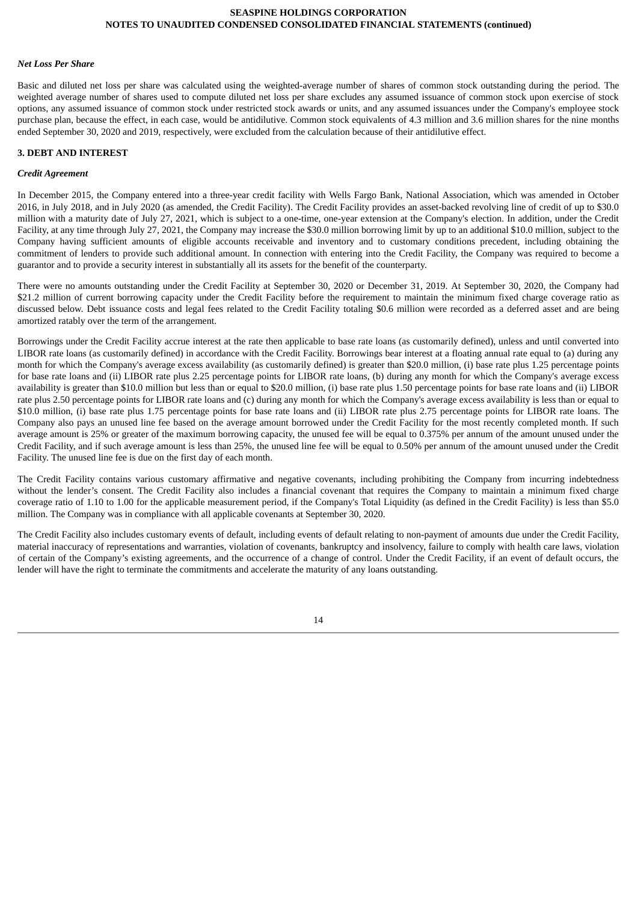### *Net Loss Per Share*

Basic and diluted net loss per share was calculated using the weighted-average number of shares of common stock outstanding during the period. The weighted average number of shares used to compute diluted net loss per share excludes any assumed issuance of common stock upon exercise of stock options, any assumed issuance of common stock under restricted stock awards or units, and any assumed issuances under the Company's employee stock purchase plan, because the effect, in each case, would be antidilutive. Common stock equivalents of 4.3 million and 3.6 million shares for the nine months ended September 30, 2020 and 2019, respectively, were excluded from the calculation because of their antidilutive effect.

## 3. DEBT AND INTEREST

### *Credit Agreement*

In December 2015, the Company entered into a three-year credit facility with Wells Fargo Bank, National Association, which was amended in October 2016, in July 2018, and in July 2020 (as amended, the Credit Facility). The Credit Facility provides an asset-backed revolving line of credit of up to $30.0 million with a maturity date of July 27, 2021, which is subject to a one-time, one-year extension at the Company's election. In addition, under the Credit Facility, at any time through July 27, 2021, the Company may increase the $30.0 million borrowing limit by up to an additional $10.0 million, subject to the Company having sufficient amounts of eligible accounts receivable and inventory and to customary conditions precedent, including obtaining the commitment of lenders to provide such additional amount. In connection with entering into the Credit Facility, the Company was required to become a guarantor and to provide a security interest in substantially all its assets for the benefit of the counterparty.

There were no amounts outstanding under the Credit Facility at September 30, 2020 or December 31, 2019. At September 30, 2020, the Company had $21.2 million of current borrowing capacity under the Credit Facility before the requirement to maintain the minimum fixed charge coverage ratio as discussed below. Debt issuance costs and legal fees related to the Credit Facility totaling $0.6 million were recorded as a deferred asset and are being amortized ratably over the term of the arrangement.

Borrowings under the Credit Facility accrue interest at the rate then applicable to base rate loans (as customarily defined), unless and until converted into LIBOR rate loans (as customarily defined) in accordance with the Credit Facility. Borrowings bear interest at a floating annual rate equal to (a) during any month for which the Company's average excess availability (as customarily defined) is greater than $20.0 million, (i) base rate plus 1.25 percentage points for base rate loans and (ii) LIBOR rate plus 2.25 percentage points for LIBOR rate loans, (b) during any month for which the Company's average excess availability is greater than $10.0 million but less than or equal to $20.0 million, (i) base rate plus 1.50 percentage points for base rate loans and (ii) LIBOR rate plus 2.50 percentage points for LIBOR rate loans and (c) during any month for which the Company's average excess availability is less than or equal to $10.0 million, (i) base rate plus 1.75 percentage points for base rate loans and (ii) LIBOR rate plus 2.75 percentage points for LIBOR rate loans. The Company also pays an unused line fee based on the average amount borrowed under the Credit Facility for the most recently completed month. If such average amount is 25% or greater of the maximum borrowing capacity, the unused fee will be equal to 0.375% per annum of the amount unused under the Credit Facility, and if such average amount is less than 25%, the unused line fee will be equal to 0.50% per annum of the amount unused under the Credit Facility. The unused line fee is due on the first day of each month.

The Credit Facility contains various customary affirmative and negative covenants, including prohibiting the Company from incurring indebtedness without the lender's consent. The Credit Facility also includes a financial covenant that requires the Company to maintain a minimum fixed charge coverage ratio of 1.10 to 1.00 for the applicable measurement period, if the Company's Total Liquidity (as defined in the Credit Facility) is less than $5.0 million. The Company was in compliance with all applicable covenants at September 30, 2020.

The Credit Facility also includes customary events of default, including events of default relating to non-payment of amounts due under the Credit Facility, material inaccuracy of representations and warranties, violation of covenants, bankruptcy and insolvency, failure to comply with health care laws, violation of certain of the Company's existing agreements, and the occurrence of a change of control. Under the Credit Facility, if an event of default occurs, the lender will have the right to terminate the commitments and accelerate the maturity of any loans outstanding.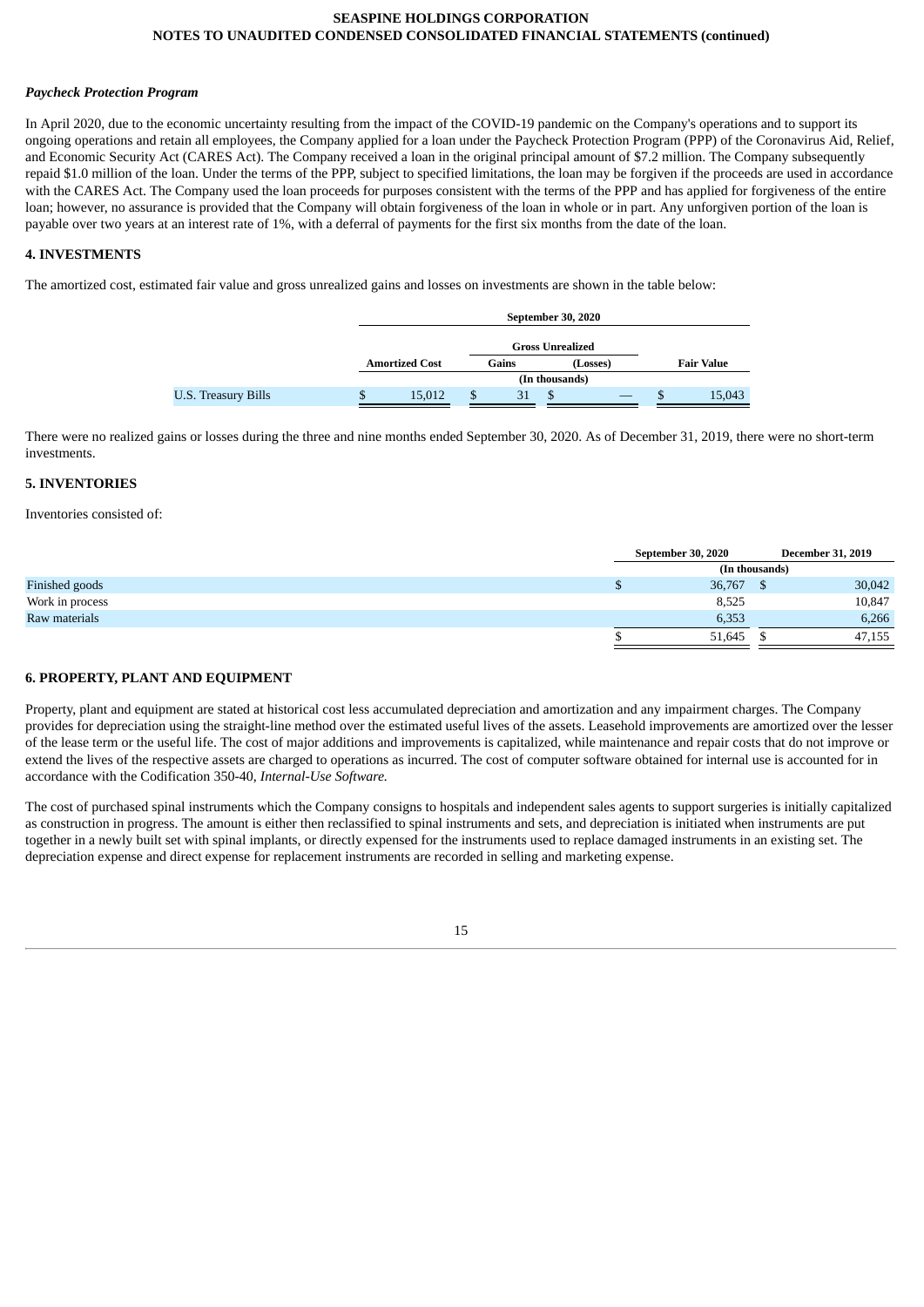***Paycheck Protection Program***

In April 2020, due to the economic uncertainty resulting from the impact of the COVID-19 pandemic on the Company's operations and to support its ongoing operations and retain all employees, the Company applied for a loan under the Paycheck Protection Program (PPP) of the Coronavirus Aid, Relief, and Economic Security Act (CARES Act). The Company received a loan in the original principal amount of $7.2 million. The Company subsequently repaid $1.0 million of the loan. Under the terms of the PPP, subject to specified limitations, the loan may be forgiven if the proceeds are used in accordance with the CARES Act. The Company used the loan proceeds for purposes consistent with the terms of the PPP and has applied for forgiveness of the entire loan; however, no assurance is provided that the Company will obtain forgiveness of the loan in whole or in part. Any unforgiven portion of the loan is payable over two years at an interest rate of 1%, with a deferral of payments for the first six months from the date of the loan.

## 4. INVESTMENTS

The amortized cost, estimated fair value and gross unrealized gains and losses on investments are shown in the table below:

| | September 30, 2020 | | | |
|---|---|---|---|---|
| | | Gross Unrealized | | |
| | Amortized Cost | Gains | (Losses) | Fair Value |
| | (In thousands) | | | |
| U.S. Treasury Bills | $ 15,012 | $ 31 | $ — | $ 15,043 |

There were no realized gains or losses during the three and nine months ended September 30, 2020. As of December 31, 2019, there were no short-term investments.

## 5. INVENTORIES

Inventories consisted of:

| | September 30, 2020 | December 31, 2019 |
|---|---|---|
| | (In thousands) | |
| Finished goods | $ 36,767 | $ 30,042 |
| Work in process | 8,525 | 10,847 |
| Raw materials | 6,353 | 6,266 |
| | $ 51,645 | $ 47,155 |

## 6. PROPERTY, PLANT AND EQUIPMENT

Property, plant and equipment are stated at historical cost less accumulated depreciation and amortization and any impairment charges. The Company provides for depreciation using the straight-line method over the estimated useful lives of the assets. Leasehold improvements are amortized over the lesser of the lease term or the useful life. The cost of major additions and improvements is capitalized, while maintenance and repair costs that do not improve or extend the lives of the respective assets are charged to operations as incurred. The cost of computer software obtained for internal use is accounted for in accordance with the Codification 350-40, *Internal-Use Software.*

The cost of purchased spinal instruments which the Company consigns to hospitals and independent sales agents to support surgeries is initially capitalized as construction in progress. The amount is either then reclassified to spinal instruments and sets, and depreciation is initiated when instruments are put together in a newly built set with spinal implants, or directly expensed for the instruments used to replace damaged instruments in an existing set. The depreciation expense and direct expense for replacement instruments are recorded in selling and marketing expense.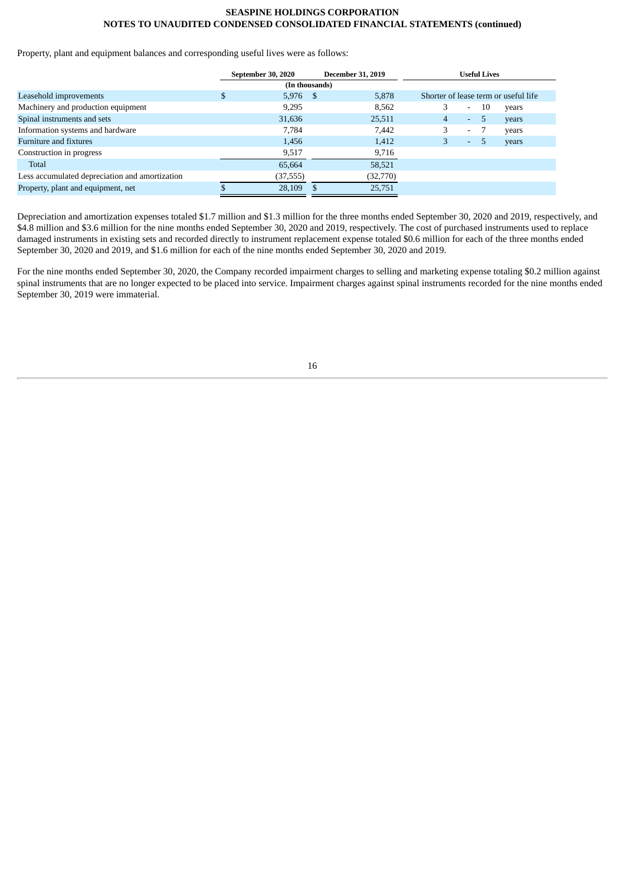Property, plant and equipment balances and corresponding useful lives were as follows:

| | September 30, 2020 | December 31, 2019 | Useful Lives |
|---|---|---|---|
| | (In thousands) | | |
| Leasehold improvements | $ 5,976 | $ 5,878 | Shorter of lease term or useful life |
| Machinery and production equipment | 9,295 | 8,562 | 3 - 10 years |
| Spinal instruments and sets | 31,636 | 25,511 | 4 - 5 years |
| Information systems and hardware | 7,784 | 7,442 | 3 - 7 years |
| Furniture and fixtures | 1,456 | 1,412 | 3 - 5 years |
| Construction in progress | 9,517 | 9,716 | |
| Total | 65,664 | 58,521 | |
| Less accumulated depreciation and amortization | (37,555) | (32,770) | |
| Property, plant and equipment, net | $ 28,109 | $ 25,751 | |

Depreciation and amortization expenses totaled $1.7 million and $1.3 million for the three months ended September 30, 2020 and 2019, respectively, and $4.8 million and $3.6 million for the nine months ended September 30, 2020 and 2019, respectively. The cost of purchased instruments used to replace damaged instruments in existing sets and recorded directly to instrument replacement expense totaled $0.6 million for each of the three months ended September 30, 2020 and 2019, and $1.6 million for each of the nine months ended September 30, 2020 and 2019.

For the nine months ended September 30, 2020, the Company recorded impairment charges to selling and marketing expense totaling $0.2 million against spinal instruments that are no longer expected to be placed into service. Impairment charges against spinal instruments recorded for the nine months ended September 30, 2019 were immaterial.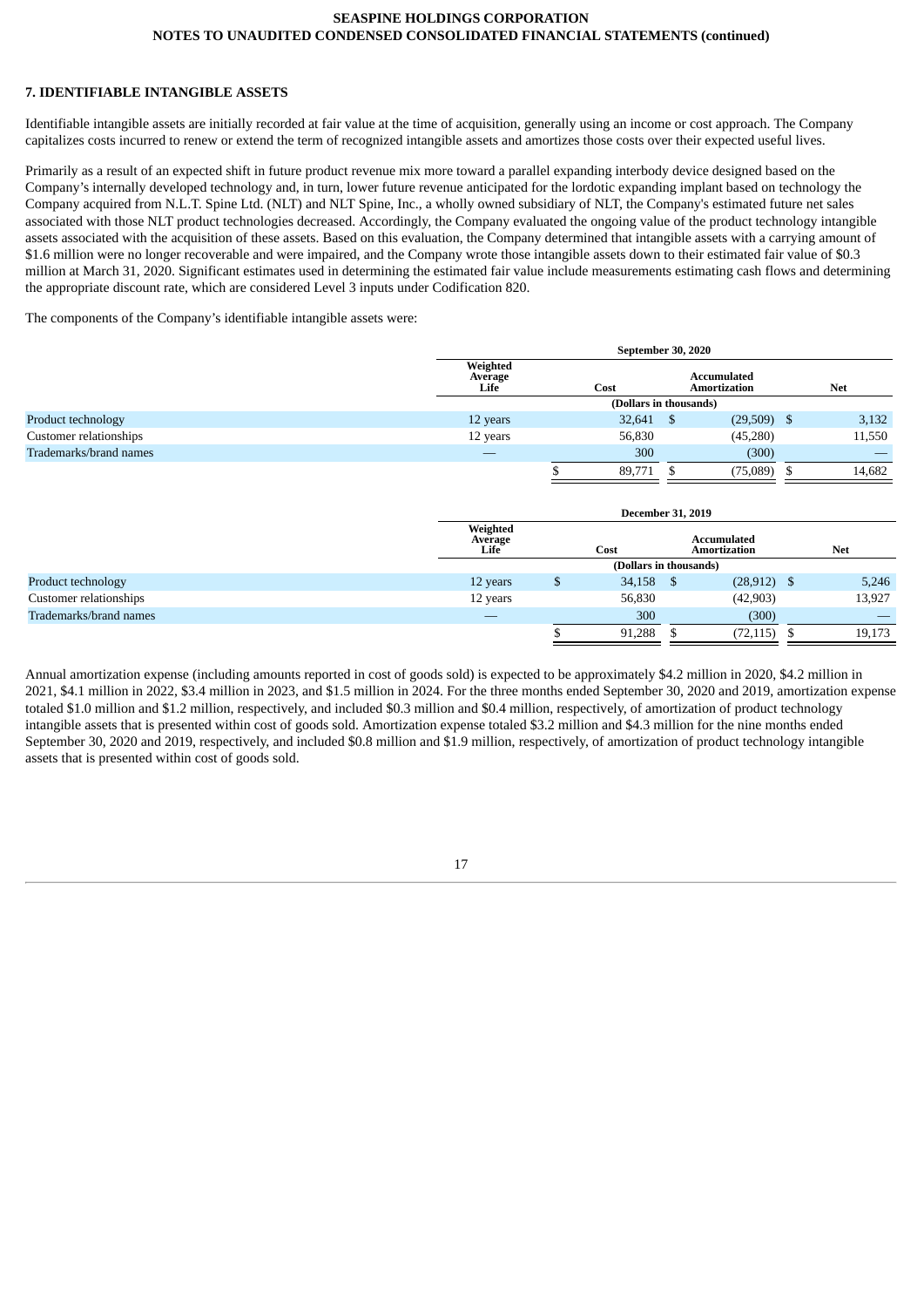## 7. IDENTIFIABLE INTANGIBLE ASSETS

Identifiable intangible assets are initially recorded at fair value at the time of acquisition, generally using an income or cost approach. The Company capitalizes costs incurred to renew or extend the term of recognized intangible assets and amortizes those costs over their expected useful lives.

Primarily as a result of an expected shift in future product revenue mix more toward a parallel expanding interbody device designed based on the Company's internally developed technology and, in turn, lower future revenue anticipated for the lordotic expanding implant based on technology the Company acquired from N.L.T. Spine Ltd. (NLT) and NLT Spine, Inc., a wholly owned subsidiary of NLT, the Company's estimated future net sales associated with those NLT product technologies decreased. Accordingly, the Company evaluated the ongoing value of the product technology intangible assets associated with the acquisition of these assets. Based on this evaluation, the Company determined that intangible assets with a carrying amount of $1.6 million were no longer recoverable and were impaired, and the Company wrote those intangible assets down to their estimated fair value of $0.3 million at March 31, 2020. Significant estimates used in determining the estimated fair value include measurements estimating cash flows and determining the appropriate discount rate, which are considered Level 3 inputs under Codification 820.

The components of the Company's identifiable intangible assets were:

| | September 30, 2020 | | | |
|---|---|---|---|---|
| | Weighted Average Life | Cost | Accumulated Amortization | Net |
| | | (Dollars in thousands) | | |
| Product technology | 12 years | 32,641 | $ (29,509) | $ 3,132 |
| Customer relationships | 12 years | 56,830 | (45,280) | 11,550 |
| Trademarks/brand names | — | 300 | (300) | — |
| | | $ 89,771 | $ (75,089) | $ 14,682 |

| | December 31, 2019 | | | |
|---|---|---|---|---|
| | Weighted Average Life | Cost | Accumulated Amortization | Net |
| | | (Dollars in thousands) | | |
| Product technology | 12 years | $ 34,158 | $ (28,912) | $ 5,246 |
| Customer relationships | 12 years | 56,830 | (42,903) | 13,927 |
| Trademarks/brand names | — | 300 | (300) | — |
| | | $ 91,288 | $ (72,115) | $ 19,173 |

Annual amortization expense (including amounts reported in cost of goods sold) is expected to be approximately $4.2 million in 2020, $4.2 million in 2021, $4.1 million in 2022, $3.4 million in 2023, and $1.5 million in 2024. For the three months ended September 30, 2020 and 2019, amortization expense totaled $1.0 million and $1.2 million, respectively, and included $0.3 million and $0.4 million, respectively, of amortization of product technology intangible assets that is presented within cost of goods sold. Amortization expense totaled $3.2 million and $4.3 million for the nine months ended September 30, 2020 and 2019, respectively, and included $0.8 million and $1.9 million, respectively, of amortization of product technology intangible assets that is presented within cost of goods sold.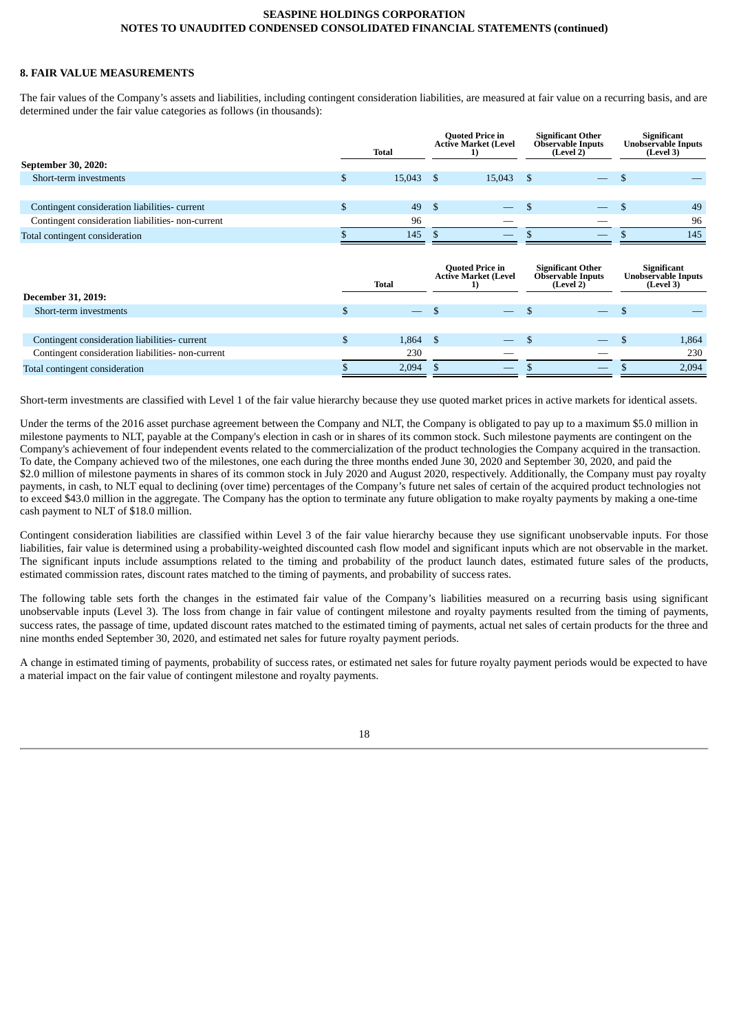## 8. FAIR VALUE MEASUREMENTS

The fair values of the Company's assets and liabilities, including contingent consideration liabilities, are measured at fair value on a recurring basis, and are determined under the fair value categories as follows (in thousands):

| | Total | Quoted Price in Active Market (Level 1) | Significant Other Observable Inputs (Level 2) | Significant Unobservable Inputs (Level 3) |
|---|---|---|---|---|
| **September 30, 2020:** | | | | |
| Short-term investments | $ 15,043 | $ 15,043 | $ — | $ — |
| | | | | |
| Contingent consideration liabilities- current | $ 49 | $ — | $ — | $ 49 |
| Contingent consideration liabilities- non-current | 96 | — | — | 96 |
| Total contingent consideration | $ 145 | $ — | $ — | $ 145 |

| | Total | Quoted Price in Active Market (Level 1) | Significant Other Observable Inputs (Level 2) | Significant Unobservable Inputs (Level 3) |
|---|---|---|---|---|
| **December 31, 2019:** | | | | |
| Short-term investments | $ — | $ — | $ — | $ — |
| | | | | |
| Contingent consideration liabilities- current | $ 1,864 | $ — | $ — | $ 1,864 |
| Contingent consideration liabilities- non-current | 230 | — | — | 230 |
| Total contingent consideration | $ 2,094 | $ — | $ — | $ 2,094 |

Short-term investments are classified with Level 1 of the fair value hierarchy because they use quoted market prices in active markets for identical assets.

Under the terms of the 2016 asset purchase agreement between the Company and NLT, the Company is obligated to pay up to a maximum $5.0 million in milestone payments to NLT, payable at the Company's election in cash or in shares of its common stock. Such milestone payments are contingent on the Company's achievement of four independent events related to the commercialization of the product technologies the Company acquired in the transaction. To date, the Company achieved two of the milestones, one each during the three months ended June 30, 2020 and September 30, 2020, and paid the $2.0 million of milestone payments in shares of its common stock in July 2020 and August 2020, respectively. Additionally, the Company must pay royalty payments, in cash, to NLT equal to declining (over time) percentages of the Company's future net sales of certain of the acquired product technologies not to exceed $43.0 million in the aggregate. The Company has the option to terminate any future obligation to make royalty payments by making a one-time cash payment to NLT of $18.0 million.

Contingent consideration liabilities are classified within Level 3 of the fair value hierarchy because they use significant unobservable inputs. For those liabilities, fair value is determined using a probability-weighted discounted cash flow model and significant inputs which are not observable in the market. The significant inputs include assumptions related to the timing and probability of the product launch dates, estimated future sales of the products, estimated commission rates, discount rates matched to the timing of payments, and probability of success rates.

The following table sets forth the changes in the estimated fair value of the Company's liabilities measured on a recurring basis using significant unobservable inputs (Level 3). The loss from change in fair value of contingent milestone and royalty payments resulted from the timing of payments, success rates, the passage of time, updated discount rates matched to the estimated timing of payments, actual net sales of certain products for the three and nine months ended September 30, 2020, and estimated net sales for future royalty payment periods.

A change in estimated timing of payments, probability of success rates, or estimated net sales for future royalty payment periods would be expected to have a material impact on the fair value of contingent milestone and royalty payments.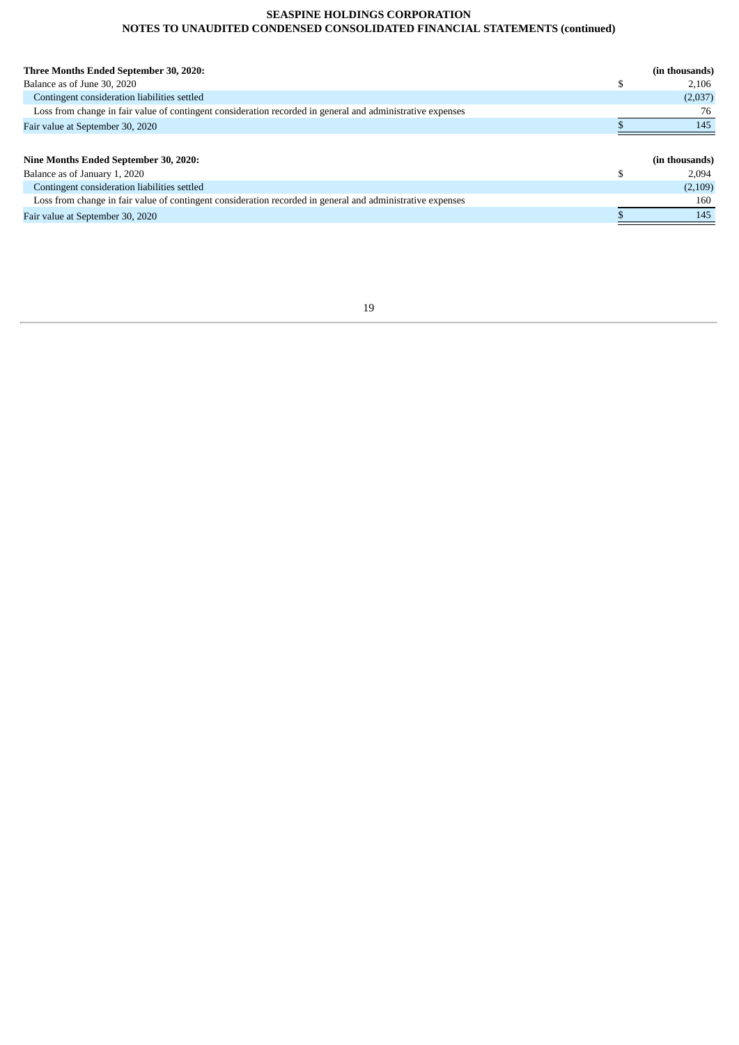**SEASPINE HOLDINGS CORPORATION**
**NOTES TO UNAUDITED CONDENSED CONSOLIDATED FINANCIAL STATEMENTS (continued)**

| **Three Months Ended September 30, 2020:** | | **(in thousands)** |
|---|---|---|
| Balance as of June 30, 2020 | $ | 2,106 |
| Contingent consideration liabilities settled | | (2,037) |
| Loss from change in fair value of contingent consideration recorded in general and administrative expenses | | 76 |
| Fair value at September 30, 2020 | $ | 145 |

| **Nine Months Ended September 30, 2020:** | | **(in thousands)** |
|---|---|---|
| Balance as of January 1, 2020 | $ | 2,094 |
| Contingent consideration liabilities settled | | (2,109) |
| Loss from change in fair value of contingent consideration recorded in general and administrative expenses | | 160 |
| Fair value at September 30, 2020 | $ | 145 |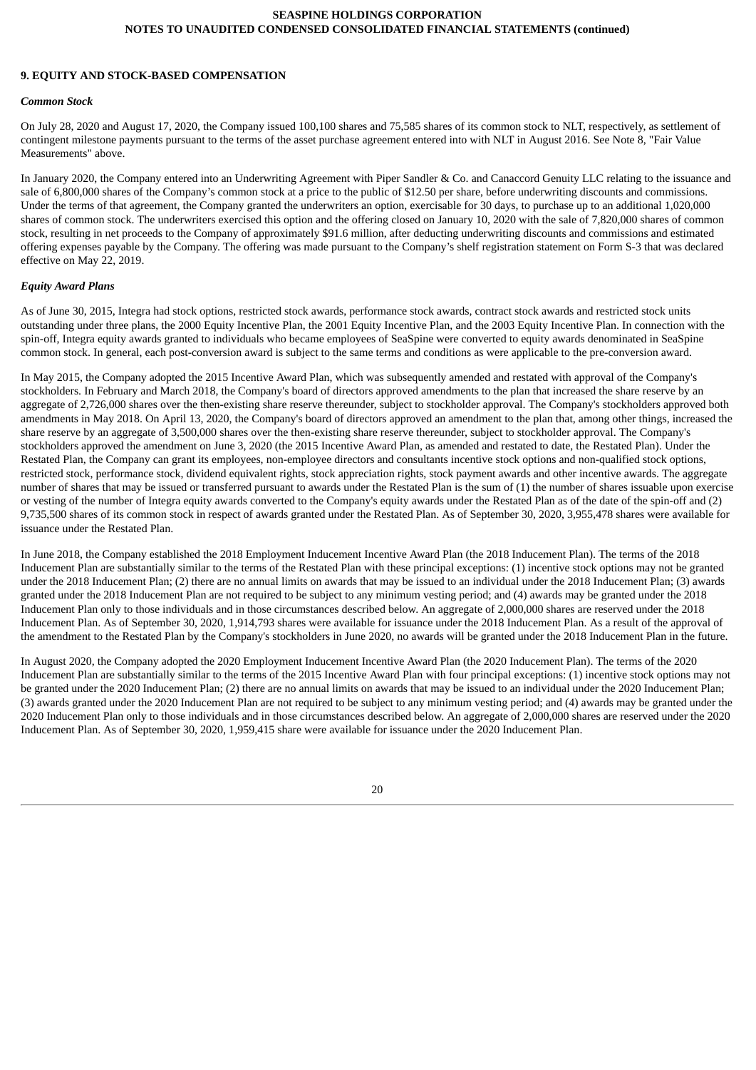## 9. EQUITY AND STOCK-BASED COMPENSATION

### *Common Stock*

On July 28, 2020 and August 17, 2020, the Company issued 100,100 shares and 75,585 shares of its common stock to NLT, respectively, as settlement of contingent milestone payments pursuant to the terms of the asset purchase agreement entered into with NLT in August 2016. See Note 8, "Fair Value Measurements" above.

In January 2020, the Company entered into an Underwriting Agreement with Piper Sandler & Co. and Canaccord Genuity LLC relating to the issuance and sale of 6,800,000 shares of the Company's common stock at a price to the public of $12.50 per share, before underwriting discounts and commissions. Under the terms of that agreement, the Company granted the underwriters an option, exercisable for 30 days, to purchase up to an additional 1,020,000 shares of common stock. The underwriters exercised this option and the offering closed on January 10, 2020 with the sale of 7,820,000 shares of common stock, resulting in net proceeds to the Company of approximately $91.6 million, after deducting underwriting discounts and commissions and estimated offering expenses payable by the Company. The offering was made pursuant to the Company's shelf registration statement on Form S-3 that was declared effective on May 22, 2019.

### *Equity Award Plans*

As of June 30, 2015, Integra had stock options, restricted stock awards, performance stock awards, contract stock awards and restricted stock units outstanding under three plans, the 2000 Equity Incentive Plan, the 2001 Equity Incentive Plan, and the 2003 Equity Incentive Plan. In connection with the spin-off, Integra equity awards granted to individuals who became employees of SeaSpine were converted to equity awards denominated in SeaSpine common stock. In general, each post-conversion award is subject to the same terms and conditions as were applicable to the pre-conversion award.

In May 2015, the Company adopted the 2015 Incentive Award Plan, which was subsequently amended and restated with approval of the Company's stockholders. In February and March 2018, the Company's board of directors approved amendments to the plan that increased the share reserve by an aggregate of 2,726,000 shares over the then-existing share reserve thereunder, subject to stockholder approval. The Company's stockholders approved both amendments in May 2018. On April 13, 2020, the Company's board of directors approved an amendment to the plan that, among other things, increased the share reserve by an aggregate of 3,500,000 shares over the then-existing share reserve thereunder, subject to stockholder approval. The Company's stockholders approved the amendment on June 3, 2020 (the 2015 Incentive Award Plan, as amended and restated to date, the Restated Plan). Under the Restated Plan, the Company can grant its employees, non-employee directors and consultants incentive stock options and non-qualified stock options, restricted stock, performance stock, dividend equivalent rights, stock appreciation rights, stock payment awards and other incentive awards. The aggregate number of shares that may be issued or transferred pursuant to awards under the Restated Plan is the sum of (1) the number of shares issuable upon exercise or vesting of the number of Integra equity awards converted to the Company's equity awards under the Restated Plan as of the date of the spin-off and (2) 9,735,500 shares of its common stock in respect of awards granted under the Restated Plan. As of September 30, 2020, 3,955,478 shares were available for issuance under the Restated Plan.

In June 2018, the Company established the 2018 Employment Inducement Incentive Award Plan (the 2018 Inducement Plan). The terms of the 2018 Inducement Plan are substantially similar to the terms of the Restated Plan with these principal exceptions: (1) incentive stock options may not be granted under the 2018 Inducement Plan; (2) there are no annual limits on awards that may be issued to an individual under the 2018 Inducement Plan; (3) awards granted under the 2018 Inducement Plan are not required to be subject to any minimum vesting period; and (4) awards may be granted under the 2018 Inducement Plan only to those individuals and in those circumstances described below. An aggregate of 2,000,000 shares are reserved under the 2018 Inducement Plan. As of September 30, 2020, 1,914,793 shares were available for issuance under the 2018 Inducement Plan. As a result of the approval of the amendment to the Restated Plan by the Company's stockholders in June 2020, no awards will be granted under the 2018 Inducement Plan in the future.

In August 2020, the Company adopted the 2020 Employment Inducement Incentive Award Plan (the 2020 Inducement Plan). The terms of the 2020 Inducement Plan are substantially similar to the terms of the 2015 Incentive Award Plan with four principal exceptions: (1) incentive stock options may not be granted under the 2020 Inducement Plan; (2) there are no annual limits on awards that may be issued to an individual under the 2020 Inducement Plan; (3) awards granted under the 2020 Inducement Plan are not required to be subject to any minimum vesting period; and (4) awards may be granted under the 2020 Inducement Plan only to those individuals and in those circumstances described below. An aggregate of 2,000,000 shares are reserved under the 2020 Inducement Plan. As of September 30, 2020, 1,959,415 share were available for issuance under the 2020 Inducement Plan.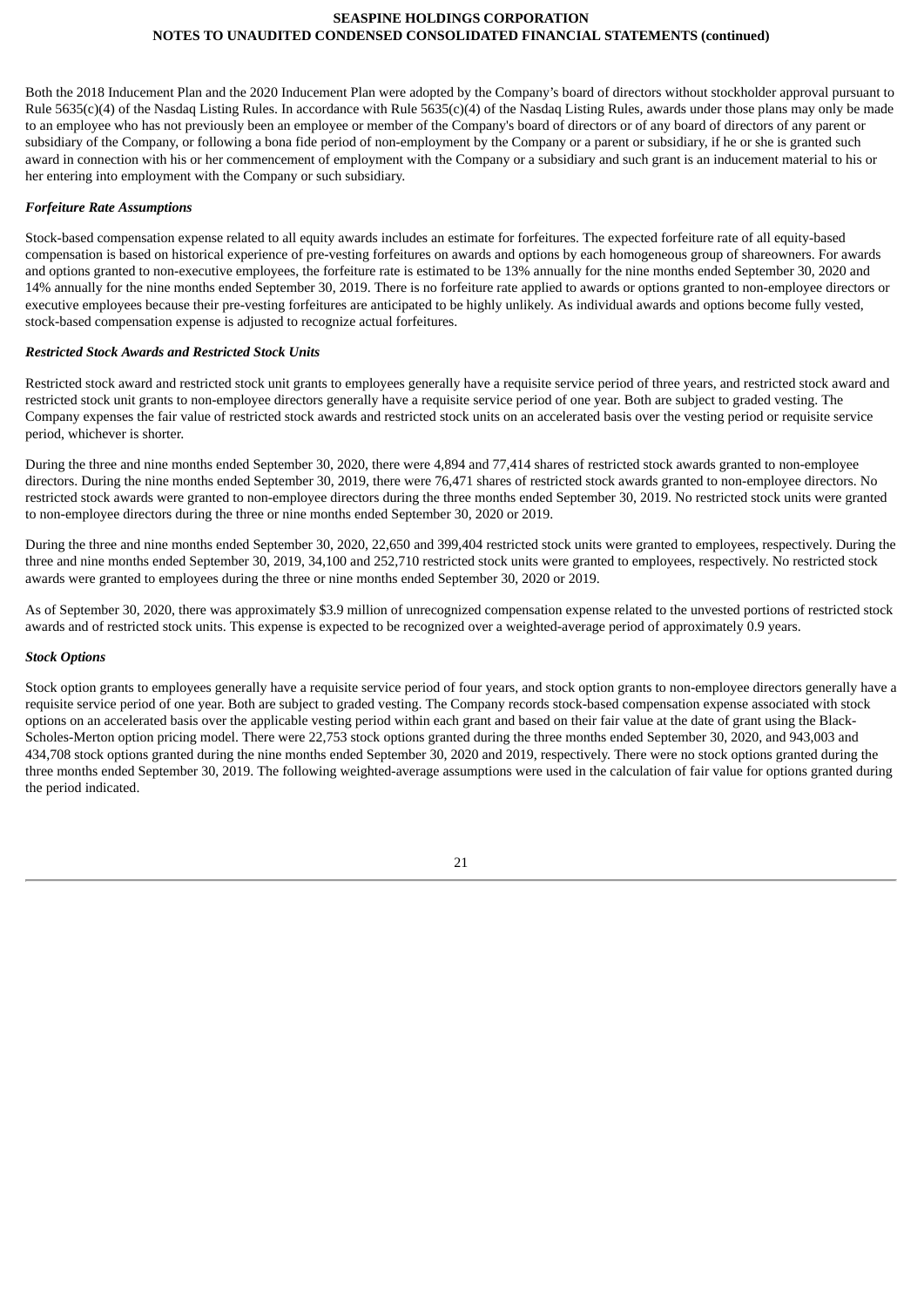Both the 2018 Inducement Plan and the 2020 Inducement Plan were adopted by the Company's board of directors without stockholder approval pursuant to Rule 5635(c)(4) of the Nasdaq Listing Rules. In accordance with Rule 5635(c)(4) of the Nasdaq Listing Rules, awards under those plans may only be made to an employee who has not previously been an employee or member of the Company's board of directors or of any board of directors of any parent or subsidiary of the Company, or following a bona fide period of non-employment by the Company or a parent or subsidiary, if he or she is granted such award in connection with his or her commencement of employment with the Company or a subsidiary and such grant is an inducement material to his or her entering into employment with the Company or such subsidiary.

***Forfeiture Rate Assumptions***

Stock-based compensation expense related to all equity awards includes an estimate for forfeitures. The expected forfeiture rate of all equity-based compensation is based on historical experience of pre-vesting forfeitures on awards and options by each homogeneous group of shareowners. For awards and options granted to non-executive employees, the forfeiture rate is estimated to be 13% annually for the nine months ended September 30, 2020 and 14% annually for the nine months ended September 30, 2019. There is no forfeiture rate applied to awards or options granted to non-employee directors or executive employees because their pre-vesting forfeitures are anticipated to be highly unlikely. As individual awards and options become fully vested, stock-based compensation expense is adjusted to recognize actual forfeitures.

***Restricted Stock Awards and Restricted Stock Units***

Restricted stock award and restricted stock unit grants to employees generally have a requisite service period of three years, and restricted stock award and restricted stock unit grants to non-employee directors generally have a requisite service period of one year. Both are subject to graded vesting. The Company expenses the fair value of restricted stock awards and restricted stock units on an accelerated basis over the vesting period or requisite service period, whichever is shorter.

During the three and nine months ended September 30, 2020, there were 4,894 and 77,414 shares of restricted stock awards granted to non-employee directors. During the nine months ended September 30, 2019, there were 76,471 shares of restricted stock awards granted to non-employee directors. No restricted stock awards were granted to non-employee directors during the three months ended September 30, 2019. No restricted stock units were granted to non-employee directors during the three or nine months ended September 30, 2020 or 2019.

During the three and nine months ended September 30, 2020, 22,650 and 399,404 restricted stock units were granted to employees, respectively. During the three and nine months ended September 30, 2019, 34,100 and 252,710 restricted stock units were granted to employees, respectively. No restricted stock awards were granted to employees during the three or nine months ended September 30, 2020 or 2019.

As of September 30, 2020, there was approximately $3.9 million of unrecognized compensation expense related to the unvested portions of restricted stock awards and of restricted stock units. This expense is expected to be recognized over a weighted-average period of approximately 0.9 years.

***Stock Options***

Stock option grants to employees generally have a requisite service period of four years, and stock option grants to non-employee directors generally have a requisite service period of one year. Both are subject to graded vesting. The Company records stock-based compensation expense associated with stock options on an accelerated basis over the applicable vesting period within each grant and based on their fair value at the date of grant using the Black-Scholes-Merton option pricing model. There were 22,753 stock options granted during the three months ended September 30, 2020, and 943,003 and 434,708 stock options granted during the nine months ended September 30, 2020 and 2019, respectively. There were no stock options granted during the three months ended September 30, 2019. The following weighted-average assumptions were used in the calculation of fair value for options granted during the period indicated.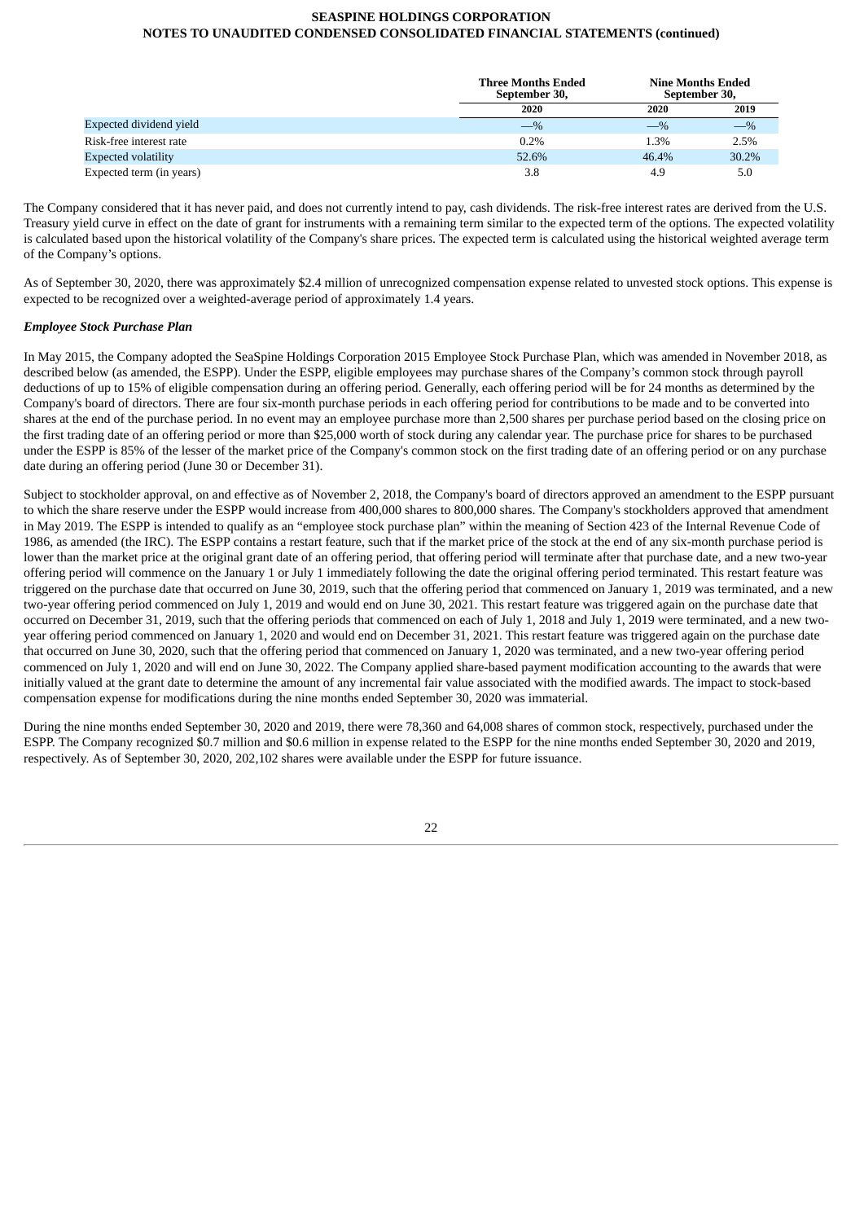| | Three Months Ended September 30, | Nine Months Ended September 30, | |
|---|---|---|---|
| | 2020 | 2020 | 2019 |
| Expected dividend yield | —% | —% | —% |
| Risk-free interest rate | 0.2% | 1.3% | 2.5% |
| Expected volatility | 52.6% | 46.4% | 30.2% |
| Expected term (in years) | 3.8 | 4.9 | 5.0 |

The Company considered that it has never paid, and does not currently intend to pay, cash dividends. The risk-free interest rates are derived from the U.S. Treasury yield curve in effect on the date of grant for instruments with a remaining term similar to the expected term of the options. The expected volatility is calculated based upon the historical volatility of the Company's share prices. The expected term is calculated using the historical weighted average term of the Company's options.

As of September 30, 2020, there was approximately $2.4 million of unrecognized compensation expense related to unvested stock options. This expense is expected to be recognized over a weighted-average period of approximately 1.4 years.

***Employee Stock Purchase Plan***

In May 2015, the Company adopted the SeaSpine Holdings Corporation 2015 Employee Stock Purchase Plan, which was amended in November 2018, as described below (as amended, the ESPP). Under the ESPP, eligible employees may purchase shares of the Company's common stock through payroll deductions of up to 15% of eligible compensation during an offering period. Generally, each offering period will be for 24 months as determined by the Company's board of directors. There are four six-month purchase periods in each offering period for contributions to be made and to be converted into shares at the end of the purchase period. In no event may an employee purchase more than 2,500 shares per purchase period based on the closing price on the first trading date of an offering period or more than $25,000 worth of stock during any calendar year. The purchase price for shares to be purchased under the ESPP is 85% of the lesser of the market price of the Company's common stock on the first trading date of an offering period or on any purchase date during an offering period (June 30 or December 31).

Subject to stockholder approval, on and effective as of November 2, 2018, the Company's board of directors approved an amendment to the ESPP pursuant to which the share reserve under the ESPP would increase from 400,000 shares to 800,000 shares. The Company's stockholders approved that amendment in May 2019. The ESPP is intended to qualify as an "employee stock purchase plan" within the meaning of Section 423 of the Internal Revenue Code of 1986, as amended (the IRC). The ESPP contains a restart feature, such that if the market price of the stock at the end of any six-month purchase period is lower than the market price at the original grant date of an offering period, that offering period will terminate after that purchase date, and a new two-year offering period will commence on the January 1 or July 1 immediately following the date the original offering period terminated. This restart feature was triggered on the purchase date that occurred on June 30, 2019, such that the offering period that commenced on January 1, 2019 was terminated, and a new two-year offering period commenced on July 1, 2019 and would end on June 30, 2021. This restart feature was triggered again on the purchase date that occurred on December 31, 2019, such that the offering periods that commenced on each of July 1, 2018 and July 1, 2019 were terminated, and a new two-year offering period commenced on January 1, 2020 and would end on December 31, 2021. This restart feature was triggered again on the purchase date that occurred on June 30, 2020, such that the offering period that commenced on January 1, 2020 was terminated, and a new two-year offering period commenced on July 1, 2020 and will end on June 30, 2022. The Company applied share-based payment modification accounting to the awards that were initially valued at the grant date to determine the amount of any incremental fair value associated with the modified awards. The impact to stock-based compensation expense for modifications during the nine months ended September 30, 2020 was immaterial.

During the nine months ended September 30, 2020 and 2019, there were 78,360 and 64,008 shares of common stock, respectively, purchased under the ESPP. The Company recognized $0.7 million and $0.6 million in expense related to the ESPP for the nine months ended September 30, 2020 and 2019, respectively. As of September 30, 2020, 202,102 shares were available under the ESPP for future issuance.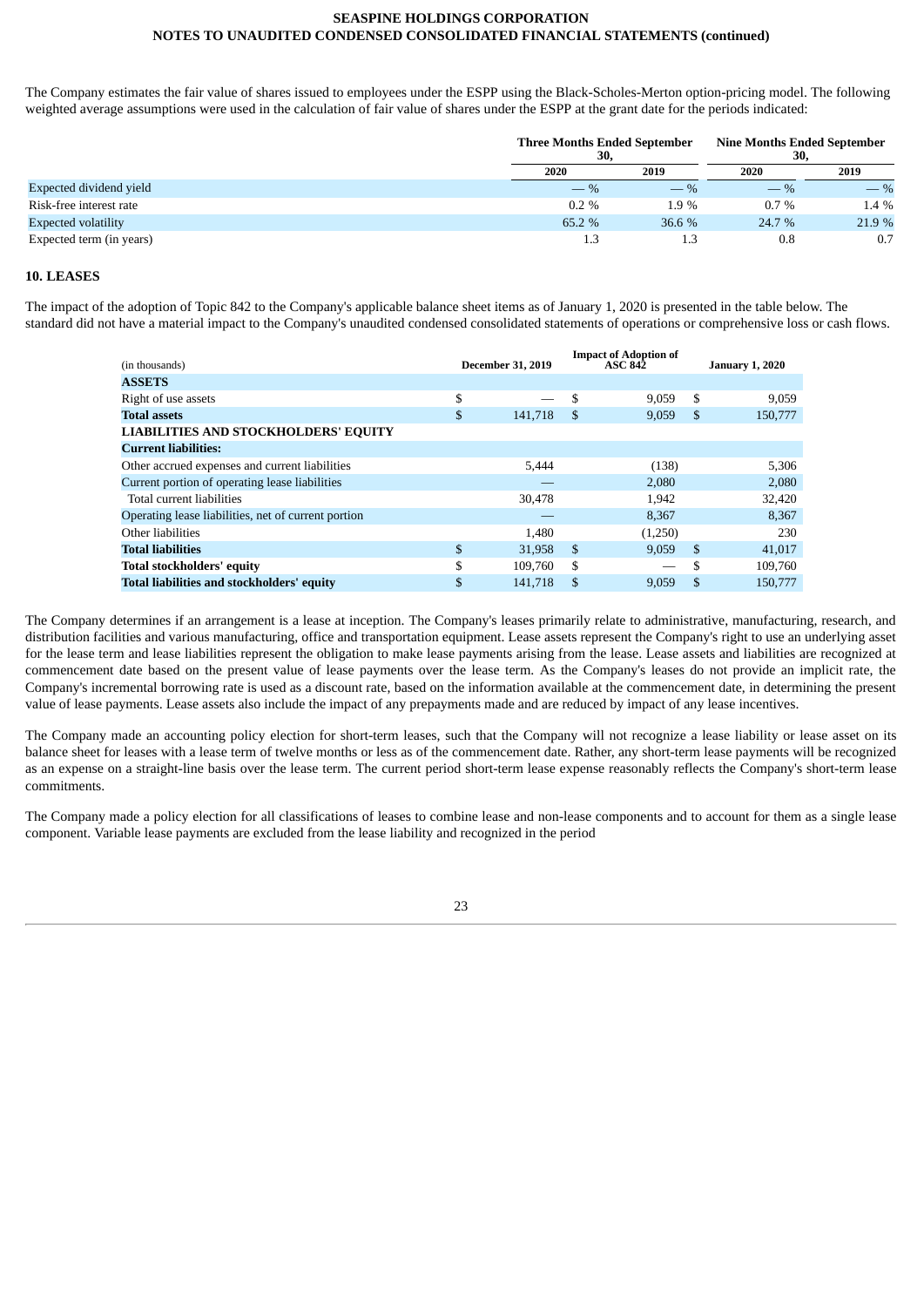The Company estimates the fair value of shares issued to employees under the ESPP using the Black-Scholes-Merton option-pricing model. The following weighted average assumptions were used in the calculation of fair value of shares under the ESPP at the grant date for the periods indicated:

| | Three Months Ended September 30, | | Nine Months Ended September 30, | |
|---|---|---|---|---|
| | 2020 | 2019 | 2020 | 2019 |
| Expected dividend yield | — % | — % | — % | — % |
| Risk-free interest rate | 0.2 % | 1.9 % | 0.7 % | 1.4 % |
| Expected volatility | 65.2 % | 36.6 % | 24.7 % | 21.9 % |
| Expected term (in years) | 1.3 | 1.3 | 0.8 | 0.7 |

## 10. LEASES

The impact of the adoption of Topic 842 to the Company's applicable balance sheet items as of January 1, 2020 is presented in the table below. The standard did not have a material impact to the Company's unaudited condensed consolidated statements of operations or comprehensive loss or cash flows.

| (in thousands) | December 31, 2019 | Impact of Adoption of ASC 842 | January 1, 2020 |
|---|---|---|---|
| **ASSETS** | | | |
| Right of use assets | $ — | $ 9,059 | $ 9,059 |
| **Total assets** | $ 141,718 | $ 9,059 | $ 150,777 |
| **LIABILITIES AND STOCKHOLDERS' EQUITY** | | | |
| **Current liabilities:** | | | |
| Other accrued expenses and current liabilities | 5,444 | (138) | 5,306 |
| Current portion of operating lease liabilities | — | 2,080 | 2,080 |
| Total current liabilities | 30,478 | 1,942 | 32,420 |
| Operating lease liabilities, net of current portion | — | 8,367 | 8,367 |
| Other liabilities | 1,480 | (1,250) | 230 |
| **Total liabilities** | $ 31,958 | $ 9,059 | $ 41,017 |
| **Total stockholders' equity** | $ 109,760 | $ — | $ 109,760 |
| **Total liabilities and stockholders' equity** | $ 141,718 | $ 9,059 | $ 150,777 |

The Company determines if an arrangement is a lease at inception. The Company's leases primarily relate to administrative, manufacturing, research, and distribution facilities and various manufacturing, office and transportation equipment. Lease assets represent the Company's right to use an underlying asset for the lease term and lease liabilities represent the obligation to make lease payments arising from the lease. Lease assets and liabilities are recognized at commencement date based on the present value of lease payments over the lease term. As the Company's leases do not provide an implicit rate, the Company's incremental borrowing rate is used as a discount rate, based on the information available at the commencement date, in determining the present value of lease payments. Lease assets also include the impact of any prepayments made and are reduced by impact of any lease incentives.

The Company made an accounting policy election for short-term leases, such that the Company will not recognize a lease liability or lease asset on its balance sheet for leases with a lease term of twelve months or less as of the commencement date. Rather, any short-term lease payments will be recognized as an expense on a straight-line basis over the lease term. The current period short-term lease expense reasonably reflects the Company's short-term lease commitments.

The Company made a policy election for all classifications of leases to combine lease and non-lease components and to account for them as a single lease component. Variable lease payments are excluded from the lease liability and recognized in the period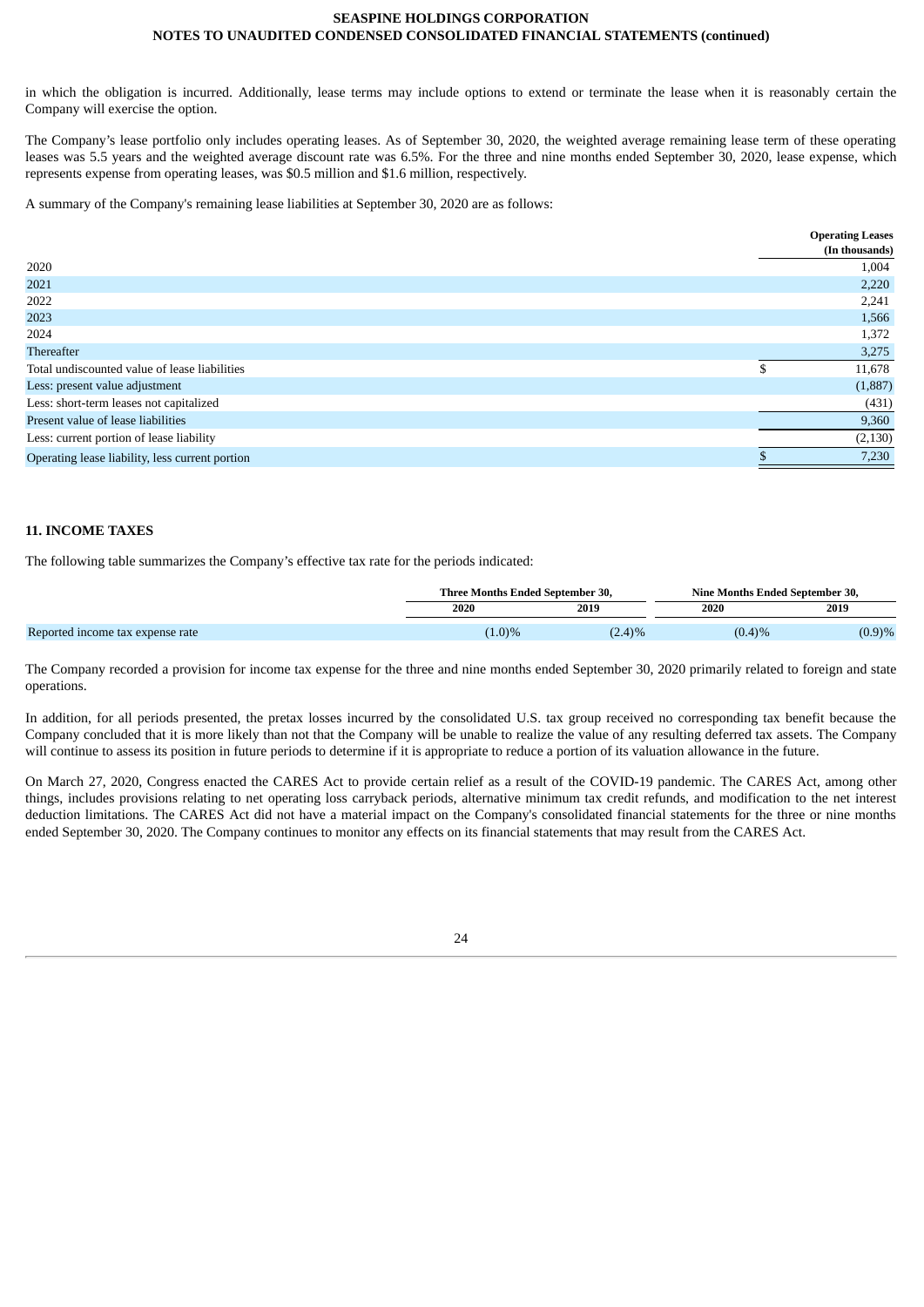in which the obligation is incurred. Additionally, lease terms may include options to extend or terminate the lease when it is reasonably certain the Company will exercise the option.

The Company's lease portfolio only includes operating leases. As of September 30, 2020, the weighted average remaining lease term of these operating leases was 5.5 years and the weighted average discount rate was 6.5%. For the three and nine months ended September 30, 2020, lease expense, which represents expense from operating leases, was $0.5 million and $1.6 million, respectively.

A summary of the Company's remaining lease liabilities at September 30, 2020 are as follows:

| | Operating Leases (In thousands) |
|---|---|
| 2020 | 1,004 |
| 2021 | 2,220 |
| 2022 | 2,241 |
| 2023 | 1,566 |
| 2024 | 1,372 |
| Thereafter | 3,275 |
| Total undiscounted value of lease liabilities | $ 11,678 |
| Less: present value adjustment | (1,887) |
| Less: short-term leases not capitalized | (431) |
| Present value of lease liabilities | 9,360 |
| Less: current portion of lease liability | (2,130) |
| Operating lease liability, less current portion | $ 7,230 |

## 11. INCOME TAXES

The following table summarizes the Company's effective tax rate for the periods indicated:

| | Three Months Ended September 30, | | Nine Months Ended September 30, | |
|---|---|---|---|---|
| | 2020 | 2019 | 2020 | 2019 |
| Reported income tax expense rate | (1.0)% | (2.4)% | (0.4)% | (0.9)% |

The Company recorded a provision for income tax expense for the three and nine months ended September 30, 2020 primarily related to foreign and state operations.

In addition, for all periods presented, the pretax losses incurred by the consolidated U.S. tax group received no corresponding tax benefit because the Company concluded that it is more likely than not that the Company will be unable to realize the value of any resulting deferred tax assets. The Company will continue to assess its position in future periods to determine if it is appropriate to reduce a portion of its valuation allowance in the future.

On March 27, 2020, Congress enacted the CARES Act to provide certain relief as a result of the COVID-19 pandemic. The CARES Act, among other things, includes provisions relating to net operating loss carryback periods, alternative minimum tax credit refunds, and modification to the net interest deduction limitations. The CARES Act did not have a material impact on the Company's consolidated financial statements for the three or nine months ended September 30, 2020. The Company continues to monitor any effects on its financial statements that may result from the CARES Act.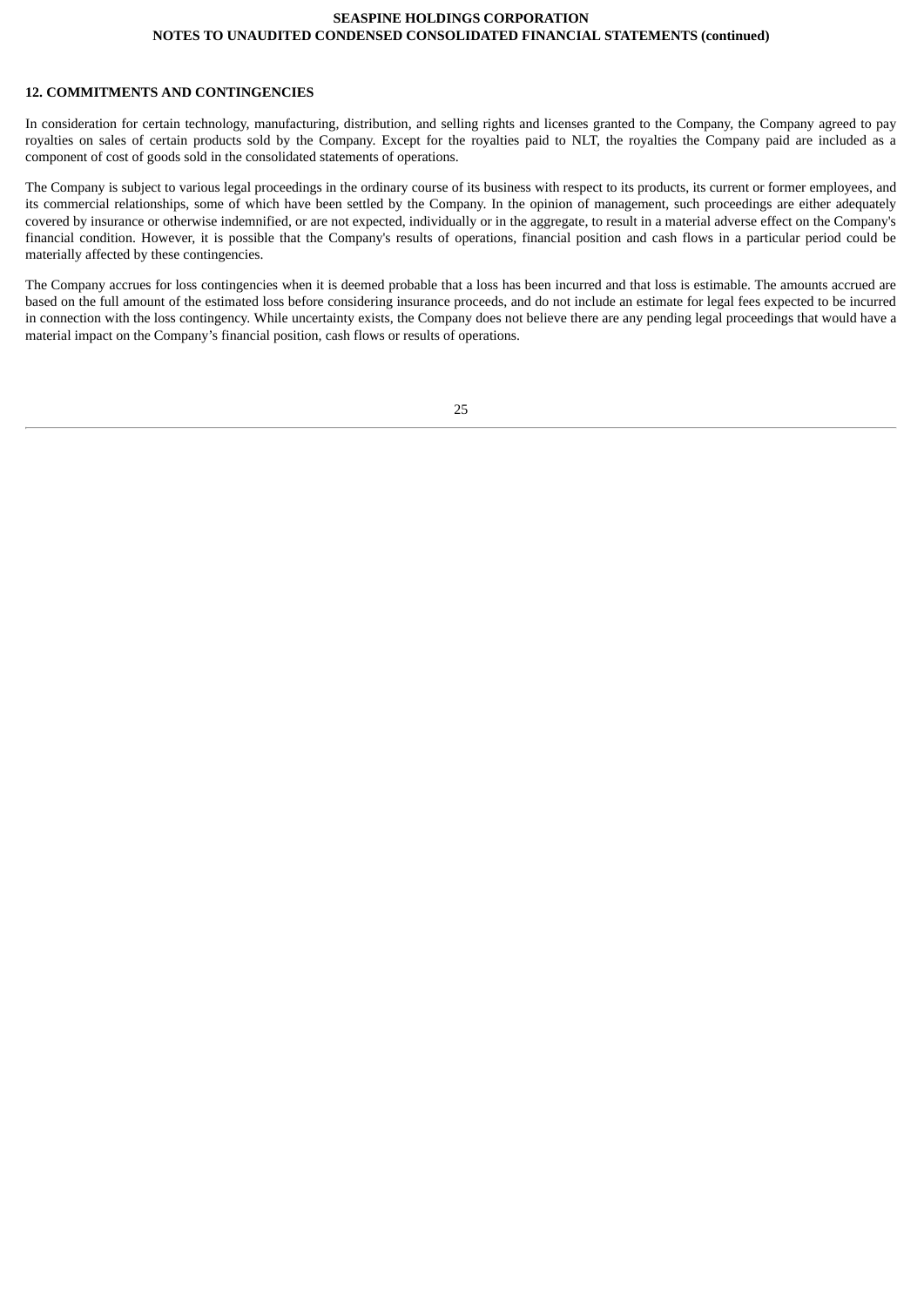## 12. COMMITMENTS AND CONTINGENCIES

In consideration for certain technology, manufacturing, distribution, and selling rights and licenses granted to the Company, the Company agreed to pay royalties on sales of certain products sold by the Company. Except for the royalties paid to NLT, the royalties the Company paid are included as a component of cost of goods sold in the consolidated statements of operations.

The Company is subject to various legal proceedings in the ordinary course of its business with respect to its products, its current or former employees, and its commercial relationships, some of which have been settled by the Company. In the opinion of management, such proceedings are either adequately covered by insurance or otherwise indemnified, or are not expected, individually or in the aggregate, to result in a material adverse effect on the Company's financial condition. However, it is possible that the Company's results of operations, financial position and cash flows in a particular period could be materially affected by these contingencies.

The Company accrues for loss contingencies when it is deemed probable that a loss has been incurred and that loss is estimable. The amounts accrued are based on the full amount of the estimated loss before considering insurance proceeds, and do not include an estimate for legal fees expected to be incurred in connection with the loss contingency. While uncertainty exists, the Company does not believe there are any pending legal proceedings that would have a material impact on the Company's financial position, cash flows or results of operations.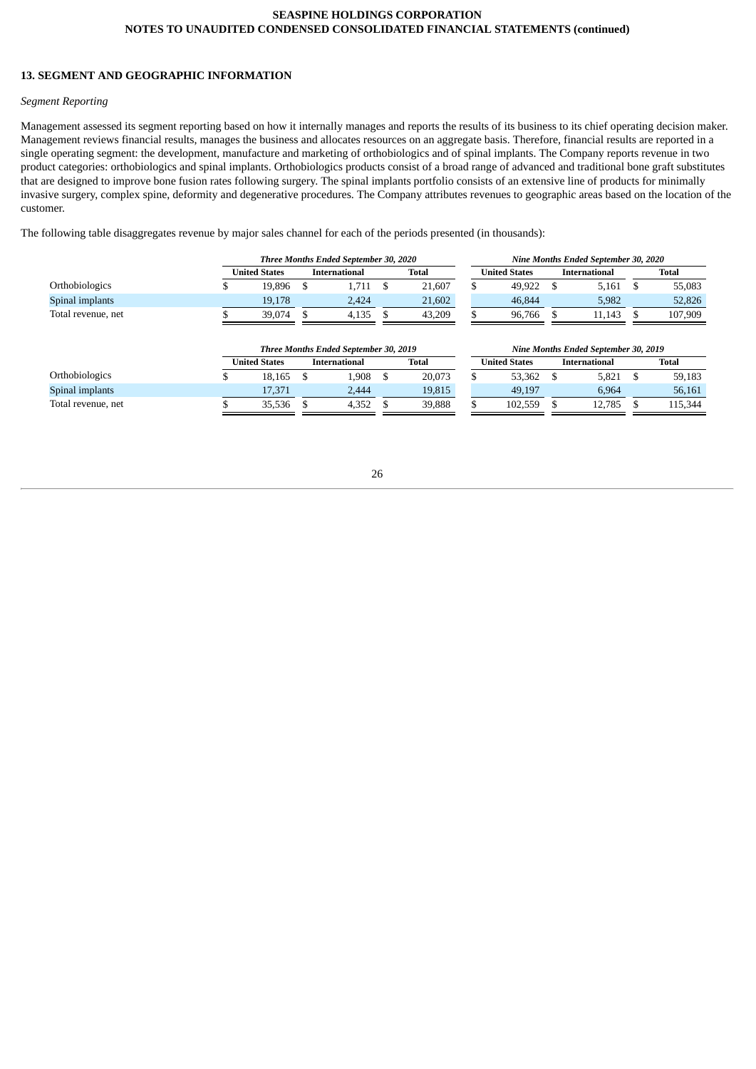## 13. SEGMENT AND GEOGRAPHIC INFORMATION

*Segment Reporting*

Management assessed its segment reporting based on how it internally manages and reports the results of its business to its chief operating decision maker. Management reviews financial results, manages the business and allocates resources on an aggregate basis. Therefore, financial results are reported in a single operating segment: the development, manufacture and marketing of orthobiologics and of spinal implants. The Company reports revenue in two product categories: orthobiologics and spinal implants. Orthobiologics products consist of a broad range of advanced and traditional bone graft substitutes that are designed to improve bone fusion rates following surgery. The spinal implants portfolio consists of an extensive line of products for minimally invasive surgery, complex spine, deformity and degenerative procedures. The Company attributes revenues to geographic areas based on the location of the customer.

The following table disaggregates revenue by major sales channel for each of the periods presented (in thousands):

| | *Three Months Ended September 30, 2020* | | | *Nine Months Ended September 30, 2020* | | |
|---|---|---|---|---|---|---|
| | **United States** | **International** | **Total** | **United States** | **International** | **Total** |
| Orthobiologics | $ 19,896 | $ 1,711 | $ 21,607 | $ 49,922 | $ 5,161 | $ 55,083 |
| Spinal implants | 19,178 | 2,424 | 21,602 | 46,844 | 5,982 | 52,826 |
| Total revenue, net | $ 39,074 | $ 4,135 | $ 43,209 | $ 96,766 | $ 11,143 | $ 107,909 |

| | *Three Months Ended September 30, 2019* | | | *Nine Months Ended September 30, 2019* | | |
|---|---|---|---|---|---|---|
| | **United States** | **International** | **Total** | **United States** | **International** | **Total** |
| Orthobiologics | $ 18,165 | $ 1,908 | $ 20,073 | $ 53,362 | $ 5,821 | $ 59,183 |
| Spinal implants | 17,371 | 2,444 | 19,815 | 49,197 | 6,964 | 56,161 |
| Total revenue, net | $ 35,536 | $ 4,352 | $ 39,888 | $ 102,559 | $ 12,785 | $ 115,344 |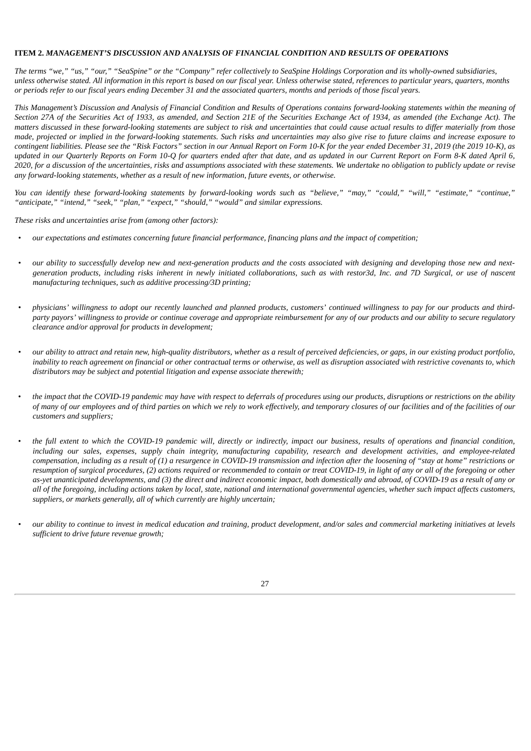**ITEM 2.** ***MANAGEMENT'S DISCUSSION AND ANALYSIS OF FINANCIAL CONDITION AND RESULTS OF OPERATIONS***

*The terms "we," "us," "our," "SeaSpine" or the "Company" refer collectively to SeaSpine Holdings Corporation and its wholly-owned subsidiaries, unless otherwise stated. All information in this report is based on our fiscal year. Unless otherwise stated, references to particular years, quarters, months or periods refer to our fiscal years ending December 31 and the associated quarters, months and periods of those fiscal years.*

*This Management's Discussion and Analysis of Financial Condition and Results of Operations contains forward-looking statements within the meaning of Section 27A of the Securities Act of 1933, as amended, and Section 21E of the Securities Exchange Act of 1934, as amended (the Exchange Act). The matters discussed in these forward-looking statements are subject to risk and uncertainties that could cause actual results to differ materially from those made, projected or implied in the forward-looking statements. Such risks and uncertainties may also give rise to future claims and increase exposure to contingent liabilities. Please see the "Risk Factors" section in our Annual Report on Form 10-K for the year ended December 31, 2019 (the 2019 10-K), as updated in our Quarterly Reports on Form 10-Q for quarters ended after that date, and as updated in our Current Report on Form 8-K dated April 6, 2020, for a discussion of the uncertainties, risks and assumptions associated with these statements. We undertake no obligation to publicly update or revise any forward-looking statements, whether as a result of new information, future events, or otherwise.*

*You can identify these forward-looking statements by forward-looking words such as "believe," "may," "could," "will," "estimate," "continue," "anticipate," "intend," "seek," "plan," "expect," "should," "would" and similar expressions.*

*These risks and uncertainties arise from (among other factors):*

- *our expectations and estimates concerning future financial performance, financing plans and the impact of competition;*
- *our ability to successfully develop new and next-generation products and the costs associated with designing and developing those new and next-generation products, including risks inherent in newly initiated collaborations, such as with restor3d, Inc. and 7D Surgical, or use of nascent manufacturing techniques, such as additive processing/3D printing;*
- *physicians' willingness to adopt our recently launched and planned products, customers' continued willingness to pay for our products and third-party payors' willingness to provide or continue coverage and appropriate reimbursement for any of our products and our ability to secure regulatory clearance and/or approval for products in development;*
- *our ability to attract and retain new, high-quality distributors, whether as a result of perceived deficiencies, or gaps, in our existing product portfolio, inability to reach agreement on financial or other contractual terms or otherwise, as well as disruption associated with restrictive covenants to, which distributors may be subject and potential litigation and expense associate therewith;*
- *the impact that the COVID-19 pandemic may have with respect to deferrals of procedures using our products, disruptions or restrictions on the ability of many of our employees and of third parties on which we rely to work effectively, and temporary closures of our facilities and of the facilities of our customers and suppliers;*
- *the full extent to which the COVID-19 pandemic will, directly or indirectly, impact our business, results of operations and financial condition, including our sales, expenses, supply chain integrity, manufacturing capability, research and development activities, and employee-related compensation, including as a result of (1) a resurgence in COVID-19 transmission and infection after the loosening of "stay at home" restrictions or resumption of surgical procedures, (2) actions required or recommended to contain or treat COVID-19, in light of any or all of the foregoing or other as-yet unanticipated developments, and (3) the direct and indirect economic impact, both domestically and abroad, of COVID-19 as a result of any or all of the foregoing, including actions taken by local, state, national and international governmental agencies, whether such impact affects customers, suppliers, or markets generally, all of which currently are highly uncertain;*
- *our ability to continue to invest in medical education and training, product development, and/or sales and commercial marketing initiatives at levels sufficient to drive future revenue growth;*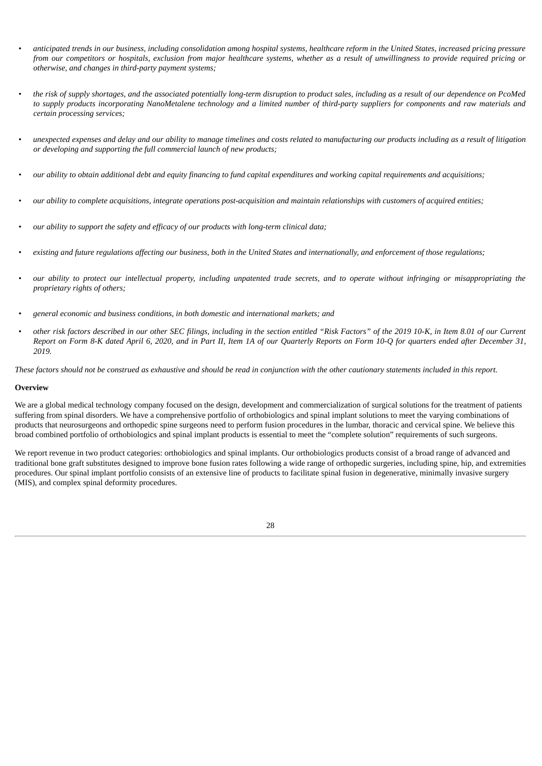- *anticipated trends in our business, including consolidation among hospital systems, healthcare reform in the United States, increased pricing pressure from our competitors or hospitals, exclusion from major healthcare systems, whether as a result of unwillingness to provide required pricing or otherwise, and changes in third-party payment systems;*
- *the risk of supply shortages, and the associated potentially long-term disruption to product sales, including as a result of our dependence on PcoMed to supply products incorporating NanoMetalene technology and a limited number of third-party suppliers for components and raw materials and certain processing services;*
- *unexpected expenses and delay and our ability to manage timelines and costs related to manufacturing our products including as a result of litigation or developing and supporting the full commercial launch of new products;*
- *our ability to obtain additional debt and equity financing to fund capital expenditures and working capital requirements and acquisitions;*
- *our ability to complete acquisitions, integrate operations post-acquisition and maintain relationships with customers of acquired entities;*
- *our ability to support the safety and efficacy of our products with long-term clinical data;*
- *existing and future regulations affecting our business, both in the United States and internationally, and enforcement of those regulations;*
- *our ability to protect our intellectual property, including unpatented trade secrets, and to operate without infringing or misappropriating the proprietary rights of others;*
- *general economic and business conditions, in both domestic and international markets; and*
- *other risk factors described in our other SEC filings, including in the section entitled "Risk Factors" of the 2019 10-K, in Item 8.01 of our Current Report on Form 8-K dated April 6, 2020, and in Part II, Item 1A of our Quarterly Reports on Form 10-Q for quarters ended after December 31, 2019.*

*These factors should not be construed as exhaustive and should be read in conjunction with the other cautionary statements included in this report.*

**Overview**

We are a global medical technology company focused on the design, development and commercialization of surgical solutions for the treatment of patients suffering from spinal disorders. We have a comprehensive portfolio of orthobiologics and spinal implant solutions to meet the varying combinations of products that neurosurgeons and orthopedic spine surgeons need to perform fusion procedures in the lumbar, thoracic and cervical spine. We believe this broad combined portfolio of orthobiologics and spinal implant products is essential to meet the "complete solution" requirements of such surgeons.

We report revenue in two product categories: orthobiologics and spinal implants. Our orthobiologics products consist of a broad range of advanced and traditional bone graft substitutes designed to improve bone fusion rates following a wide range of orthopedic surgeries, including spine, hip, and extremities procedures. Our spinal implant portfolio consists of an extensive line of products to facilitate spinal fusion in degenerative, minimally invasive surgery (MIS), and complex spinal deformity procedures.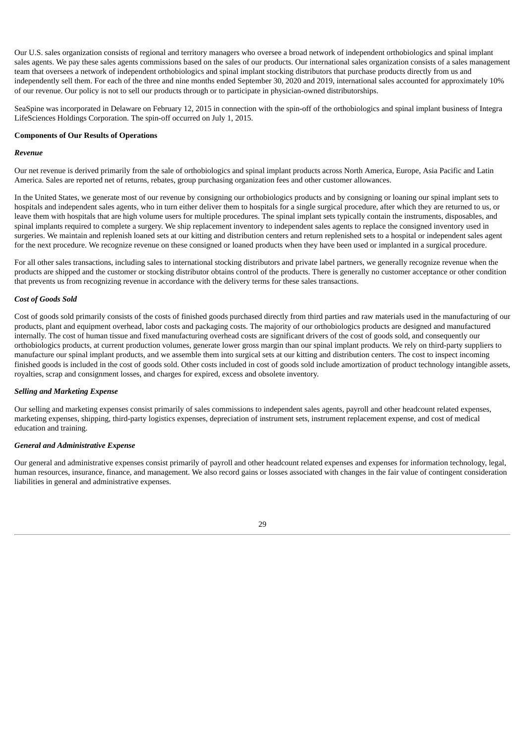Our U.S. sales organization consists of regional and territory managers who oversee a broad network of independent orthobiologics and spinal implant sales agents. We pay these sales agents commissions based on the sales of our products. Our international sales organization consists of a sales management team that oversees a network of independent orthobiologics and spinal implant stocking distributors that purchase products directly from us and independently sell them. For each of the three and nine months ended September 30, 2020 and 2019, international sales accounted for approximately 10% of our revenue. Our policy is not to sell our products through or to participate in physician-owned distributorships.

SeaSpine was incorporated in Delaware on February 12, 2015 in connection with the spin-off of the orthobiologics and spinal implant business of Integra LifeSciences Holdings Corporation. The spin-off occurred on July 1, 2015.

**Components of Our Results of Operations**

***Revenue***

Our net revenue is derived primarily from the sale of orthobiologics and spinal implant products across North America, Europe, Asia Pacific and Latin America. Sales are reported net of returns, rebates, group purchasing organization fees and other customer allowances.

In the United States, we generate most of our revenue by consigning our orthobiologics products and by consigning or loaning our spinal implant sets to hospitals and independent sales agents, who in turn either deliver them to hospitals for a single surgical procedure, after which they are returned to us, or leave them with hospitals that are high volume users for multiple procedures. The spinal implant sets typically contain the instruments, disposables, and spinal implants required to complete a surgery. We ship replacement inventory to independent sales agents to replace the consigned inventory used in surgeries. We maintain and replenish loaned sets at our kitting and distribution centers and return replenished sets to a hospital or independent sales agent for the next procedure. We recognize revenue on these consigned or loaned products when they have been used or implanted in a surgical procedure.

For all other sales transactions, including sales to international stocking distributors and private label partners, we generally recognize revenue when the products are shipped and the customer or stocking distributor obtains control of the products. There is generally no customer acceptance or other condition that prevents us from recognizing revenue in accordance with the delivery terms for these sales transactions.

***Cost of Goods Sold***

Cost of goods sold primarily consists of the costs of finished goods purchased directly from third parties and raw materials used in the manufacturing of our products, plant and equipment overhead, labor costs and packaging costs. The majority of our orthobiologics products are designed and manufactured internally. The cost of human tissue and fixed manufacturing overhead costs are significant drivers of the cost of goods sold, and consequently our orthobiologics products, at current production volumes, generate lower gross margin than our spinal implant products. We rely on third-party suppliers to manufacture our spinal implant products, and we assemble them into surgical sets at our kitting and distribution centers. The cost to inspect incoming finished goods is included in the cost of goods sold. Other costs included in cost of goods sold include amortization of product technology intangible assets, royalties, scrap and consignment losses, and charges for expired, excess and obsolete inventory.

***Selling and Marketing Expense***

Our selling and marketing expenses consist primarily of sales commissions to independent sales agents, payroll and other headcount related expenses, marketing expenses, shipping, third-party logistics expenses, depreciation of instrument sets, instrument replacement expense, and cost of medical education and training.

***General and Administrative Expense***

Our general and administrative expenses consist primarily of payroll and other headcount related expenses and expenses for information technology, legal, human resources, insurance, finance, and management. We also record gains or losses associated with changes in the fair value of contingent consideration liabilities in general and administrative expenses.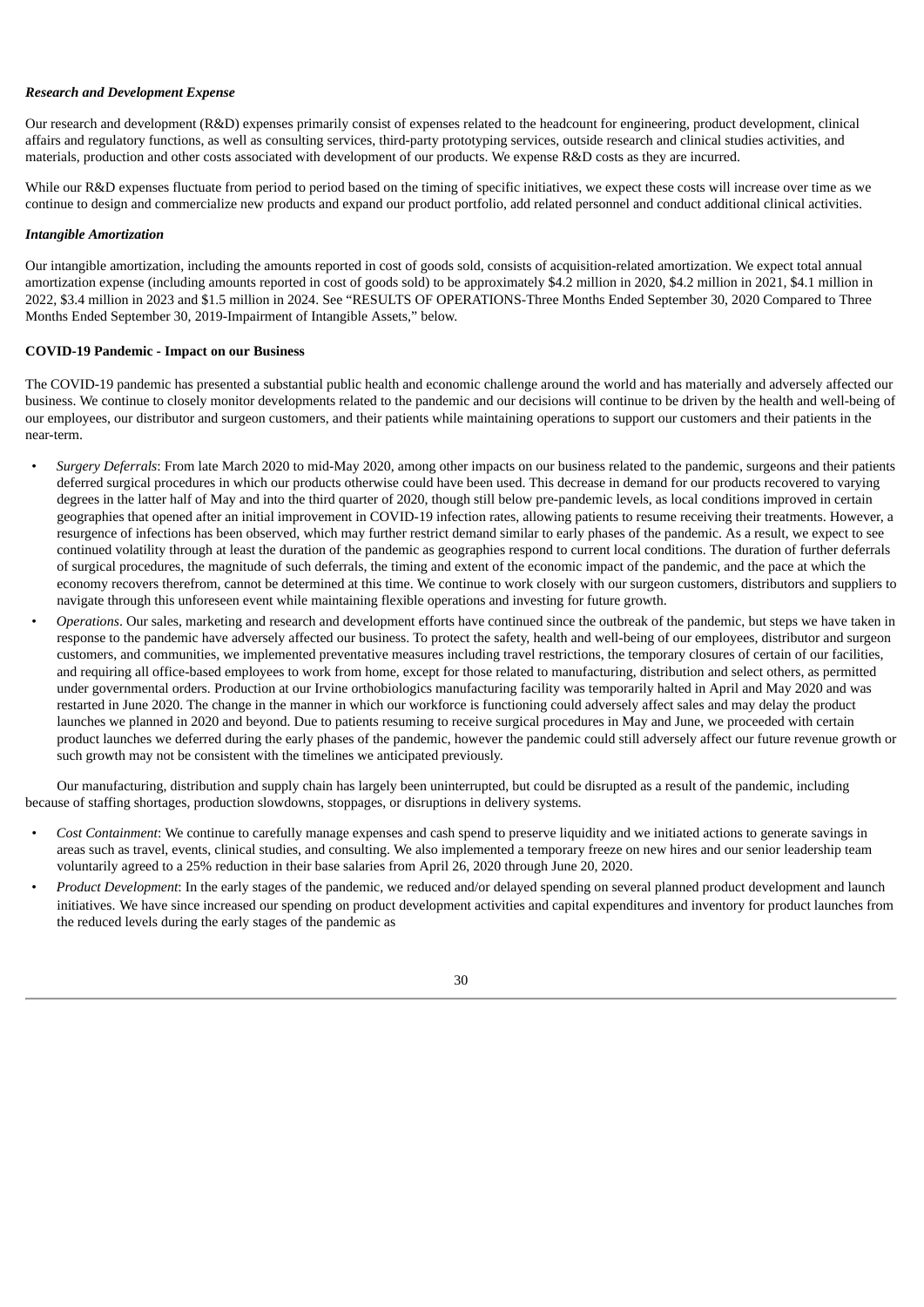***Research and Development Expense***

Our research and development (R&D) expenses primarily consist of expenses related to the headcount for engineering, product development, clinical affairs and regulatory functions, as well as consulting services, third-party prototyping services, outside research and clinical studies activities, and materials, production and other costs associated with development of our products. We expense R&D costs as they are incurred.

While our R&D expenses fluctuate from period to period based on the timing of specific initiatives, we expect these costs will increase over time as we continue to design and commercialize new products and expand our product portfolio, add related personnel and conduct additional clinical activities.

***Intangible Amortization***

Our intangible amortization, including the amounts reported in cost of goods sold, consists of acquisition-related amortization. We expect total annual amortization expense (including amounts reported in cost of goods sold) to be approximately $4.2 million in 2020, $4.2 million in 2021, $4.1 million in 2022, $3.4 million in 2023 and $1.5 million in 2024. See "RESULTS OF OPERATIONS-Three Months Ended September 30, 2020 Compared to Three Months Ended September 30, 2019-Impairment of Intangible Assets," below.

**COVID-19 Pandemic - Impact on our Business**

The COVID-19 pandemic has presented a substantial public health and economic challenge around the world and has materially and adversely affected our business. We continue to closely monitor developments related to the pandemic and our decisions will continue to be driven by the health and well-being of our employees, our distributor and surgeon customers, and their patients while maintaining operations to support our customers and their patients in the near-term.

- *Surgery Deferrals*: From late March 2020 to mid-May 2020, among other impacts on our business related to the pandemic, surgeons and their patients deferred surgical procedures in which our products otherwise could have been used. This decrease in demand for our products recovered to varying degrees in the latter half of May and into the third quarter of 2020, though still below pre-pandemic levels, as local conditions improved in certain geographies that opened after an initial improvement in COVID-19 infection rates, allowing patients to resume receiving their treatments. However, a resurgence of infections has been observed, which may further restrict demand similar to early phases of the pandemic. As a result, we expect to see continued volatility through at least the duration of the pandemic as geographies respond to current local conditions. The duration of further deferrals of surgical procedures, the magnitude of such deferrals, the timing and extent of the economic impact of the pandemic, and the pace at which the economy recovers therefrom, cannot be determined at this time. We continue to work closely with our surgeon customers, distributors and suppliers to navigate through this unforeseen event while maintaining flexible operations and investing for future growth.
- *Operations*. Our sales, marketing and research and development efforts have continued since the outbreak of the pandemic, but steps we have taken in response to the pandemic have adversely affected our business. To protect the safety, health and well-being of our employees, distributor and surgeon customers, and communities, we implemented preventative measures including travel restrictions, the temporary closures of certain of our facilities, and requiring all office-based employees to work from home, except for those related to manufacturing, distribution and select others, as permitted under governmental orders. Production at our Irvine orthobiologics manufacturing facility was temporarily halted in April and May 2020 and was restarted in June 2020. The change in the manner in which our workforce is functioning could adversely affect sales and may delay the product launches we planned in 2020 and beyond. Due to patients resuming to receive surgical procedures in May and June, we proceeded with certain product launches we deferred during the early phases of the pandemic, however the pandemic could still adversely affect our future revenue growth or such growth may not be consistent with the timelines we anticipated previously.

Our manufacturing, distribution and supply chain has largely been uninterrupted, but could be disrupted as a result of the pandemic, including because of staffing shortages, production slowdowns, stoppages, or disruptions in delivery systems.

- *Cost Containment*: We continue to carefully manage expenses and cash spend to preserve liquidity and we initiated actions to generate savings in areas such as travel, events, clinical studies, and consulting. We also implemented a temporary freeze on new hires and our senior leadership team voluntarily agreed to a 25% reduction in their base salaries from April 26, 2020 through June 20, 2020.
- *Product Development*: In the early stages of the pandemic, we reduced and/or delayed spending on several planned product development and launch initiatives. We have since increased our spending on product development activities and capital expenditures and inventory for product launches from the reduced levels during the early stages of the pandemic as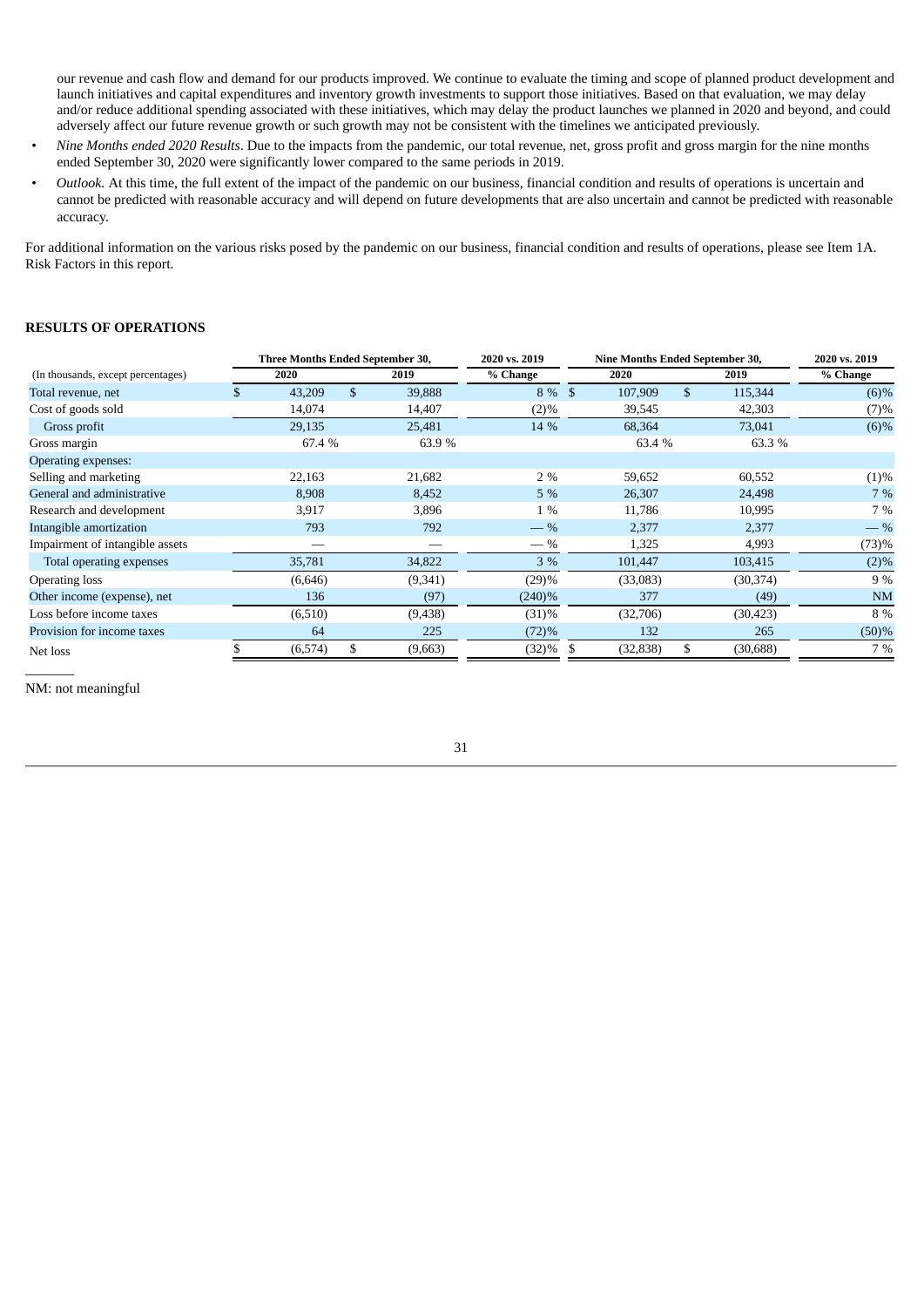our revenue and cash flow and demand for our products improved. We continue to evaluate the timing and scope of planned product development and launch initiatives and capital expenditures and inventory growth investments to support those initiatives. Based on that evaluation, we may delay and/or reduce additional spending associated with these initiatives, which may delay the product launches we planned in 2020 and beyond, and could adversely affect our future revenue growth or such growth may not be consistent with the timelines we anticipated previously.

- *Nine Months ended 2020 Results*. Due to the impacts from the pandemic, our total revenue, net, gross profit and gross margin for the nine months ended September 30, 2020 were significantly lower compared to the same periods in 2019.
- *Outlook.* At this time, the full extent of the impact of the pandemic on our business, financial condition and results of operations is uncertain and cannot be predicted with reasonable accuracy and will depend on future developments that are also uncertain and cannot be predicted with reasonable accuracy.

For additional information on the various risks posed by the pandemic on our business, financial condition and results of operations, please see Item 1A. Risk Factors in this report.

## RESULTS OF OPERATIONS

| | Three Months Ended September 30, | | 2020 vs. 2019 | Nine Months Ended September 30, | | 2020 vs. 2019 |
|---|---|---|---|---|---|---|
| (In thousands, except percentages) | 2020 | 2019 | % Change | 2020 | 2019 | % Change |
| Total revenue, net | $ 43,209 | $ 39,888 | 8 % | $ 107,909 | $ 115,344 | (6)% |
| Cost of goods sold | 14,074 | 14,407 | (2)% | 39,545 | 42,303 | (7)% |
| Gross profit | 29,135 | 25,481 | 14 % | 68,364 | 73,041 | (6)% |
| Gross margin | 67.4 % | 63.9 % | | 63.4 % | 63.3 % | |
| Operating expenses: | | | | | | |
| Selling and marketing | 22,163 | 21,682 | 2 % | 59,652 | 60,552 | (1)% |
| General and administrative | 8,908 | 8,452 | 5 % | 26,307 | 24,498 | 7 % |
| Research and development | 3,917 | 3,896 | 1 % | 11,786 | 10,995 | 7 % |
| Intangible amortization | 793 | 792 | — % | 2,377 | 2,377 | — % |
| Impairment of intangible assets | — | — | — % | 1,325 | 4,993 | (73)% |
| Total operating expenses | 35,781 | 34,822 | 3 % | 101,447 | 103,415 | (2)% |
| Operating loss | (6,646) | (9,341) | (29)% | (33,083) | (30,374) | 9 % |
| Other income (expense), net | 136 | (97) | (240)% | 377 | (49) | NM |
| Loss before income taxes | (6,510) | (9,438) | (31)% | (32,706) | (30,423) | 8 % |
| Provision for income taxes | 64 | 225 | (72)% | 132 | 265 | (50)% |
| Net loss | $ (6,574) | $ (9,663) | (32)% | $ (32,838) | $ (30,688) | 7 % |

NM: not meaningful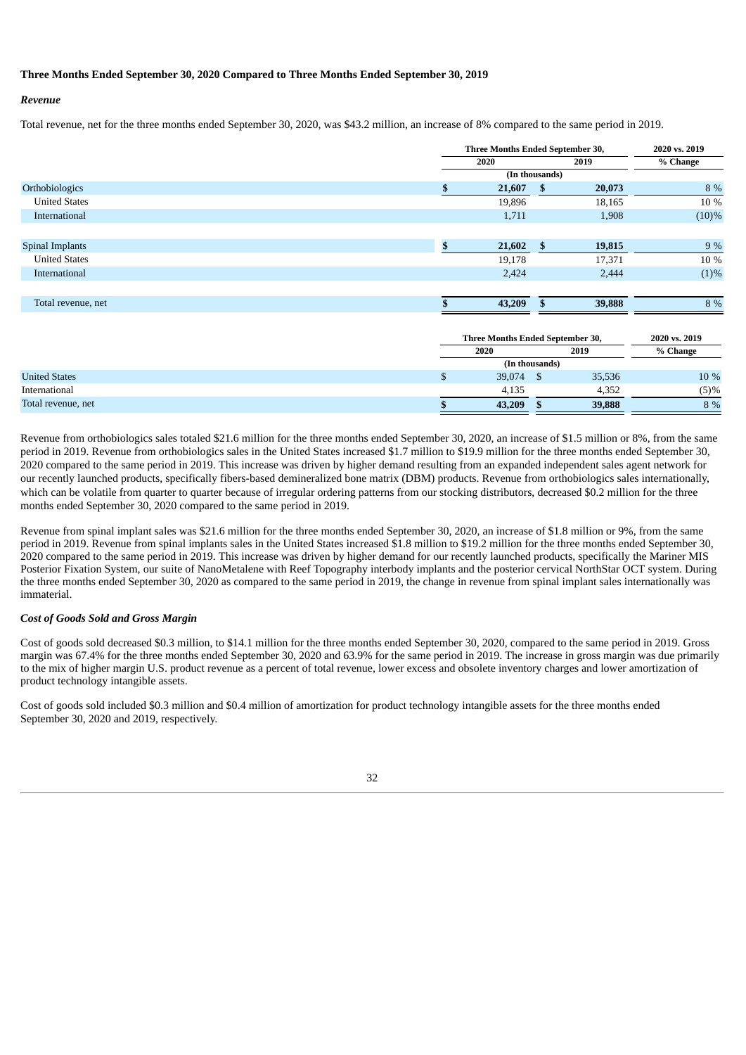**Three Months Ended September 30, 2020 Compared to Three Months Ended September 30, 2019**

***Revenue***

Total revenue, net for the three months ended September 30, 2020, was $43.2 million, an increase of 8% compared to the same period in 2019.

| | Three Months Ended September 30, | | 2020 vs. 2019 |
|---|---|---|---|
| | 2020 | 2019 | % Change |
| | (In thousands) | | |
| Orthobiologics | **$ 21,607** | **$ 20,073** | 8 % |
| United States | 19,896 | 18,165 | 10 % |
| International | 1,711 | 1,908 | (10)% |
| | | | |
| Spinal Implants | **$ 21,602** | **$ 19,815** | 9 % |
| United States | 19,178 | 17,371 | 10 % |
| International | 2,424 | 2,444 | (1)% |
| | | | |
| Total revenue, net | **$ 43,209** | **$ 39,888** | 8 % |

| | Three Months Ended September 30, | | 2020 vs. 2019 |
|---|---|---|---|
| | 2020 | 2019 | % Change |
| | (In thousands) | | |
| United States | $ 39,074 | $ 35,536 | 10 % |
| International | 4,135 | 4,352 | (5)% |
| Total revenue, net | **$ 43,209** | **$ 39,888** | 8 % |

Revenue from orthobiologics sales totaled $21.6 million for the three months ended September 30, 2020, an increase of $1.5 million or 8%, from the same period in 2019. Revenue from orthobiologics sales in the United States increased $1.7 million to $19.9 million for the three months ended September 30, 2020 compared to the same period in 2019. This increase was driven by higher demand resulting from an expanded independent sales agent network for our recently launched products, specifically fibers-based demineralized bone matrix (DBM) products. Revenue from orthobiologics sales internationally, which can be volatile from quarter to quarter because of irregular ordering patterns from our stocking distributors, decreased $0.2 million for the three months ended September 30, 2020 compared to the same period in 2019.

Revenue from spinal implant sales was $21.6 million for the three months ended September 30, 2020, an increase of $1.8 million or 9%, from the same period in 2019. Revenue from spinal implants sales in the United States increased $1.8 million to $19.2 million for the three months ended September 30, 2020 compared to the same period in 2019. This increase was driven by higher demand for our recently launched products, specifically the Mariner MIS Posterior Fixation System, our suite of NanoMetalene with Reef Topography interbody implants and the posterior cervical NorthStar OCT system. During the three months ended September 30, 2020 as compared to the same period in 2019, the change in revenue from spinal implant sales internationally was immaterial.

***Cost of Goods Sold and Gross Margin***

Cost of goods sold decreased $0.3 million, to $14.1 million for the three months ended September 30, 2020, compared to the same period in 2019. Gross margin was 67.4% for the three months ended September 30, 2020 and 63.9% for the same period in 2019. The increase in gross margin was due primarily to the mix of higher margin U.S. product revenue as a percent of total revenue, lower excess and obsolete inventory charges and lower amortization of product technology intangible assets.

Cost of goods sold included $0.3 million and $0.4 million of amortization for product technology intangible assets for the three months ended September 30, 2020 and 2019, respectively.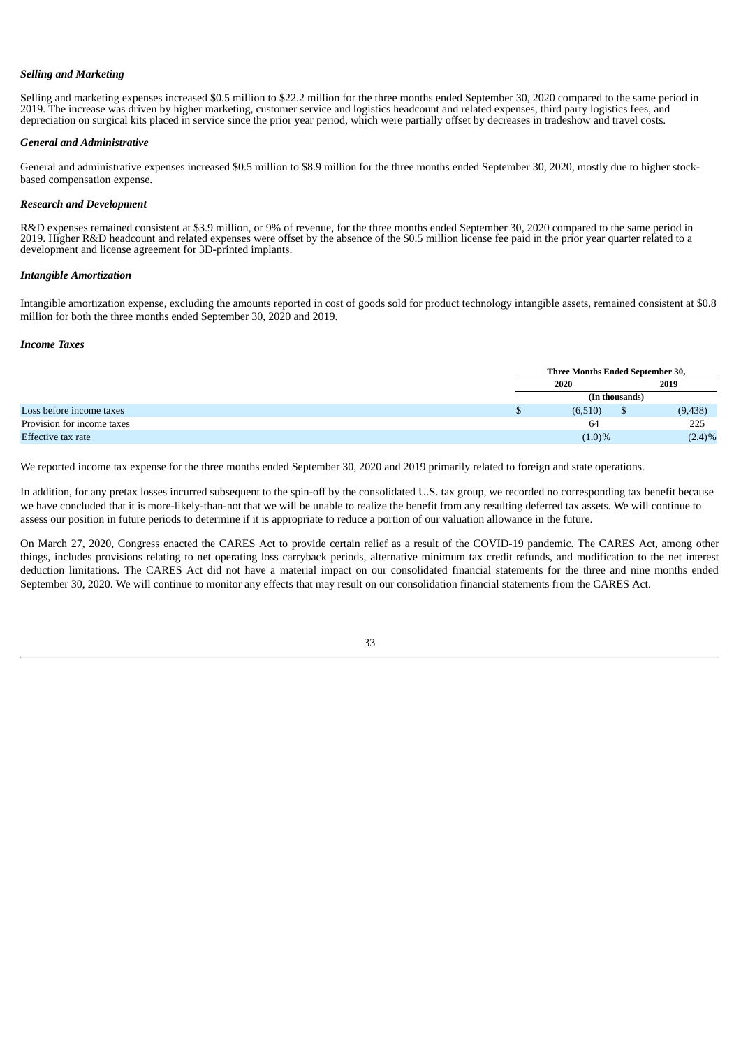### *Selling and Marketing*

Selling and marketing expenses increased \$0.5 million to \$22.2 million for the three months ended September 30, 2020 compared to the same period in 2019. The increase was driven by higher marketing, customer service and logistics headcount and related expenses, third party logistics fees, and depreciation on surgical kits placed in service since the prior year period, which were partially offset by decreases in tradeshow and travel costs.

### *General and Administrative*

General and administrative expenses increased \$0.5 million to \$8.9 million for the three months ended September 30, 2020, mostly due to higher stock-based compensation expense.

### *Research and Development*

R&D expenses remained consistent at \$3.9 million, or 9% of revenue, for the three months ended September 30, 2020 compared to the same period in 2019. Higher R&D headcount and related expenses were offset by the absence of the \$0.5 million license fee paid in the prior year quarter related to a development and license agreement for 3D-printed implants.

### *Intangible Amortization*

Intangible amortization expense, excluding the amounts reported in cost of goods sold for product technology intangible assets, remained consistent at \$0.8 million for both the three months ended September 30, 2020 and 2019.

### *Income Taxes*

| | Three Months Ended September 30, | |
|---|---|---|
| | 2020 | 2019 |
| | (In thousands) | |
| Loss before income taxes | \$ (6,510) | \$ (9,438) |
| Provision for income taxes | 64 | 225 |
| Effective tax rate | (1.0)% | (2.4)% |

We reported income tax expense for the three months ended September 30, 2020 and 2019 primarily related to foreign and state operations.

In addition, for any pretax losses incurred subsequent to the spin-off by the consolidated U.S. tax group, we recorded no corresponding tax benefit because we have concluded that it is more-likely-than-not that we will be unable to realize the benefit from any resulting deferred tax assets. We will continue to assess our position in future periods to determine if it is appropriate to reduce a portion of our valuation allowance in the future.

On March 27, 2020, Congress enacted the CARES Act to provide certain relief as a result of the COVID-19 pandemic. The CARES Act, among other things, includes provisions relating to net operating loss carryback periods, alternative minimum tax credit refunds, and modification to the net interest deduction limitations. The CARES Act did not have a material impact on our consolidated financial statements for the three and nine months ended September 30, 2020. We will continue to monitor any effects that may result on our consolidation financial statements from the CARES Act.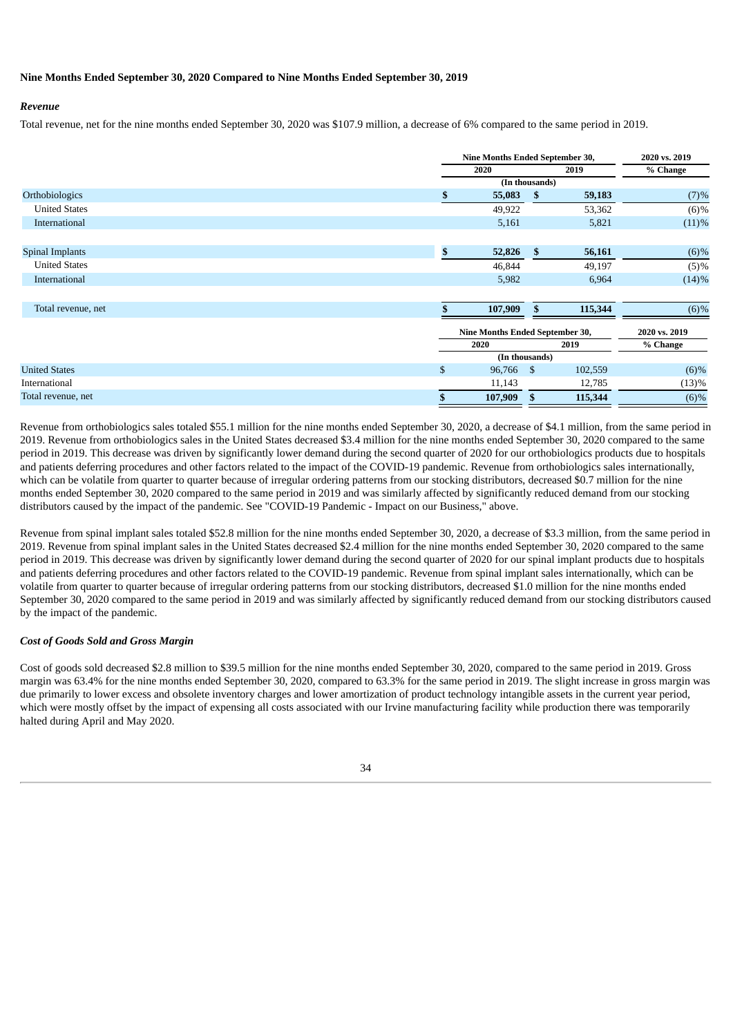**Nine Months Ended September 30, 2020 Compared to Nine Months Ended September 30, 2019**

***Revenue***

Total revenue, net for the nine months ended September 30, 2020 was $107.9 million, a decrease of 6% compared to the same period in 2019.

| | Nine Months Ended September 30, | | 2020 vs. 2019 |
|---|---|---|---|
| | 2020 | 2019 | % Change |
| | (In thousands) | | |
| Orthobiologics | **$ 55,083** | **$ 59,183** | (7)% |
| United States | 49,922 | 53,362 | (6)% |
| International | 5,161 | 5,821 | (11)% |
| | | | |
| Spinal Implants | **$ 52,826** | **$ 56,161** | (6)% |
| United States | 46,844 | 49,197 | (5)% |
| International | 5,982 | 6,964 | (14)% |
| | | | |
| Total revenue, net | **$ 107,909** | **$ 115,344** | (6)% |

| | Nine Months Ended September 30, | | 2020 vs. 2019 |
|---|---|---|---|
| | 2020 | 2019 | % Change |
| | (In thousands) | | |
| United States | $ 96,766 | $ 102,559 | (6)% |
| International | 11,143 | 12,785 | (13)% |
| Total revenue, net | **$ 107,909** | **$ 115,344** | (6)% |

Revenue from orthobiologics sales totaled $55.1 million for the nine months ended September 30, 2020, a decrease of $4.1 million, from the same period in 2019. Revenue from orthobiologics sales in the United States decreased $3.4 million for the nine months ended September 30, 2020 compared to the same period in 2019. This decrease was driven by significantly lower demand during the second quarter of 2020 for our orthobiologics products due to hospitals and patients deferring procedures and other factors related to the impact of the COVID-19 pandemic. Revenue from orthobiologics sales internationally, which can be volatile from quarter to quarter because of irregular ordering patterns from our stocking distributors, decreased $0.7 million for the nine months ended September 30, 2020 compared to the same period in 2019 and was similarly affected by significantly reduced demand from our stocking distributors caused by the impact of the pandemic. See "COVID-19 Pandemic - Impact on our Business," above.

Revenue from spinal implant sales totaled $52.8 million for the nine months ended September 30, 2020, a decrease of $3.3 million, from the same period in 2019. Revenue from spinal implant sales in the United States decreased $2.4 million for the nine months ended September 30, 2020 compared to the same period in 2019. This decrease was driven by significantly lower demand during the second quarter of 2020 for our spinal implant products due to hospitals and patients deferring procedures and other factors related to the COVID-19 pandemic. Revenue from spinal implant sales internationally, which can be volatile from quarter to quarter because of irregular ordering patterns from our stocking distributors, decreased $1.0 million for the nine months ended September 30, 2020 compared to the same period in 2019 and was similarly affected by significantly reduced demand from our stocking distributors caused by the impact of the pandemic.

***Cost of Goods Sold and Gross Margin***

Cost of goods sold decreased $2.8 million to $39.5 million for the nine months ended September 30, 2020, compared to the same period in 2019. Gross margin was 63.4% for the nine months ended September 30, 2020, compared to 63.3% for the same period in 2019. The slight increase in gross margin was due primarily to lower excess and obsolete inventory charges and lower amortization of product technology intangible assets in the current year period, which were mostly offset by the impact of expensing all costs associated with our Irvine manufacturing facility while production there was temporarily halted during April and May 2020.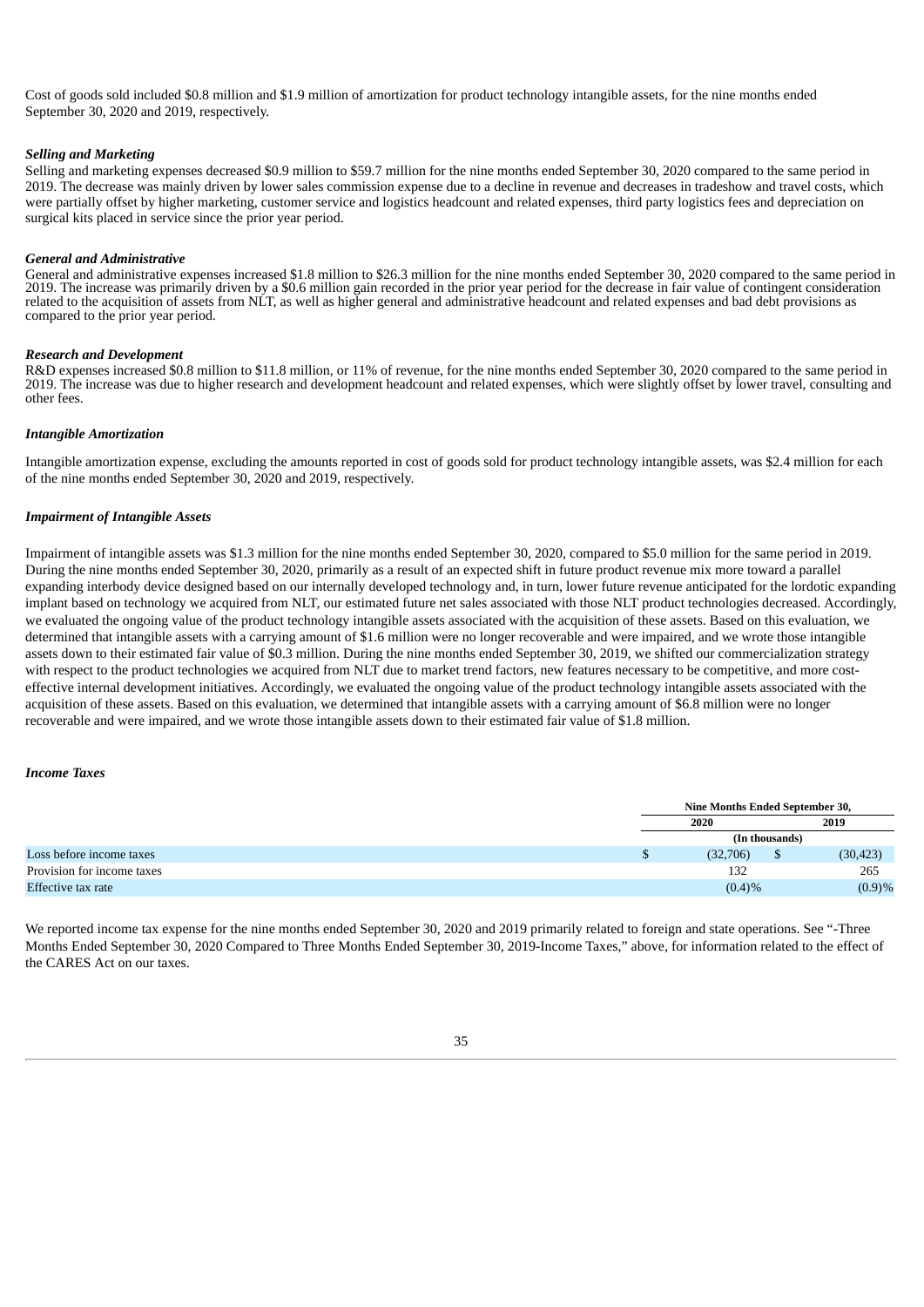Cost of goods sold included \$0.8 million and \$1.9 million of amortization for product technology intangible assets, for the nine months ended September 30, 2020 and 2019, respectively.

***Selling and Marketing***

Selling and marketing expenses decreased \$0.9 million to \$59.7 million for the nine months ended September 30, 2020 compared to the same period in 2019. The decrease was mainly driven by lower sales commission expense due to a decline in revenue and decreases in tradeshow and travel costs, which were partially offset by higher marketing, customer service and logistics headcount and related expenses, third party logistics fees and depreciation on surgical kits placed in service since the prior year period.

***General and Administrative***

General and administrative expenses increased \$1.8 million to \$26.3 million for the nine months ended September 30, 2020 compared to the same period in 2019. The increase was primarily driven by a \$0.6 million gain recorded in the prior year period for the decrease in fair value of contingent consideration related to the acquisition of assets from NLT, as well as higher general and administrative headcount and related expenses and bad debt provisions as compared to the prior year period.

***Research and Development***

R&D expenses increased \$0.8 million to \$11.8 million, or 11% of revenue, for the nine months ended September 30, 2020 compared to the same period in 2019. The increase was due to higher research and development headcount and related expenses, which were slightly offset by lower travel, consulting and other fees.

***Intangible Amortization***

Intangible amortization expense, excluding the amounts reported in cost of goods sold for product technology intangible assets, was \$2.4 million for each of the nine months ended September 30, 2020 and 2019, respectively.

***Impairment of Intangible Assets***

Impairment of intangible assets was \$1.3 million for the nine months ended September 30, 2020, compared to \$5.0 million for the same period in 2019. During the nine months ended September 30, 2020, primarily as a result of an expected shift in future product revenue mix more toward a parallel expanding interbody device designed based on our internally developed technology and, in turn, lower future revenue anticipated for the lordotic expanding implant based on technology we acquired from NLT, our estimated future net sales associated with those NLT product technologies decreased. Accordingly, we evaluated the ongoing value of the product technology intangible assets associated with the acquisition of these assets. Based on this evaluation, we determined that intangible assets with a carrying amount of \$1.6 million were no longer recoverable and were impaired, and we wrote those intangible assets down to their estimated fair value of \$0.3 million. During the nine months ended September 30, 2019, we shifted our commercialization strategy with respect to the product technologies we acquired from NLT due to market trend factors, new features necessary to be competitive, and more cost-effective internal development initiatives. Accordingly, we evaluated the ongoing value of the product technology intangible assets associated with the acquisition of these assets. Based on this evaluation, we determined that intangible assets with a carrying amount of \$6.8 million were no longer recoverable and were impaired, and we wrote those intangible assets down to their estimated fair value of \$1.8 million.

***Income Taxes***

| | Nine Months Ended September 30, | |
|---|---|---|
| | 2020 | 2019 |
| | (In thousands) | |
| Loss before income taxes | \$ (32,706) | \$ (30,423) |
| Provision for income taxes | 132 | 265 |
| Effective tax rate | (0.4)% | (0.9)% |

We reported income tax expense for the nine months ended September 30, 2020 and 2019 primarily related to foreign and state operations. See "-Three Months Ended September 30, 2020 Compared to Three Months Ended September 30, 2019-Income Taxes," above, for information related to the effect of the CARES Act on our taxes.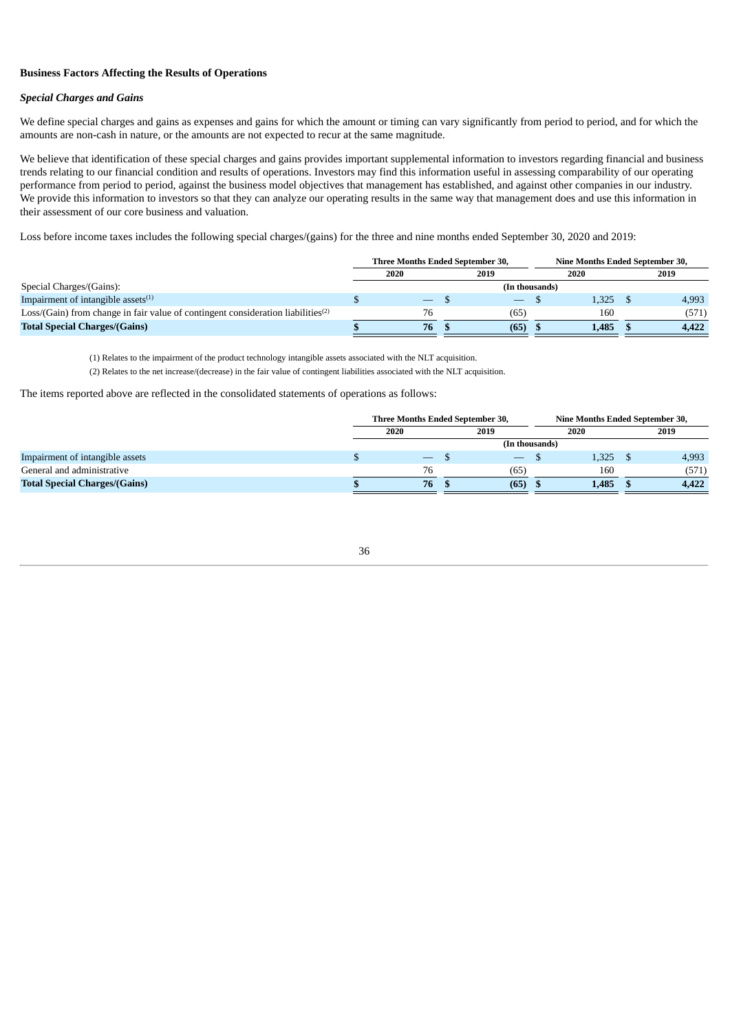**Business Factors Affecting the Results of Operations**

***Special Charges and Gains***

We define special charges and gains as expenses and gains for which the amount or timing can vary significantly from period to period, and for which the amounts are non-cash in nature, or the amounts are not expected to recur at the same magnitude.

We believe that identification of these special charges and gains provides important supplemental information to investors regarding financial and business trends relating to our financial condition and results of operations. Investors may find this information useful in assessing comparability of our operating performance from period to period, against the business model objectives that management has established, and against other companies in our industry. We provide this information to investors so that they can analyze our operating results in the same way that management does and use this information in their assessment of our core business and valuation.

Loss before income taxes includes the following special charges/(gains) for the three and nine months ended September 30, 2020 and 2019:

| | Three Months Ended September 30, | | Nine Months Ended September 30, | |
|---|---|---|---|---|
| | 2020 | 2019 | 2020 | 2019 |
| | (In thousands) | | | |
| Special Charges/(Gains): | | | | |
| Impairment of intangible assets[1] | $ — | $ — | $ 1,325 | $ 4,993 |
| Loss/(Gain) from change in fair value of contingent consideration liabilities[2] | 76 | (65) | 160 | (571) |
| **Total Special Charges/(Gains)** | **$ 76** | **$ (65)** | **$ 1,485** | **$ 4,422** |

(1) Relates to the impairment of the product technology intangible assets associated with the NLT acquisition.

(2) Relates to the net increase/(decrease) in the fair value of contingent liabilities associated with the NLT acquisition.

The items reported above are reflected in the consolidated statements of operations as follows:

| | Three Months Ended September 30, | | Nine Months Ended September 30, | |
|---|---|---|---|---|
| | 2020 | 2019 | 2020 | 2019 |
| | (In thousands) | | | |
| Impairment of intangible assets | $ — | $ — | $ 1,325 | $ 4,993 |
| General and administrative | 76 | (65) | 160 | (571) |
| **Total Special Charges/(Gains)** | **$ 76** | **$ (65)** | **$ 1,485** | **$ 4,422** |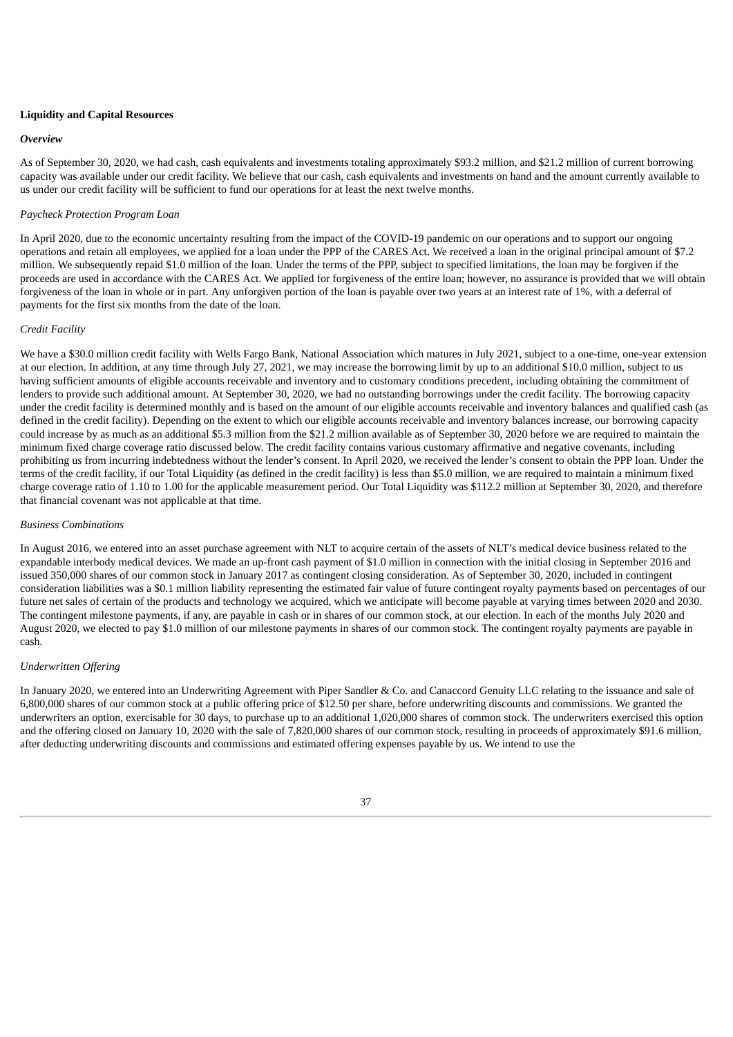**Liquidity and Capital Resources**

*Overview*

As of September 30, 2020, we had cash, cash equivalents and investments totaling approximately $93.2 million, and $21.2 million of current borrowing capacity was available under our credit facility. We believe that our cash, cash equivalents and investments on hand and the amount currently available to us under our credit facility will be sufficient to fund our operations for at least the next twelve months.

*Paycheck Protection Program Loan*

In April 2020, due to the economic uncertainty resulting from the impact of the COVID-19 pandemic on our operations and to support our ongoing operations and retain all employees, we applied for a loan under the PPP of the CARES Act. We received a loan in the original principal amount of $7.2 million. We subsequently repaid $1.0 million of the loan. Under the terms of the PPP, subject to specified limitations, the loan may be forgiven if the proceeds are used in accordance with the CARES Act. We applied for forgiveness of the entire loan; however, no assurance is provided that we will obtain forgiveness of the loan in whole or in part. Any unforgiven portion of the loan is payable over two years at an interest rate of 1%, with a deferral of payments for the first six months from the date of the loan.

*Credit Facility*

We have a $30.0 million credit facility with Wells Fargo Bank, National Association which matures in July 2021, subject to a one-time, one-year extension at our election. In addition, at any time through July 27, 2021, we may increase the borrowing limit by up to an additional $10.0 million, subject to us having sufficient amounts of eligible accounts receivable and inventory and to customary conditions precedent, including obtaining the commitment of lenders to provide such additional amount. At September 30, 2020, we had no outstanding borrowings under the credit facility. The borrowing capacity under the credit facility is determined monthly and is based on the amount of our eligible accounts receivable and inventory balances and qualified cash (as defined in the credit facility). Depending on the extent to which our eligible accounts receivable and inventory balances increase, our borrowing capacity could increase by as much as an additional $5.3 million from the $21.2 million available as of September 30, 2020 before we are required to maintain the minimum fixed charge coverage ratio discussed below. The credit facility contains various customary affirmative and negative covenants, including prohibiting us from incurring indebtedness without the lender's consent. In April 2020, we received the lender's consent to obtain the PPP loan. Under the terms of the credit facility, if our Total Liquidity (as defined in the credit facility) is less than $5.0 million, we are required to maintain a minimum fixed charge coverage ratio of 1.10 to 1.00 for the applicable measurement period. Our Total Liquidity was $112.2 million at September 30, 2020, and therefore that financial covenant was not applicable at that time.

*Business Combinations*

In August 2016, we entered into an asset purchase agreement with NLT to acquire certain of the assets of NLT's medical device business related to the expandable interbody medical devices. We made an up-front cash payment of $1.0 million in connection with the initial closing in September 2016 and issued 350,000 shares of our common stock in January 2017 as contingent closing consideration. As of September 30, 2020, included in contingent consideration liabilities was a $0.1 million liability representing the estimated fair value of future contingent royalty payments based on percentages of our future net sales of certain of the products and technology we acquired, which we anticipate will become payable at varying times between 2020 and 2030. The contingent milestone payments, if any, are payable in cash or in shares of our common stock, at our election. In each of the months July 2020 and August 2020, we elected to pay $1.0 million of our milestone payments in shares of our common stock. The contingent royalty payments are payable in cash.

*Underwritten Offering*

In January 2020, we entered into an Underwriting Agreement with Piper Sandler & Co. and Canaccord Genuity LLC relating to the issuance and sale of 6,800,000 shares of our common stock at a public offering price of $12.50 per share, before underwriting discounts and commissions. We granted the underwriters an option, exercisable for 30 days, to purchase up to an additional 1,020,000 shares of common stock. The underwriters exercised this option and the offering closed on January 10, 2020 with the sale of 7,820,000 shares of our common stock, resulting in proceeds of approximately $91.6 million, after deducting underwriting discounts and commissions and estimated offering expenses payable by us. We intend to use the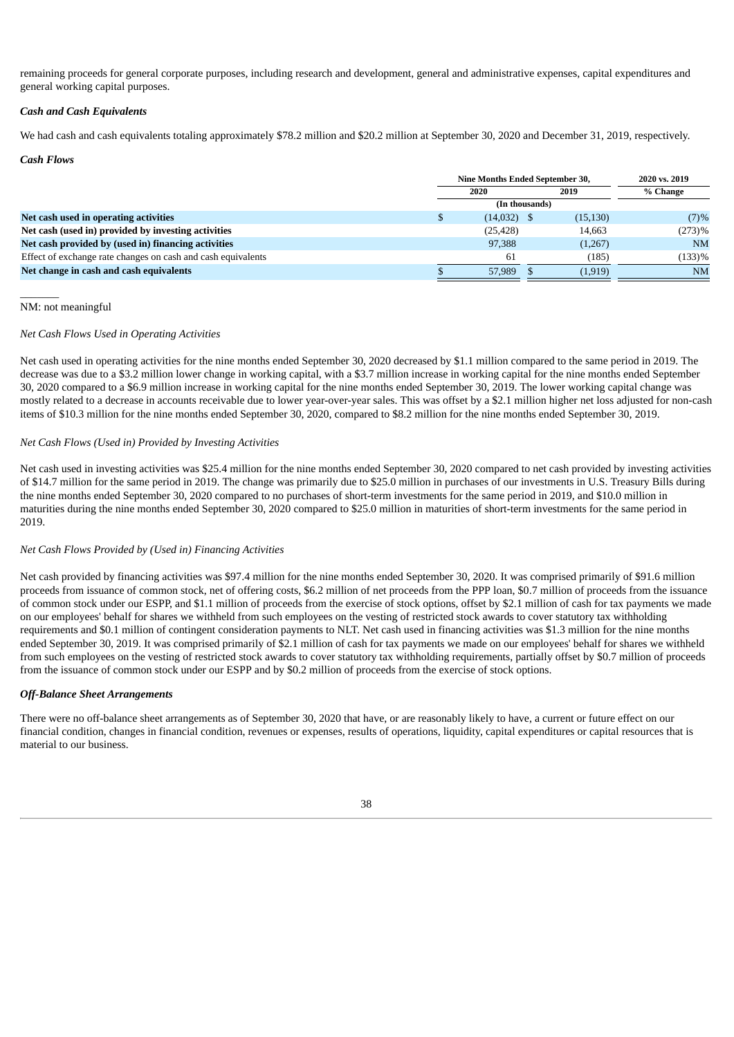remaining proceeds for general corporate purposes, including research and development, general and administrative expenses, capital expenditures and general working capital purposes.

***Cash and Cash Equivalents***

We had cash and cash equivalents totaling approximately $78.2 million and $20.2 million at September 30, 2020 and December 31, 2019, respectively.

***Cash Flows***

| | Nine Months Ended September 30, | | 2020 vs. 2019 |
|---|---|---|---|
| | 2020 | 2019 | % Change |
| | (In thousands) | | |
| **Net cash used in operating activities** | $ (14,032) | $ (15,130) | (7)% |
| **Net cash (used in) provided by investing activities** | (25,428) | 14,663 | (273)% |
| **Net cash provided by (used in) financing activities** | 97,388 | (1,267) | NM |
| Effect of exchange rate changes on cash and cash equivalents | 61 | (185) | (133)% |
| **Net change in cash and cash equivalents** | $ 57,989 | $ (1,919) | NM |

NM: not meaningful

*Net Cash Flows Used in Operating Activities*

Net cash used in operating activities for the nine months ended September 30, 2020 decreased by $1.1 million compared to the same period in 2019. The decrease was due to a $3.2 million lower change in working capital, with a $3.7 million increase in working capital for the nine months ended September 30, 2020 compared to a $6.9 million increase in working capital for the nine months ended September 30, 2019. The lower working capital change was mostly related to a decrease in accounts receivable due to lower year-over-year sales. This was offset by a $2.1 million higher net loss adjusted for non-cash items of $10.3 million for the nine months ended September 30, 2020, compared to $8.2 million for the nine months ended September 30, 2019.

*Net Cash Flows (Used in) Provided by Investing Activities*

Net cash used in investing activities was $25.4 million for the nine months ended September 30, 2020 compared to net cash provided by investing activities of $14.7 million for the same period in 2019. The change was primarily due to $25.0 million in purchases of our investments in U.S. Treasury Bills during the nine months ended September 30, 2020 compared to no purchases of short-term investments for the same period in 2019, and $10.0 million in maturities during the nine months ended September 30, 2020 compared to $25.0 million in maturities of short-term investments for the same period in 2019.

*Net Cash Flows Provided by (Used in) Financing Activities*

Net cash provided by financing activities was $97.4 million for the nine months ended September 30, 2020. It was comprised primarily of $91.6 million proceeds from issuance of common stock, net of offering costs, $6.2 million of net proceeds from the PPP loan, $0.7 million of proceeds from the issuance of common stock under our ESPP, and $1.1 million of proceeds from the exercise of stock options, offset by $2.1 million of cash for tax payments we made on our employees' behalf for shares we withheld from such employees on the vesting of restricted stock awards to cover statutory tax withholding requirements and $0.1 million of contingent consideration payments to NLT. Net cash used in financing activities was $1.3 million for the nine months ended September 30, 2019. It was comprised primarily of $2.1 million of cash for tax payments we made on our employees' behalf for shares we withheld from such employees on the vesting of restricted stock awards to cover statutory tax withholding requirements, partially offset by $0.7 million of proceeds from the issuance of common stock under our ESPP and by $0.2 million of proceeds from the exercise of stock options.

***Off-Balance Sheet Arrangements***

There were no off-balance sheet arrangements as of September 30, 2020 that have, or are reasonably likely to have, a current or future effect on our financial condition, changes in financial condition, revenues or expenses, results of operations, liquidity, capital expenditures or capital resources that is material to our business.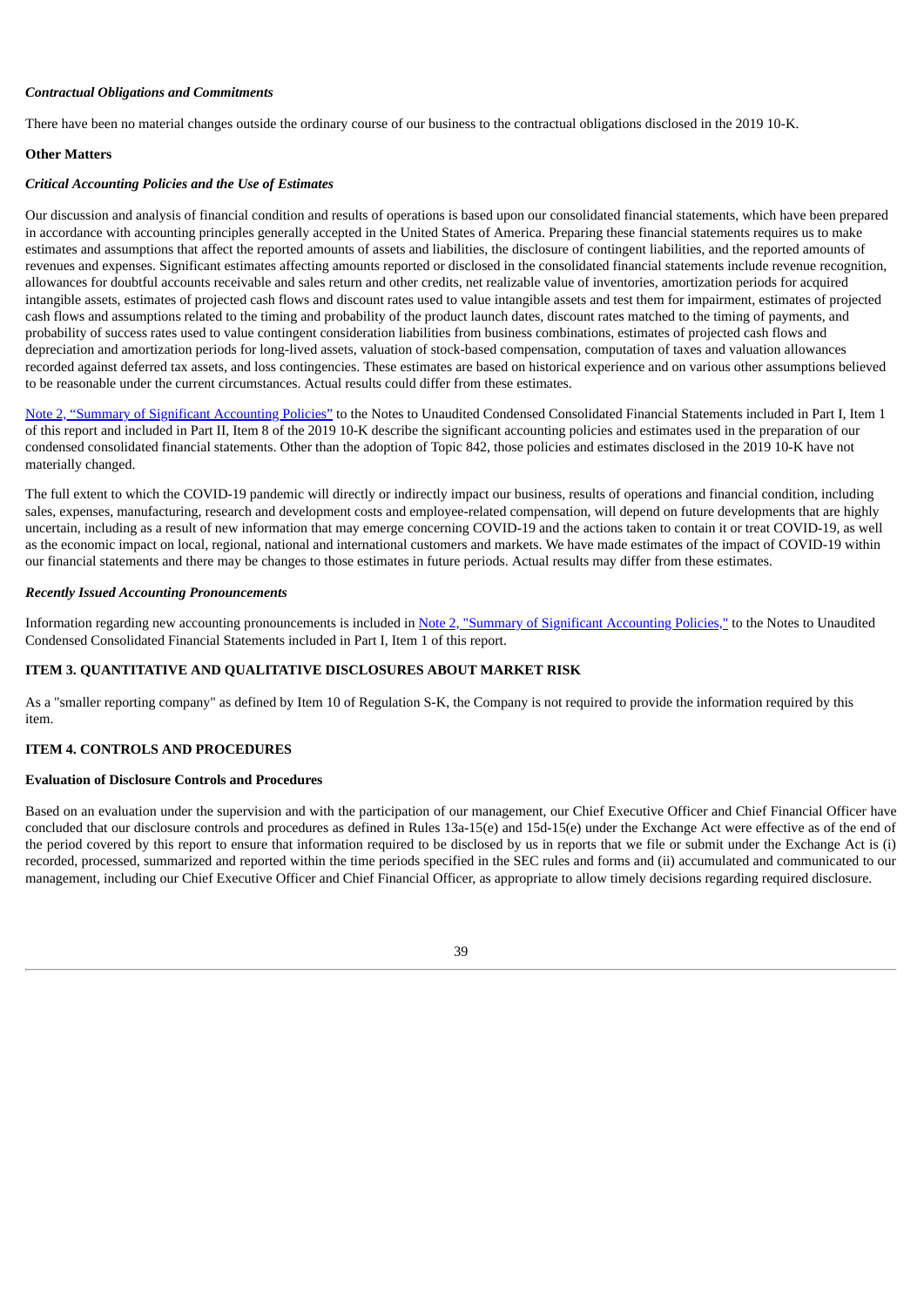***Contractual Obligations and Commitments***

There have been no material changes outside the ordinary course of our business to the contractual obligations disclosed in the 2019 10-K.

**Other Matters**

***Critical Accounting Policies and the Use of Estimates***

Our discussion and analysis of financial condition and results of operations is based upon our consolidated financial statements, which have been prepared in accordance with accounting principles generally accepted in the United States of America. Preparing these financial statements requires us to make estimates and assumptions that affect the reported amounts of assets and liabilities, the disclosure of contingent liabilities, and the reported amounts of revenues and expenses. Significant estimates affecting amounts reported or disclosed in the consolidated financial statements include revenue recognition, allowances for doubtful accounts receivable and sales return and other credits, net realizable value of inventories, amortization periods for acquired intangible assets, estimates of projected cash flows and discount rates used to value intangible assets and test them for impairment, estimates of projected cash flows and assumptions related to the timing and probability of the product launch dates, discount rates matched to the timing of payments, and probability of success rates used to value contingent consideration liabilities from business combinations, estimates of projected cash flows and depreciation and amortization periods for long-lived assets, valuation of stock-based compensation, computation of taxes and valuation allowances recorded against deferred tax assets, and loss contingencies. These estimates are based on historical experience and on various other assumptions believed to be reasonable under the current circumstances. Actual results could differ from these estimates.

Note 2, "Summary of Significant Accounting Policies" to the Notes to Unaudited Condensed Consolidated Financial Statements included in Part I, Item 1 of this report and included in Part II, Item 8 of the 2019 10-K describe the significant accounting policies and estimates used in the preparation of our condensed consolidated financial statements. Other than the adoption of Topic 842, those policies and estimates disclosed in the 2019 10-K have not materially changed.

The full extent to which the COVID-19 pandemic will directly or indirectly impact our business, results of operations and financial condition, including sales, expenses, manufacturing, research and development costs and employee-related compensation, will depend on future developments that are highly uncertain, including as a result of new information that may emerge concerning COVID-19 and the actions taken to contain it or treat COVID-19, as well as the economic impact on local, regional, national and international customers and markets. We have made estimates of the impact of COVID-19 within our financial statements and there may be changes to those estimates in future periods. Actual results may differ from these estimates.

***Recently Issued Accounting Pronouncements***

Information regarding new accounting pronouncements is included in Note 2, "Summary of Significant Accounting Policies," to the Notes to Unaudited Condensed Consolidated Financial Statements included in Part I, Item 1 of this report.

## ITEM 3. QUANTITATIVE AND QUALITATIVE DISCLOSURES ABOUT MARKET RISK

As a "smaller reporting company" as defined by Item 10 of Regulation S-K, the Company is not required to provide the information required by this item.

## ITEM 4. CONTROLS AND PROCEDURES

**Evaluation of Disclosure Controls and Procedures**

Based on an evaluation under the supervision and with the participation of our management, our Chief Executive Officer and Chief Financial Officer have concluded that our disclosure controls and procedures as defined in Rules 13a-15(e) and 15d-15(e) under the Exchange Act were effective as of the end of the period covered by this report to ensure that information required to be disclosed by us in reports that we file or submit under the Exchange Act is (i) recorded, processed, summarized and reported within the time periods specified in the SEC rules and forms and (ii) accumulated and communicated to our management, including our Chief Executive Officer and Chief Financial Officer, as appropriate to allow timely decisions regarding required disclosure.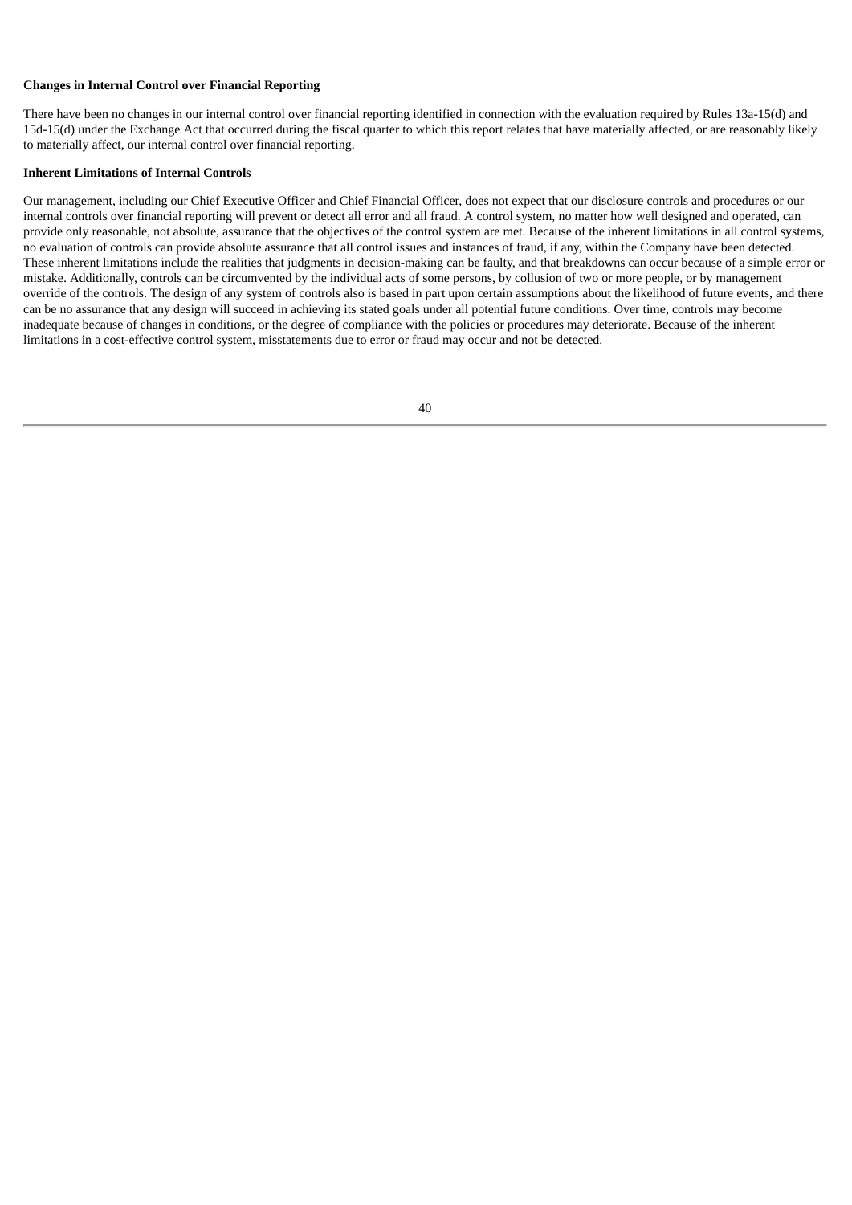**Changes in Internal Control over Financial Reporting**

There have been no changes in our internal control over financial reporting identified in connection with the evaluation required by Rules 13a-15(d) and 15d-15(d) under the Exchange Act that occurred during the fiscal quarter to which this report relates that have materially affected, or are reasonably likely to materially affect, our internal control over financial reporting.

**Inherent Limitations of Internal Controls**

Our management, including our Chief Executive Officer and Chief Financial Officer, does not expect that our disclosure controls and procedures or our internal controls over financial reporting will prevent or detect all error and all fraud. A control system, no matter how well designed and operated, can provide only reasonable, not absolute, assurance that the objectives of the control system are met. Because of the inherent limitations in all control systems, no evaluation of controls can provide absolute assurance that all control issues and instances of fraud, if any, within the Company have been detected. These inherent limitations include the realities that judgments in decision-making can be faulty, and that breakdowns can occur because of a simple error or mistake. Additionally, controls can be circumvented by the individual acts of some persons, by collusion of two or more people, or by management override of the controls. The design of any system of controls also is based in part upon certain assumptions about the likelihood of future events, and there can be no assurance that any design will succeed in achieving its stated goals under all potential future conditions. Over time, controls may become inadequate because of changes in conditions, or the degree of compliance with the policies or procedures may deteriorate. Because of the inherent limitations in a cost-effective control system, misstatements due to error or fraud may occur and not be detected.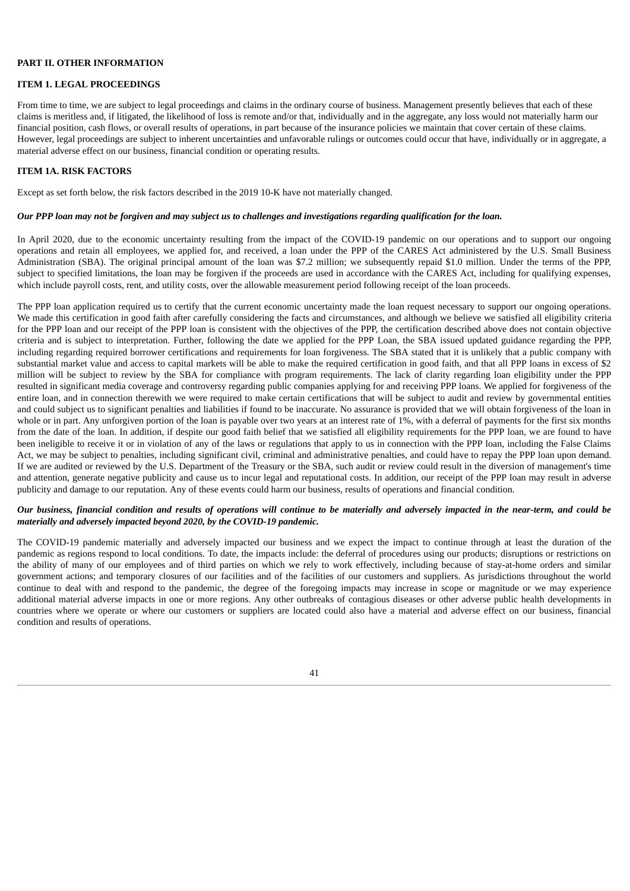## PART II. OTHER INFORMATION

### ITEM 1. LEGAL PROCEEDINGS

From time to time, we are subject to legal proceedings and claims in the ordinary course of business. Management presently believes that each of these claims is meritless and, if litigated, the likelihood of loss is remote and/or that, individually and in the aggregate, any loss would not materially harm our financial position, cash flows, or overall results of operations, in part because of the insurance policies we maintain that cover certain of these claims. However, legal proceedings are subject to inherent uncertainties and unfavorable rulings or outcomes could occur that have, individually or in aggregate, a material adverse effect on our business, financial condition or operating results.

### ITEM 1A. RISK FACTORS

Except as set forth below, the risk factors described in the 2019 10-K have not materially changed.

***Our PPP loan may not be forgiven and may subject us to challenges and investigations regarding qualification for the loan.***

In April 2020, due to the economic uncertainty resulting from the impact of the COVID-19 pandemic on our operations and to support our ongoing operations and retain all employees, we applied for, and received, a loan under the PPP of the CARES Act administered by the U.S. Small Business Administration (SBA). The original principal amount of the loan was $7.2 million; we subsequently repaid $1.0 million. Under the terms of the PPP, subject to specified limitations, the loan may be forgiven if the proceeds are used in accordance with the CARES Act, including for qualifying expenses, which include payroll costs, rent, and utility costs, over the allowable measurement period following receipt of the loan proceeds.

The PPP loan application required us to certify that the current economic uncertainty made the loan request necessary to support our ongoing operations. We made this certification in good faith after carefully considering the facts and circumstances, and although we believe we satisfied all eligibility criteria for the PPP loan and our receipt of the PPP loan is consistent with the objectives of the PPP, the certification described above does not contain objective criteria and is subject to interpretation. Further, following the date we applied for the PPP Loan, the SBA issued updated guidance regarding the PPP, including regarding required borrower certifications and requirements for loan forgiveness. The SBA stated that it is unlikely that a public company with substantial market value and access to capital markets will be able to make the required certification in good faith, and that all PPP loans in excess of $2 million will be subject to review by the SBA for compliance with program requirements. The lack of clarity regarding loan eligibility under the PPP resulted in significant media coverage and controversy regarding public companies applying for and receiving PPP loans. We applied for forgiveness of the entire loan, and in connection therewith we were required to make certain certifications that will be subject to audit and review by governmental entities and could subject us to significant penalties and liabilities if found to be inaccurate. No assurance is provided that we will obtain forgiveness of the loan in whole or in part. Any unforgiven portion of the loan is payable over two years at an interest rate of 1%, with a deferral of payments for the first six months from the date of the loan. In addition, if despite our good faith belief that we satisfied all eligibility requirements for the PPP loan, we are found to have been ineligible to receive it or in violation of any of the laws or regulations that apply to us in connection with the PPP loan, including the False Claims Act, we may be subject to penalties, including significant civil, criminal and administrative penalties, and could have to repay the PPP loan upon demand. If we are audited or reviewed by the U.S. Department of the Treasury or the SBA, such audit or review could result in the diversion of management's time and attention, generate negative publicity and cause us to incur legal and reputational costs. In addition, our receipt of the PPP loan may result in adverse publicity and damage to our reputation. Any of these events could harm our business, results of operations and financial condition.

***Our business, financial condition and results of operations will continue to be materially and adversely impacted in the near-term, and could be materially and adversely impacted beyond 2020, by the COVID-19 pandemic.***

The COVID-19 pandemic materially and adversely impacted our business and we expect the impact to continue through at least the duration of the pandemic as regions respond to local conditions. To date, the impacts include: the deferral of procedures using our products; disruptions or restrictions on the ability of many of our employees and of third parties on which we rely to work effectively, including because of stay-at-home orders and similar government actions; and temporary closures of our facilities and of the facilities of our customers and suppliers. As jurisdictions throughout the world continue to deal with and respond to the pandemic, the degree of the foregoing impacts may increase in scope or magnitude or we may experience additional material adverse impacts in one or more regions. Any other outbreaks of contagious diseases or other adverse public health developments in countries where we operate or where our customers or suppliers are located could also have a material and adverse effect on our business, financial condition and results of operations.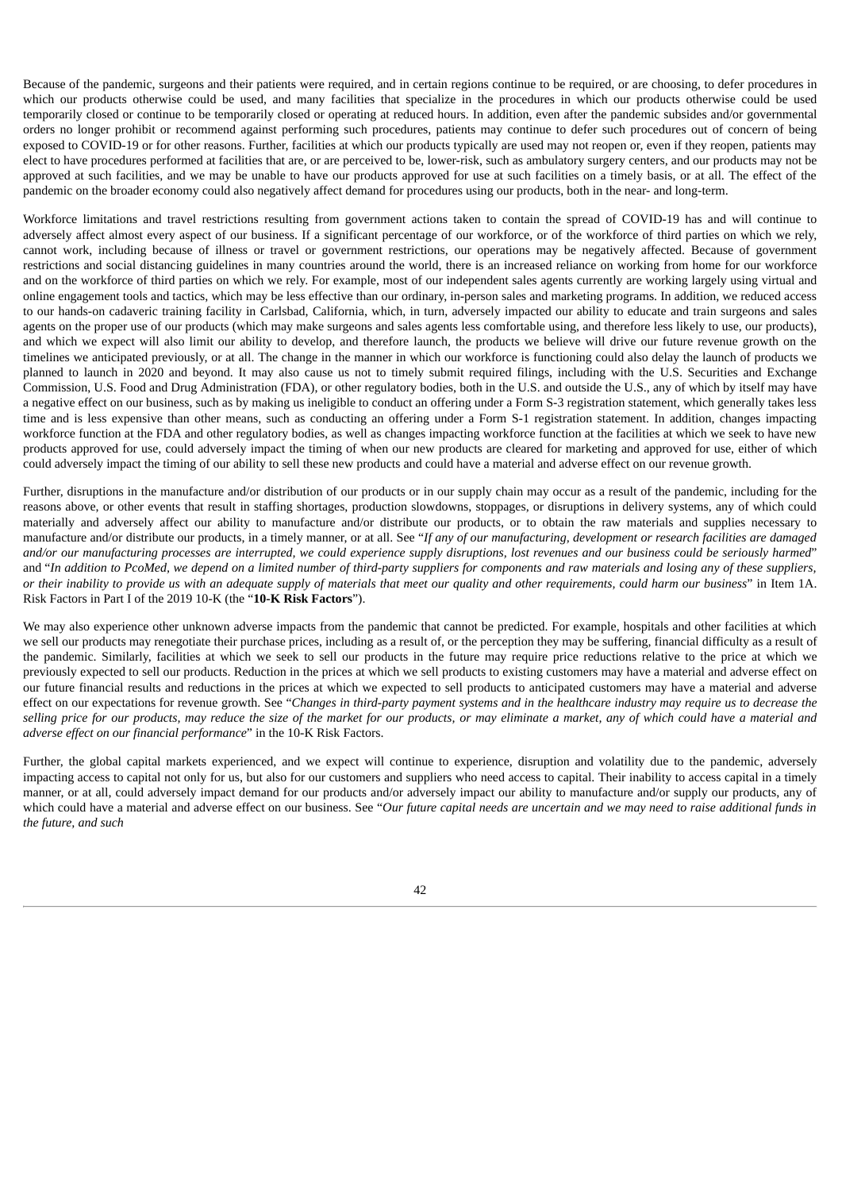Because of the pandemic, surgeons and their patients were required, and in certain regions continue to be required, or are choosing, to defer procedures in which our products otherwise could be used, and many facilities that specialize in the procedures in which our products otherwise could be used temporarily closed or continue to be temporarily closed or operating at reduced hours. In addition, even after the pandemic subsides and/or governmental orders no longer prohibit or recommend against performing such procedures, patients may continue to defer such procedures out of concern of being exposed to COVID-19 or for other reasons. Further, facilities at which our products typically are used may not reopen or, even if they reopen, patients may elect to have procedures performed at facilities that are, or are perceived to be, lower-risk, such as ambulatory surgery centers, and our products may not be approved at such facilities, and we may be unable to have our products approved for use at such facilities on a timely basis, or at all. The effect of the pandemic on the broader economy could also negatively affect demand for procedures using our products, both in the near- and long-term.

Workforce limitations and travel restrictions resulting from government actions taken to contain the spread of COVID-19 has and will continue to adversely affect almost every aspect of our business. If a significant percentage of our workforce, or of the workforce of third parties on which we rely, cannot work, including because of illness or travel or government restrictions, our operations may be negatively affected. Because of government restrictions and social distancing guidelines in many countries around the world, there is an increased reliance on working from home for our workforce and on the workforce of third parties on which we rely. For example, most of our independent sales agents currently are working largely using virtual and online engagement tools and tactics, which may be less effective than our ordinary, in-person sales and marketing programs. In addition, we reduced access to our hands-on cadaveric training facility in Carlsbad, California, which, in turn, adversely impacted our ability to educate and train surgeons and sales agents on the proper use of our products (which may make surgeons and sales agents less comfortable using, and therefore less likely to use, our products), and which we expect will also limit our ability to develop, and therefore launch, the products we believe will drive our future revenue growth on the timelines we anticipated previously, or at all. The change in the manner in which our workforce is functioning could also delay the launch of products we planned to launch in 2020 and beyond. It may also cause us not to timely submit required filings, including with the U.S. Securities and Exchange Commission, U.S. Food and Drug Administration (FDA), or other regulatory bodies, both in the U.S. and outside the U.S., any of which by itself may have a negative effect on our business, such as by making us ineligible to conduct an offering under a Form S-3 registration statement, which generally takes less time and is less expensive than other means, such as conducting an offering under a Form S-1 registration statement. In addition, changes impacting workforce function at the FDA and other regulatory bodies, as well as changes impacting workforce function at the facilities at which we seek to have new products approved for use, could adversely impact the timing of when our new products are cleared for marketing and approved for use, either of which could adversely impact the timing of our ability to sell these new products and could have a material and adverse effect on our revenue growth.

Further, disruptions in the manufacture and/or distribution of our products or in our supply chain may occur as a result of the pandemic, including for the reasons above, or other events that result in staffing shortages, production slowdowns, stoppages, or disruptions in delivery systems, any of which could materially and adversely affect our ability to manufacture and/or distribute our products, or to obtain the raw materials and supplies necessary to manufacture and/or distribute our products, in a timely manner, or at all. See "*If any of our manufacturing, development or research facilities are damaged and/or our manufacturing processes are interrupted, we could experience supply disruptions, lost revenues and our business could be seriously harmed*" and "*In addition to PcoMed, we depend on a limited number of third-party suppliers for components and raw materials and losing any of these suppliers, or their inability to provide us with an adequate supply of materials that meet our quality and other requirements, could harm our business*" in Item 1A. Risk Factors in Part I of the 2019 10-K (the "**10-K Risk Factors**").

We may also experience other unknown adverse impacts from the pandemic that cannot be predicted. For example, hospitals and other facilities at which we sell our products may renegotiate their purchase prices, including as a result of, or the perception they may be suffering, financial difficulty as a result of the pandemic. Similarly, facilities at which we seek to sell our products in the future may require price reductions relative to the price at which we previously expected to sell our products. Reduction in the prices at which we sell products to existing customers may have a material and adverse effect on our future financial results and reductions in the prices at which we expected to sell products to anticipated customers may have a material and adverse effect on our expectations for revenue growth. See "*Changes in third-party payment systems and in the healthcare industry may require us to decrease the selling price for our products, may reduce the size of the market for our products, or may eliminate a market, any of which could have a material and adverse effect on our financial performance*" in the 10-K Risk Factors.

Further, the global capital markets experienced, and we expect will continue to experience, disruption and volatility due to the pandemic, adversely impacting access to capital not only for us, but also for our customers and suppliers who need access to capital. Their inability to access capital in a timely manner, or at all, could adversely impact demand for our products and/or adversely impact our ability to manufacture and/or supply our products, any of which could have a material and adverse effect on our business. See "*Our future capital needs are uncertain and we may need to raise additional funds in the future, and such*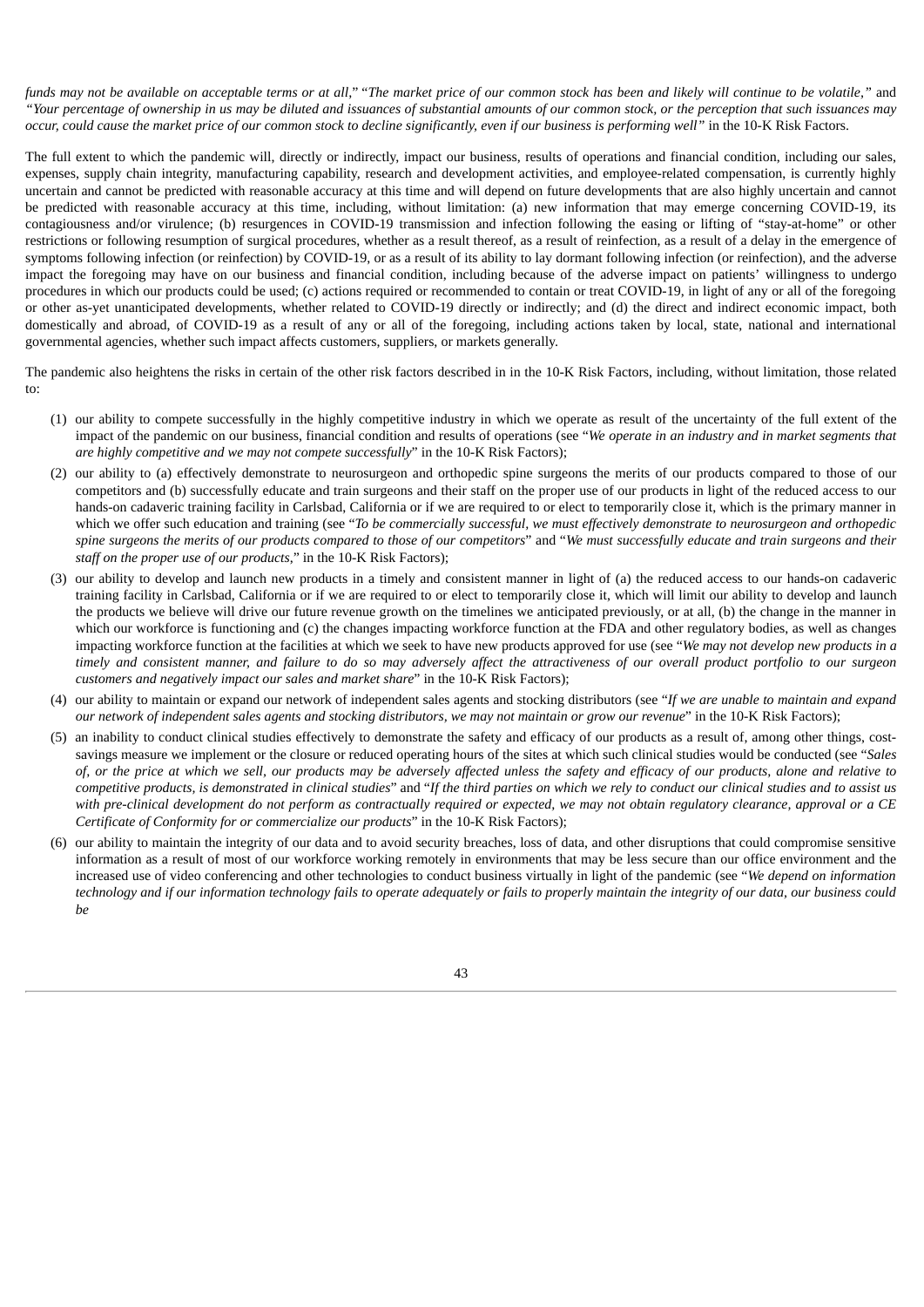*funds may not be available on acceptable terms or at all*," "*The market price of our common stock has been and likely will continue to be volatile,*" and *"Your percentage of ownership in us may be diluted and issuances of substantial amounts of our common stock, or the perception that such issuances may occur, could cause the market price of our common stock to decline significantly, even if our business is performing well"* in the 10-K Risk Factors.

The full extent to which the pandemic will, directly or indirectly, impact our business, results of operations and financial condition, including our sales, expenses, supply chain integrity, manufacturing capability, research and development activities, and employee-related compensation, is currently highly uncertain and cannot be predicted with reasonable accuracy at this time and will depend on future developments that are also highly uncertain and cannot be predicted with reasonable accuracy at this time, including, without limitation: (a) new information that may emerge concerning COVID-19, its contagiousness and/or virulence; (b) resurgences in COVID-19 transmission and infection following the easing or lifting of "stay-at-home" or other restrictions or following resumption of surgical procedures, whether as a result thereof, as a result of reinfection, as a result of a delay in the emergence of symptoms following infection (or reinfection) by COVID-19, or as a result of its ability to lay dormant following infection (or reinfection), and the adverse impact the foregoing may have on our business and financial condition, including because of the adverse impact on patients' willingness to undergo procedures in which our products could be used; (c) actions required or recommended to contain or treat COVID-19, in light of any or all of the foregoing or other as-yet unanticipated developments, whether related to COVID-19 directly or indirectly; and (d) the direct and indirect economic impact, both domestically and abroad, of COVID-19 as a result of any or all of the foregoing, including actions taken by local, state, national and international governmental agencies, whether such impact affects customers, suppliers, or markets generally.

The pandemic also heightens the risks in certain of the other risk factors described in in the 10-K Risk Factors, including, without limitation, those related to:

(1) our ability to compete successfully in the highly competitive industry in which we operate as result of the uncertainty of the full extent of the impact of the pandemic on our business, financial condition and results of operations (see "*We operate in an industry and in market segments that are highly competitive and we may not compete successfully*" in the 10-K Risk Factors);

(2) our ability to (a) effectively demonstrate to neurosurgeon and orthopedic spine surgeons the merits of our products compared to those of our competitors and (b) successfully educate and train surgeons and their staff on the proper use of our products in light of the reduced access to our hands-on cadaveric training facility in Carlsbad, California or if we are required to or elect to temporarily close it, which is the primary manner in which we offer such education and training (see "*To be commercially successful, we must effectively demonstrate to neurosurgeon and orthopedic spine surgeons the merits of our products compared to those of our competitors*" and "*We must successfully educate and train surgeons and their staff on the proper use of our products*," in the 10-K Risk Factors);

(3) our ability to develop and launch new products in a timely and consistent manner in light of (a) the reduced access to our hands-on cadaveric training facility in Carlsbad, California or if we are required to or elect to temporarily close it, which will limit our ability to develop and launch the products we believe will drive our future revenue growth on the timelines we anticipated previously, or at all, (b) the change in the manner in which our workforce is functioning and (c) the changes impacting workforce function at the FDA and other regulatory bodies, as well as changes impacting workforce function at the facilities at which we seek to have new products approved for use (see "*We may not develop new products in a timely and consistent manner, and failure to do so may adversely affect the attractiveness of our overall product portfolio to our surgeon customers and negatively impact our sales and market share*" in the 10-K Risk Factors);

(4) our ability to maintain or expand our network of independent sales agents and stocking distributors (see "*If we are unable to maintain and expand our network of independent sales agents and stocking distributors, we may not maintain or grow our revenue*" in the 10-K Risk Factors);

(5) an inability to conduct clinical studies effectively to demonstrate the safety and efficacy of our products as a result of, among other things, cost-savings measure we implement or the closure or reduced operating hours of the sites at which such clinical studies would be conducted (see "*Sales of, or the price at which we sell, our products may be adversely affected unless the safety and efficacy of our products, alone and relative to competitive products, is demonstrated in clinical studies*" and "*If the third parties on which we rely to conduct our clinical studies and to assist us with pre-clinical development do not perform as contractually required or expected, we may not obtain regulatory clearance, approval or a CE Certificate of Conformity for or commercialize our products*" in the 10-K Risk Factors);

(6) our ability to maintain the integrity of our data and to avoid security breaches, loss of data, and other disruptions that could compromise sensitive information as a result of most of our workforce working remotely in environments that may be less secure than our office environment and the increased use of video conferencing and other technologies to conduct business virtually in light of the pandemic (see "*We depend on information technology and if our information technology fails to operate adequately or fails to properly maintain the integrity of our data, our business could be*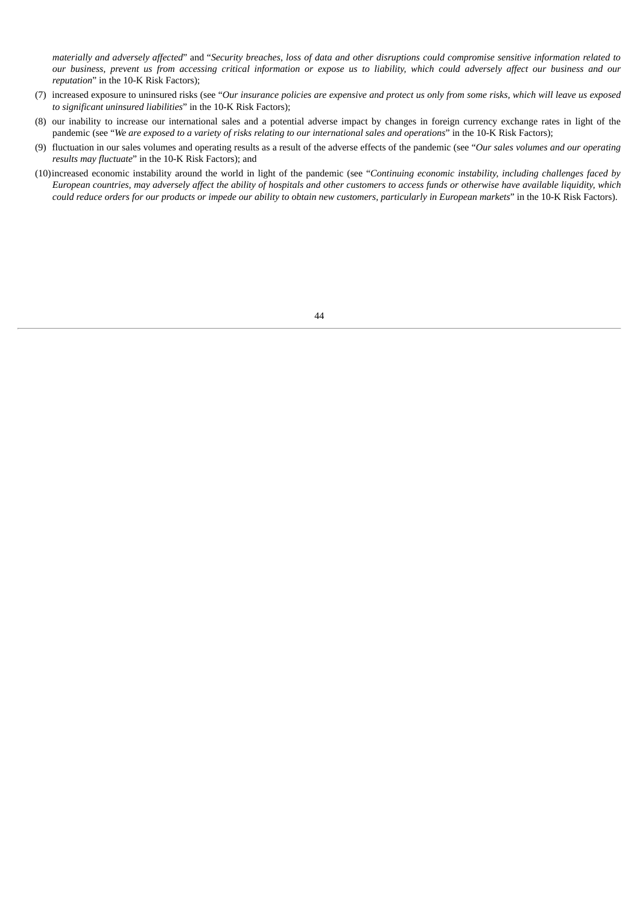*materially and adversely affected*" and "*Security breaches, loss of data and other disruptions could compromise sensitive information related to our business, prevent us from accessing critical information or expose us to liability, which could adversely affect our business and our reputation*" in the 10-K Risk Factors);

(7) increased exposure to uninsured risks (see "*Our insurance policies are expensive and protect us only from some risks, which will leave us exposed to significant uninsured liabilities*" in the 10-K Risk Factors);

(8) our inability to increase our international sales and a potential adverse impact by changes in foreign currency exchange rates in light of the pandemic (see "*We are exposed to a variety of risks relating to our international sales and operations*" in the 10-K Risk Factors);

(9) fluctuation in our sales volumes and operating results as a result of the adverse effects of the pandemic (see "*Our sales volumes and our operating results may fluctuate*" in the 10-K Risk Factors); and

(10) increased economic instability around the world in light of the pandemic (see "*Continuing economic instability, including challenges faced by European countries, may adversely affect the ability of hospitals and other customers to access funds or otherwise have available liquidity, which could reduce orders for our products or impede our ability to obtain new customers, particularly in European markets*" in the 10-K Risk Factors).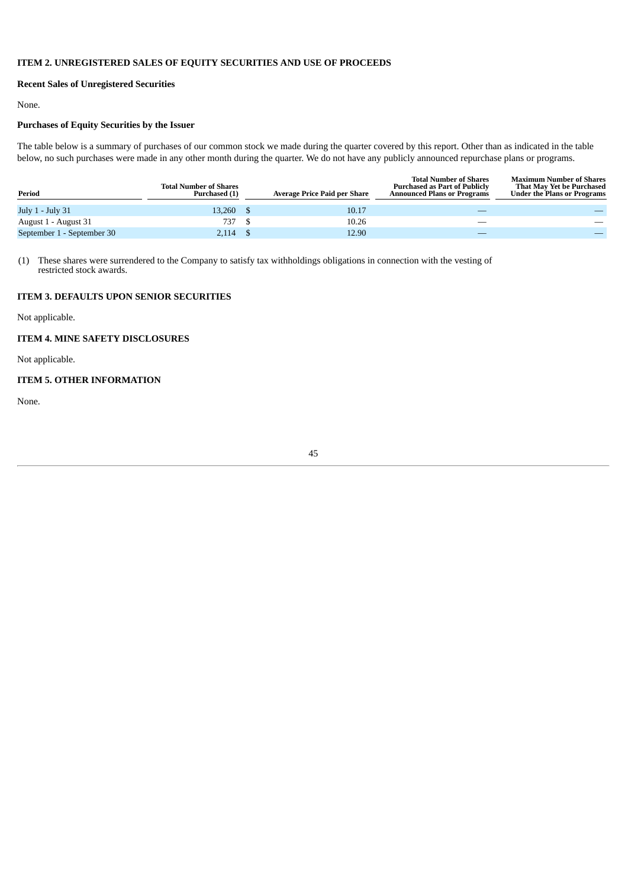### ITEM 2. UNREGISTERED SALES OF EQUITY SECURITIES AND USE OF PROCEEDS

**Recent Sales of Unregistered Securities**

None.

**Purchases of Equity Securities by the Issuer**

The table below is a summary of purchases of our common stock we made during the quarter covered by this report. Other than as indicated in the table below, no such purchases were made in any other month during the quarter. We do not have any publicly announced repurchase plans or programs.

| Period | Total Number of Shares Purchased (1) | Average Price Paid per Share | Total Number of Shares Purchased as Part of Publicly Announced Plans or Programs | Maximum Number of Shares That May Yet be Purchased Under the Plans or Programs |
|---|---|---|---|---|
| July 1 - July 31 | 13,260 | $ 10.17 | — | — |
| August 1 - August 31 | 737 | $ 10.26 | — | — |
| September 1 - September 30 | 2,114 | $ 12.90 | — | — |

(1) These shares were surrendered to the Company to satisfy tax withholdings obligations in connection with the vesting of restricted stock awards.

### ITEM 3. DEFAULTS UPON SENIOR SECURITIES

Not applicable.

### ITEM 4. MINE SAFETY DISCLOSURES

Not applicable.

### ITEM 5. OTHER INFORMATION

None.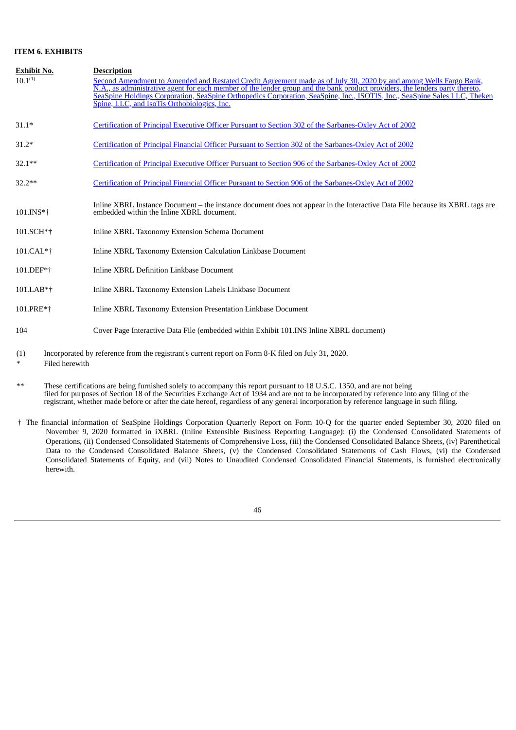### ITEM 6. EXHIBITS

| Exhibit No. | Description |
|---|---|
| 10.1[(1)] | Second Amendment to Amended and Restated Credit Agreement made as of July 30, 2020 by and among Wells Fargo Bank, N.A., as administrative agent for each member of the lender group and the bank product providers, the lenders party thereto, SeaSpine Holdings Corporation, SeaSpine Orthopedics Corporation, SeaSpine, Inc., ISOTIS, Inc., SeaSpine Sales LLC, Theken Spine, LLC, and IsoTis Orthobiologics, Inc. |
| 31.1* | Certification of Principal Executive Officer Pursuant to Section 302 of the Sarbanes-Oxley Act of 2002 |
| 31.2* | Certification of Principal Financial Officer Pursuant to Section 302 of the Sarbanes-Oxley Act of 2002 |
| 32.1** | Certification of Principal Executive Officer Pursuant to Section 906 of the Sarbanes-Oxley Act of 2002 |
| 32.2** | Certification of Principal Financial Officer Pursuant to Section 906 of the Sarbanes-Oxley Act of 2002 |
| 101.INS*† | Inline XBRL Instance Document – the instance document does not appear in the Interactive Data File because its XBRL tags are embedded within the Inline XBRL document. |
| 101.SCH*† | Inline XBRL Taxonomy Extension Schema Document |
| 101.CAL*† | Inline XBRL Taxonomy Extension Calculation Linkbase Document |
| 101.DEF*† | Inline XBRL Definition Linkbase Document |
| 101.LAB*† | Inline XBRL Taxonomy Extension Labels Linkbase Document |
| 101.PRE*† | Inline XBRL Taxonomy Extension Presentation Linkbase Document |
| 104 | Cover Page Interactive Data File (embedded within Exhibit 101.INS Inline XBRL document) |

(1) Incorporated by reference from the registrant's current report on Form 8-K filed on July 31, 2020.

\* Filed herewith

** These certifications are being furnished solely to accompany this report pursuant to 18 U.S.C. 1350, and are not being filed for purposes of Section 18 of the Securities Exchange Act of 1934 and are not to be incorporated by reference into any filing of the registrant, whether made before or after the date hereof, regardless of any general incorporation by reference language in such filing.

† The financial information of SeaSpine Holdings Corporation Quarterly Report on Form 10-Q for the quarter ended September 30, 2020 filed on November 9, 2020 formatted in iXBRL (Inline Extensible Business Reporting Language): (i) the Condensed Consolidated Statements of Operations, (ii) Condensed Consolidated Statements of Comprehensive Loss, (iii) the Condensed Consolidated Balance Sheets, (iv) Parenthetical Data to the Condensed Consolidated Balance Sheets, (v) the Condensed Consolidated Statements of Cash Flows, (vi) the Condensed Consolidated Statements of Equity, and (vii) Notes to Unaudited Condensed Consolidated Financial Statements, is furnished electronically herewith.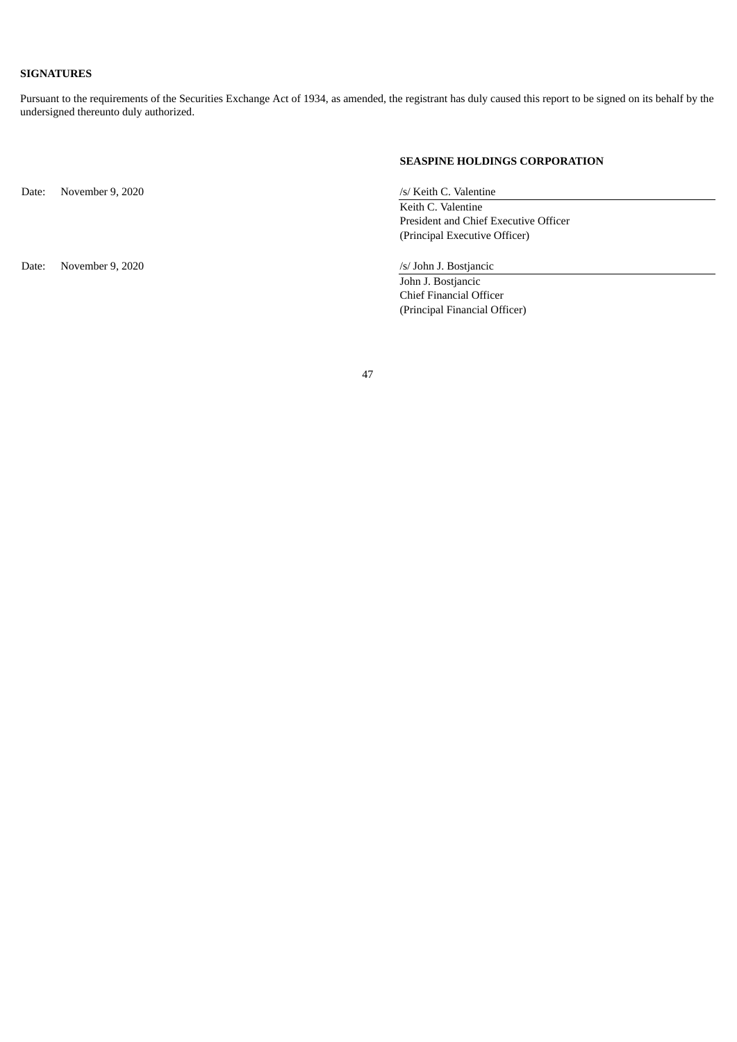**SIGNATURES**

Pursuant to the requirements of the Securities Exchange Act of 1934, as amended, the registrant has duly caused this report to be signed on its behalf by the undersigned thereunto duly authorized.

**SEASPINE HOLDINGS CORPORATION**

| | |
|---|---|
| Date: November 9, 2020 | /s/ Keith C. Valentine<br>Keith C. Valentine<br>President and Chief Executive Officer<br>(Principal Executive Officer) |
| Date: November 9, 2020 | /s/ John J. Bostjancic<br>John J. Bostjancic<br>Chief Financial Officer<br>(Principal Financial Officer) |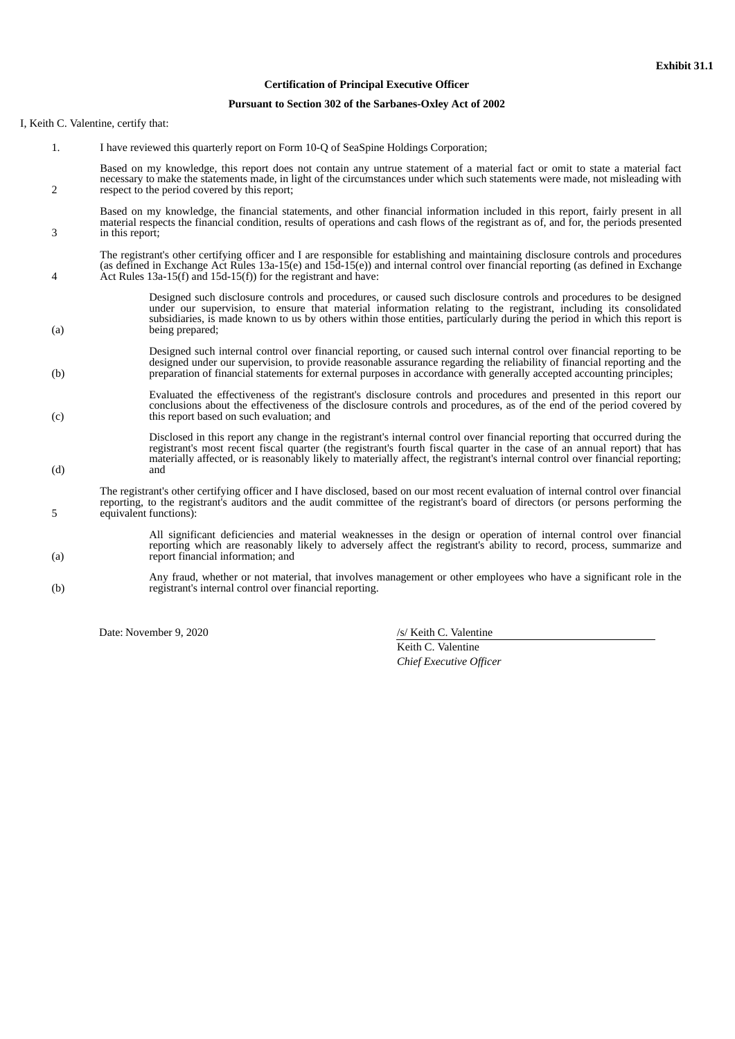**Exhibit 31.1**

**Certification of Principal Executive Officer**

**Pursuant to Section 302 of the Sarbanes-Oxley Act of 2002**

I, Keith C. Valentine, certify that:

1. I have reviewed this quarterly report on Form 10-Q of SeaSpine Holdings Corporation;

2. Based on my knowledge, this report does not contain any untrue statement of a material fact or omit to state a material fact necessary to make the statements made, in light of the circumstances under which such statements were made, not misleading with respect to the period covered by this report;

3. Based on my knowledge, the financial statements, and other financial information included in this report, fairly present in all material respects the financial condition, results of operations and cash flows of the registrant as of, and for, the periods presented in this report;

4. The registrant's other certifying officer and I are responsible for establishing and maintaining disclosure controls and procedures (as defined in Exchange Act Rules 13a-15(e) and 15d-15(e)) and internal control over financial reporting (as defined in Exchange Act Rules 13a-15(f) and 15d-15(f)) for the registrant and have:

   (a) Designed such disclosure controls and procedures, or caused such disclosure controls and procedures to be designed under our supervision, to ensure that material information relating to the registrant, including its consolidated subsidiaries, is made known to us by others within those entities, particularly during the period in which this report is being prepared;

   (b) Designed such internal control over financial reporting, or caused such internal control over financial reporting to be designed under our supervision, to provide reasonable assurance regarding the reliability of financial reporting and the preparation of financial statements for external purposes in accordance with generally accepted accounting principles;

   (c) Evaluated the effectiveness of the registrant's disclosure controls and procedures and presented in this report our conclusions about the effectiveness of the disclosure controls and procedures, as of the end of the period covered by this report based on such evaluation; and

   (d) Disclosed in this report any change in the registrant's internal control over financial reporting that occurred during the registrant's most recent fiscal quarter (the registrant's fourth fiscal quarter in the case of an annual report) that has materially affected, or is reasonably likely to materially affect, the registrant's internal control over financial reporting; and

5. The registrant's other certifying officer and I have disclosed, based on our most recent evaluation of internal control over financial reporting, to the registrant's auditors and the audit committee of the registrant's board of directors (or persons performing the equivalent functions):

   (a) All significant deficiencies and material weaknesses in the design or operation of internal control over financial reporting which are reasonably likely to adversely affect the registrant's ability to record, process, summarize and report financial information; and

   (b) Any fraud, whether or not material, that involves management or other employees who have a significant role in the registrant's internal control over financial reporting.

Date: November 9, 2020

/s/ Keith C. Valentine
Keith C. Valentine
*Chief Executive Officer*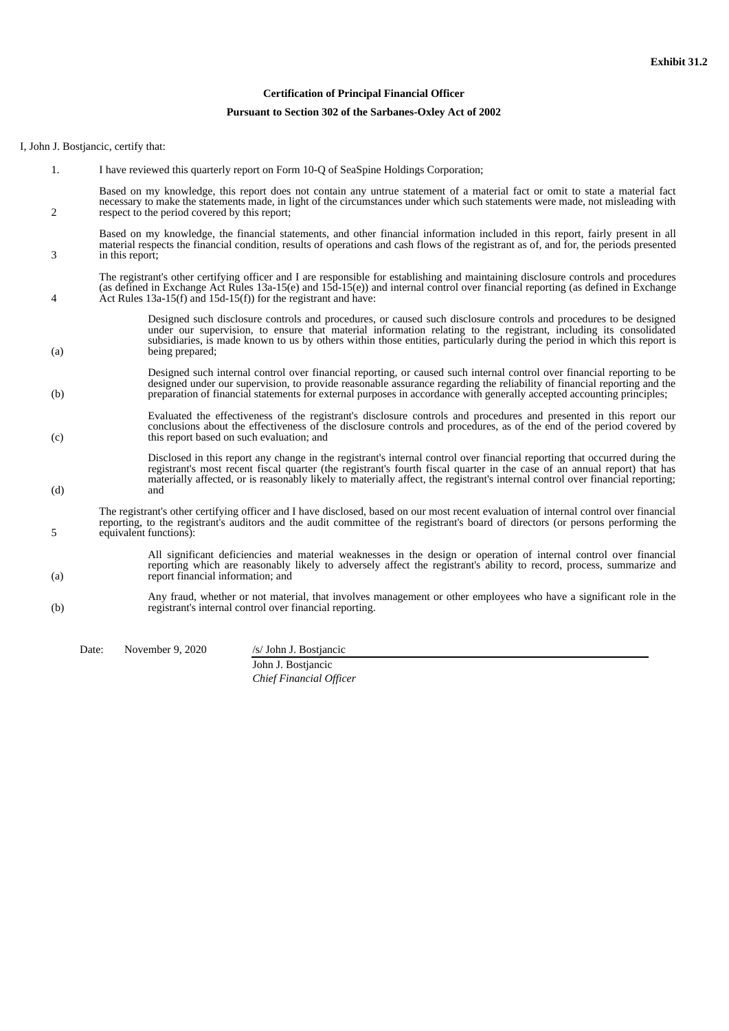**Exhibit 31.2**

**Certification of Principal Financial Officer**

**Pursuant to Section 302 of the Sarbanes-Oxley Act of 2002**

I, John J. Bostjancic, certify that:

1. I have reviewed this quarterly report on Form 10-Q of SeaSpine Holdings Corporation;

2 Based on my knowledge, this report does not contain any untrue statement of a material fact or omit to state a material fact necessary to make the statements made, in light of the circumstances under which such statements were made, not misleading with respect to the period covered by this report;

3 Based on my knowledge, the financial statements, and other financial information included in this report, fairly present in all material respects the financial condition, results of operations and cash flows of the registrant as of, and for, the periods presented in this report;

4 The registrant's other certifying officer and I are responsible for establishing and maintaining disclosure controls and procedures (as defined in Exchange Act Rules 13a-15(e) and 15d-15(e)) and internal control over financial reporting (as defined in Exchange Act Rules 13a-15(f) and 15d-15(f)) for the registrant and have:

(a) Designed such disclosure controls and procedures, or caused such disclosure controls and procedures to be designed under our supervision, to ensure that material information relating to the registrant, including its consolidated subsidiaries, is made known to us by others within those entities, particularly during the period in which this report is being prepared;

(b) Designed such internal control over financial reporting, or caused such internal control over financial reporting to be designed under our supervision, to provide reasonable assurance regarding the reliability of financial reporting and the preparation of financial statements for external purposes in accordance with generally accepted accounting principles;

(c) Evaluated the effectiveness of the registrant's disclosure controls and procedures and presented in this report our conclusions about the effectiveness of the disclosure controls and procedures, as of the end of the period covered by this report based on such evaluation; and

(d) Disclosed in this report any change in the registrant's internal control over financial reporting that occurred during the registrant's most recent fiscal quarter (the registrant's fourth fiscal quarter in the case of an annual report) that has materially affected, or is reasonably likely to materially affect, the registrant's internal control over financial reporting; and

5 The registrant's other certifying officer and I have disclosed, based on our most recent evaluation of internal control over financial reporting, to the registrant's auditors and the audit committee of the registrant's board of directors (or persons performing the equivalent functions):

(a) All significant deficiencies and material weaknesses in the design or operation of internal control over financial reporting which are reasonably likely to adversely affect the registrant's ability to record, process, summarize and report financial information; and

(b) Any fraud, whether or not material, that involves management or other employees who have a significant role in the registrant's internal control over financial reporting.

Date: November 9, 2020

/s/ John J. Bostjancic

John J. Bostjancic

*Chief Financial Officer*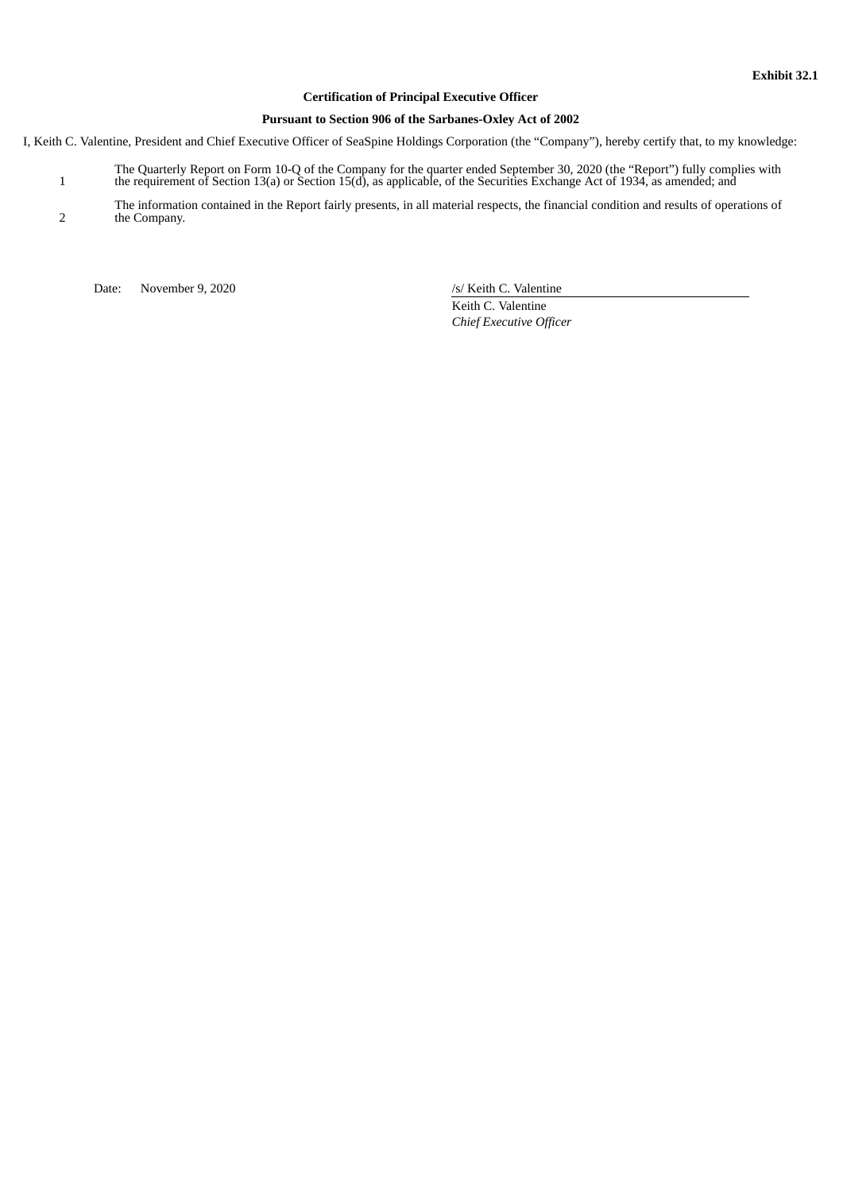**Exhibit 32.1**

**Certification of Principal Executive Officer**

**Pursuant to Section 906 of the Sarbanes-Oxley Act of 2002**

I, Keith C. Valentine, President and Chief Executive Officer of SeaSpine Holdings Corporation (the "Company"), hereby certify that, to my knowledge:

1 The Quarterly Report on Form 10-Q of the Company for the quarter ended September 30, 2020 (the "Report") fully complies with the requirement of Section 13(a) or Section 15(d), as applicable, of the Securities Exchange Act of 1934, as amended; and

2 The information contained in the Report fairly presents, in all material respects, the financial condition and results of operations of the Company.

Date: November 9, 2020

/s/ Keith C. Valentine

Keith C. Valentine

*Chief Executive Officer*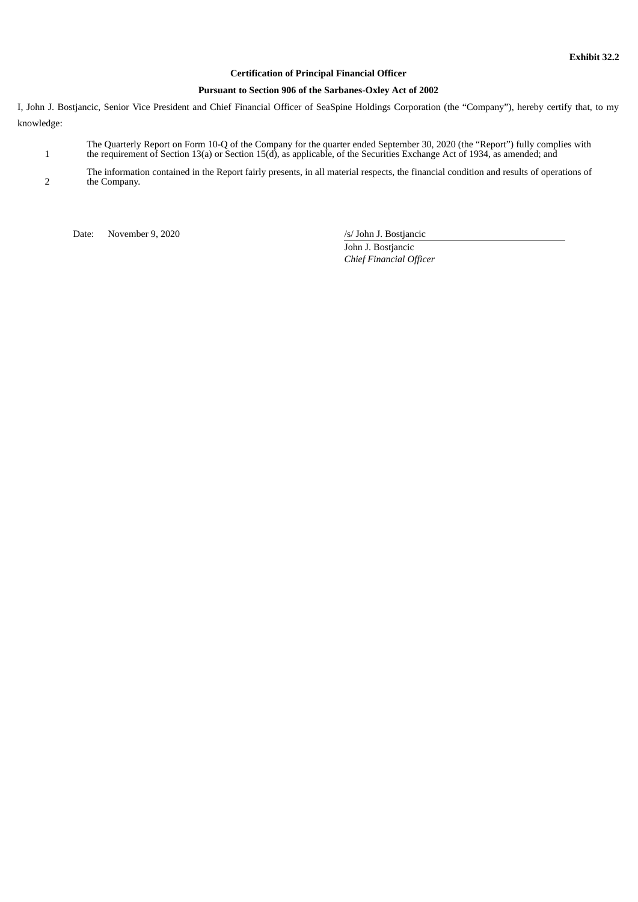**Exhibit 32.2**

**Certification of Principal Financial Officer**

**Pursuant to Section 906 of the Sarbanes-Oxley Act of 2002**

I, John J. Bostjancic, Senior Vice President and Chief Financial Officer of SeaSpine Holdings Corporation (the "Company"), hereby certify that, to my knowledge:

1. The Quarterly Report on Form 10-Q of the Company for the quarter ended September 30, 2020 (the "Report") fully complies with the requirement of Section 13(a) or Section 15(d), as applicable, of the Securities Exchange Act of 1934, as amended; and

2. The information contained in the Report fairly presents, in all material respects, the financial condition and results of operations of the Company.

Date: November 9, 2020

/s/ John J. Bostjancic

John J. Bostjancic
*Chief Financial Officer*